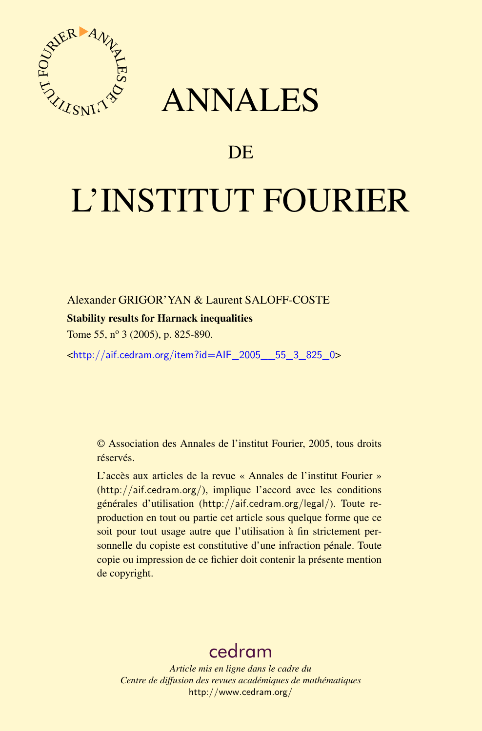# ANNALES

# DE

# L'INSTITUT FOURIER

Alexander GRIGOR'YAN & Laurent SALOFF-COSTE

**Stability results for Harnack inequalities**

Tome 55, nº 3 (2005), p. 825-890.

<http://aif.cedram.org/item?id=AIF_2005__55_3_825_0>

© Association des Annales de l'institut Fourier, 2005, tous droits réservés.

L'accès aux articles de la revue « Annales de l'institut Fourier » (http://aif.cedram.org/), implique l'accord avec les conditions générales d'utilisation (http://aif.cedram.org/legal/). Toute reproduction en tout ou partie cet article sous quelque forme que ce soit pour tout usage autre que l'utilisation à fin strictement personnelle du copiste est constitutive d'une infraction pénale. Toute copie ou impression de ce fichier doit contenir la présente mention de copyright.

cedram

*Article mis en ligne dans le cadre du*
*Centre de diffusion des revues académiques de mathématiques*
http://www.cedram.org/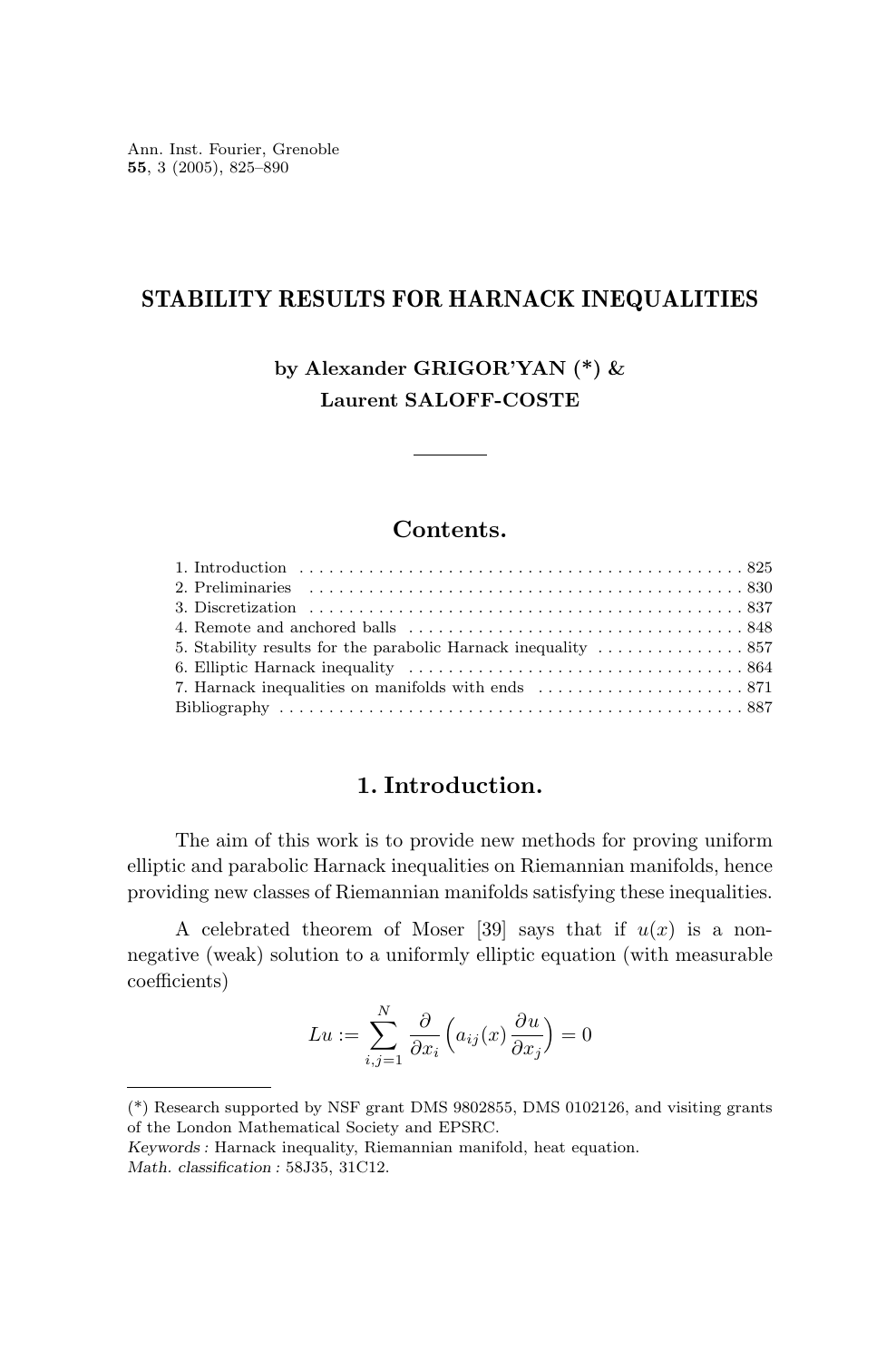# STABILITY RESULTS FOR HARNACK INEQUALITIES

**by Alexander GRIGOR'YAN (\*) &**
**Laurent SALOFF-COSTE**

## Contents.

1. Introduction ..... 825
2. Preliminaries ..... 830
3. Discretization ..... 837
4. Remote and anchored balls ..... 848
5. Stability results for the parabolic Harnack inequality ..... 857
6. Elliptic Harnack inequality ..... 864
7. Harnack inequalities on manifolds with ends ..... 871

Bibliography ..... 887

## 1. Introduction.

The aim of this work is to provide new methods for proving uniform elliptic and parabolic Harnack inequalities on Riemannian manifolds, hence providing new classes of Riemannian manifolds satisfying these inequalities.

A celebrated theorem of Moser [39] says that if $u(x)$ is a non-negative (weak) solution to a uniformly elliptic equation (with measurable coefficients)

$$Lu := \sum_{i,j=1}^{N} \frac{\partial}{\partial x_i}\Big(a_{ij}(x)\frac{\partial u}{\partial x_j}\Big) = 0$$

---

(\*) Research supported by NSF grant DMS 9802855, DMS 0102126, and visiting grants of the London Mathematical Society and EPSRC.

*Keywords :* Harnack inequality, Riemannian manifold, heat equation.

*Math. classification :* 58J35, 31C12.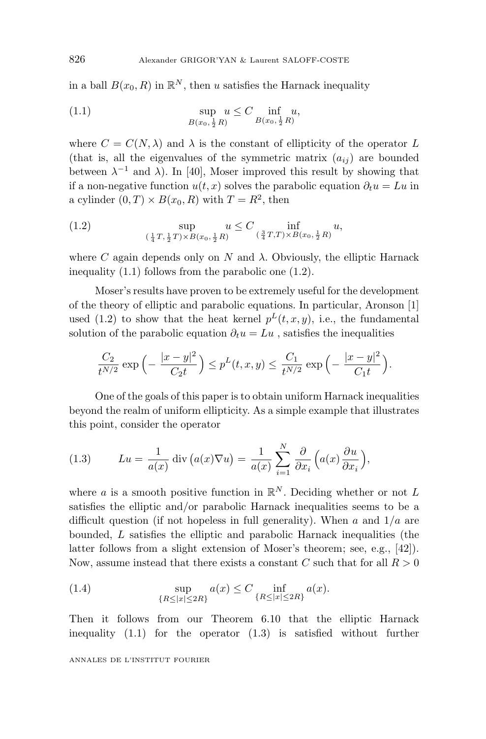in a ball $B(x_0, R)$ in $\mathbb{R}^N$, then $u$ satisfies the Harnack inequality

$$\sup_{B(x_0,\frac{1}{2}R)} u \le C \inf_{B(x_0,\frac{1}{2}R)} u, \tag{1.1}$$

where $C = C(N, \lambda)$ and $\lambda$ is the constant of ellipticity of the operator $L$ (that is, all the eigenvalues of the symmetric matrix $(a_{ij})$ are bounded between $\lambda^{-1}$ and $\lambda$). In [40], Moser improved this result by showing that if a non-negative function $u(t, x)$ solves the parabolic equation $\partial_t u = Lu$ in a cylinder $(0, T) \times B(x_0, R)$ with $T = R^2$, then

$$\sup_{(\frac{1}{4}T,\frac{1}{2}T)\times B(x_0,\frac{1}{2}R)} u \le C \inf_{(\frac{3}{4}T,T)\times B(x_0,\frac{1}{2}R)} u, \tag{1.2}$$

where $C$ again depends only on $N$ and $\lambda$. Obviously, the elliptic Harnack inequality (1.1) follows from the parabolic one (1.2).

Moser's results have proven to be extremely useful for the development of the theory of elliptic and parabolic equations. In particular, Aronson [1] used (1.2) to show that the heat kernel $p^L(t, x, y)$, i.e., the fundamental solution of the parabolic equation $\partial_t u = Lu$ , satisfies the inequalities

$$\frac{C_2}{t^{N/2}} \exp\Big(-\frac{|x-y|^2}{C_2 t}\Big) \le p^L(t, x, y) \le \frac{C_1}{t^{N/2}} \exp\Big(-\frac{|x-y|^2}{C_1 t}\Big).$$

One of the goals of this paper is to obtain uniform Harnack inequalities beyond the realm of uniform ellipticity. As a simple example that illustrates this point, consider the operator

$$Lu = \frac{1}{a(x)} \operatorname{div}\big(a(x)\nabla u\big) = \frac{1}{a(x)} \sum_{i=1}^{N} \frac{\partial}{\partial x_i}\Big(a(x)\frac{\partial u}{\partial x_i}\Big), \tag{1.3}$$

where $a$ is a smooth positive function in $\mathbb{R}^N$. Deciding whether or not $L$ satisfies the elliptic and/or parabolic Harnack inequalities seems to be a difficult question (if not hopeless in full generality). When $a$ and $1/a$ are bounded, $L$ satisfies the elliptic and parabolic Harnack inequalities (the latter follows from a slight extension of Moser's theorem; see, e.g., [42]). Now, assume instead that there exists a constant $C$ such that for all $R > 0$

$$\sup_{\{R\le|x|\le 2R\}} a(x) \le C \inf_{\{R\le|x|\le 2R\}} a(x). \tag{1.4}$$

Then it follows from our Theorem 6.10 that the elliptic Harnack inequality (1.1) for the operator (1.3) is satisfied without further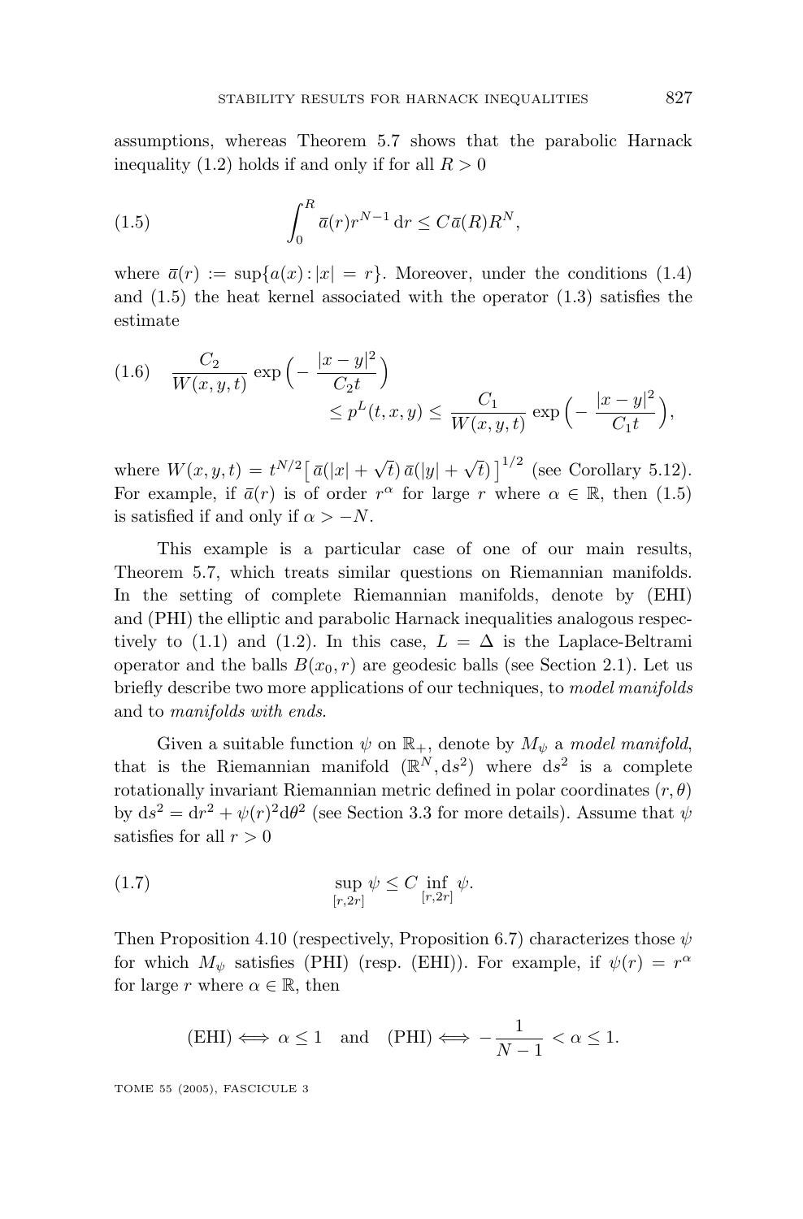assumptions, whereas Theorem 5.7 shows that the parabolic Harnack inequality (1.2) holds if and only if for all $R > 0$

$$\int_0^R \bar{a}(r) r^{N-1}\,\mathrm{d}r \le C \bar{a}(R) R^N, \tag{1.5}$$

where $\bar{a}(r) := \sup\{a(x) : |x| = r\}$. Moreover, under the conditions (1.4) and (1.5) the heat kernel associated with the operator (1.3) satisfies the estimate

$$\frac{C_2}{W(x,y,t)} \exp\Big(-\frac{|x-y|^2}{C_2 t}\Big) \le p^L(t,x,y) \le \frac{C_1}{W(x,y,t)} \exp\Big(-\frac{|x-y|^2}{C_1 t}\Big), \tag{1.6}$$

where $W(x,y,t) = t^{N/2}\big[\,\bar{a}(|x| + \sqrt{t})\,\bar{a}(|y| + \sqrt{t})\,\big]^{1/2}$ (see Corollary 5.12). For example, if $\bar{a}(r)$ is of order $r^\alpha$ for large $r$ where $\alpha \in \mathbb{R}$, then (1.5) is satisfied if and only if $\alpha > -N$.

This example is a particular case of one of our main results, Theorem 5.7, which treats similar questions on Riemannian manifolds. In the setting of complete Riemannian manifolds, denote by (EHI) and (PHI) the elliptic and parabolic Harnack inequalities analogous respectively to (1.1) and (1.2). In this case, $L = \Delta$ is the Laplace-Beltrami operator and the balls $B(x_0, r)$ are geodesic balls (see Section 2.1). Let us briefly describe two more applications of our techniques, to *model manifolds* and to *manifolds with ends*.

Given a suitable function $\psi$ on $\mathbb{R}_+$, denote by $M_\psi$ a *model manifold*, that is the Riemannian manifold $(\mathbb{R}^N, \mathrm{d}s^2)$ where $\mathrm{d}s^2$ is a complete rotationally invariant Riemannian metric defined in polar coordinates $(r,\theta)$ by $\mathrm{d}s^2 = \mathrm{d}r^2 + \psi(r)^2 \mathrm{d}\theta^2$ (see Section 3.3 for more details). Assume that $\psi$ satisfies for all $r > 0$

$$\sup_{[r,2r]} \psi \le C \inf_{[r,2r]} \psi. \tag{1.7}$$

Then Proposition 4.10 (respectively, Proposition 6.7) characterizes those $\psi$ for which $M_\psi$ satisfies (PHI) (resp. (EHI)). For example, if $\psi(r) = r^\alpha$ for large $r$ where $\alpha \in \mathbb{R}$, then

$$\text{(EHI)} \iff \alpha \le 1 \quad \text{and} \quad \text{(PHI)} \iff -\frac{1}{N-1} < \alpha \le 1.$$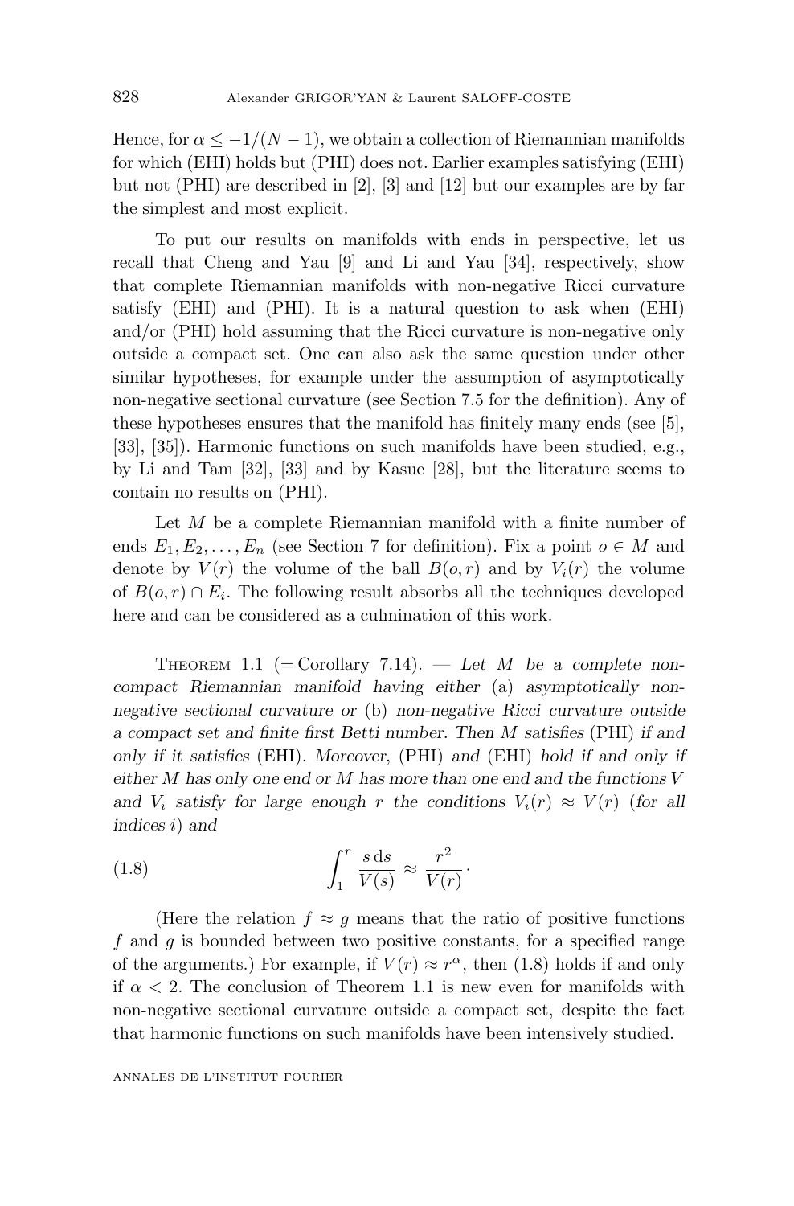Hence, for $\alpha \leq -1/(N-1)$, we obtain a collection of Riemannian manifolds for which (EHI) holds but (PHI) does not. Earlier examples satisfying (EHI) but not (PHI) are described in [2], [3] and [12] but our examples are by far the simplest and most explicit.

To put our results on manifolds with ends in perspective, let us recall that Cheng and Yau [9] and Li and Yau [34], respectively, show that complete Riemannian manifolds with non-negative Ricci curvature satisfy (EHI) and (PHI). It is a natural question to ask when (EHI) and/or (PHI) hold assuming that the Ricci curvature is non-negative only outside a compact set. One can also ask the same question under other similar hypotheses, for example under the assumption of asymptotically non-negative sectional curvature (see Section 7.5 for the definition). Any of these hypotheses ensures that the manifold has finitely many ends (see [5], [33], [35]). Harmonic functions on such manifolds have been studied, e.g., by Li and Tam [32], [33] and by Kasue [28], but the literature seems to contain no results on (PHI).

Let $M$ be a complete Riemannian manifold with a finite number of ends $E_1, E_2, \ldots, E_n$ (see Section 7 for definition). Fix a point $o \in M$ and denote by $V(r)$ the volume of the ball $B(o,r)$ and by $V_i(r)$ the volume of $B(o,r) \cap E_i$. The following result absorbs all the techniques developed here and can be considered as a culmination of this work.

Theorem 1.1 (= Corollary 7.14). — *Let $M$ be a complete non-compact Riemannian manifold having either* (a) *asymptotically non-negative sectional curvature or* (b) *non-negative Ricci curvature outside a compact set and finite first Betti number. Then $M$ satisfies* (PHI) *if and only if it satisfies* (EHI). *Moreover,* (PHI) *and* (EHI) *hold if and only if either $M$ has only one end or $M$ has more than one end and the functions $V$ and $V_i$ satisfy for large enough $r$ the conditions $V_i(r) \approx V(r)$ (for all indices $i$) and*

$$\int_1^r \frac{s\,\mathrm{d}s}{V(s)} \approx \frac{r^2}{V(r)}. \tag{1.8}$$

(Here the relation $f \approx g$ means that the ratio of positive functions $f$ and $g$ is bounded between two positive constants, for a specified range of the arguments.) For example, if $V(r) \approx r^\alpha$, then (1.8) holds if and only if $\alpha < 2$. The conclusion of Theorem 1.1 is new even for manifolds with non-negative sectional curvature outside a compact set, despite the fact that harmonic functions on such manifolds have been intensively studied.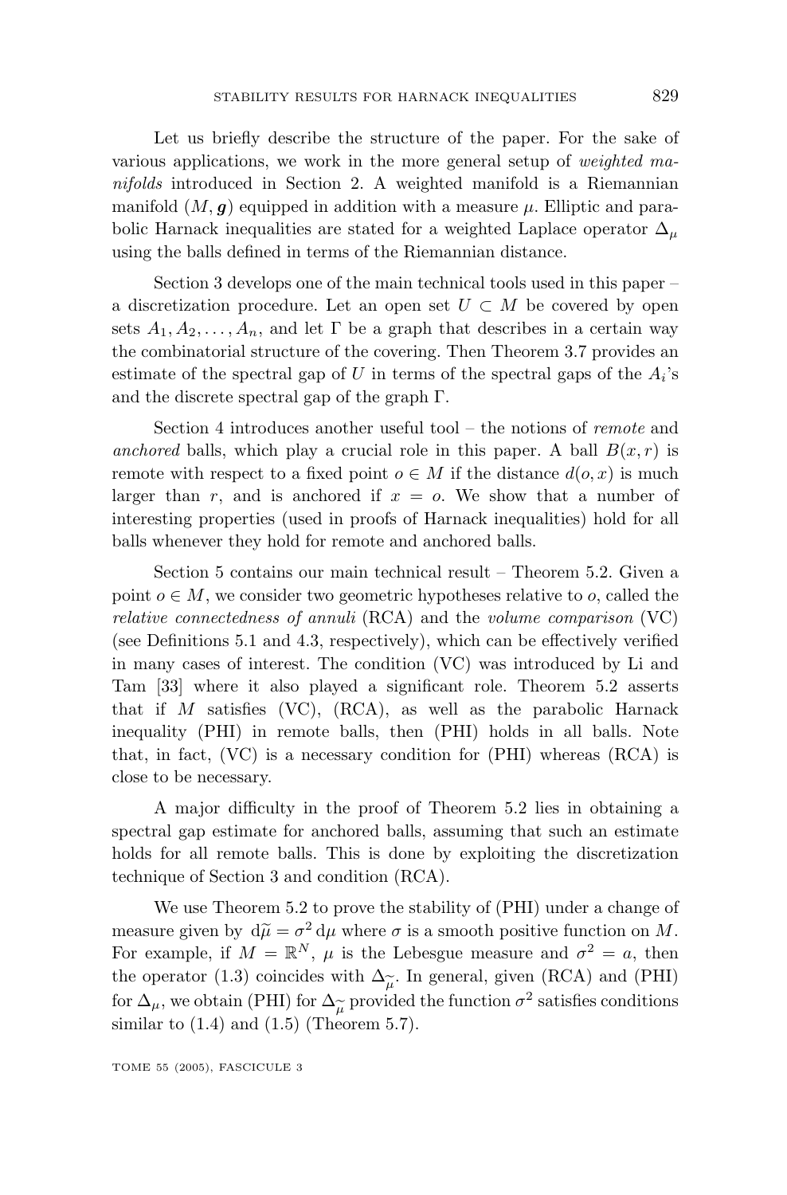Let us briefly describe the structure of the paper. For the sake of various applications, we work in the more general setup of *weighted manifolds* introduced in Section 2. A weighted manifold is a Riemannian manifold $(M, \boldsymbol{g})$ equipped in addition with a measure $\mu$. Elliptic and parabolic Harnack inequalities are stated for a weighted Laplace operator $\Delta_\mu$ using the balls defined in terms of the Riemannian distance.

Section 3 develops one of the main technical tools used in this paper – a discretization procedure. Let an open set $U \subset M$ be covered by open sets $A_1, A_2, \ldots, A_n$, and let $\Gamma$ be a graph that describes in a certain way the combinatorial structure of the covering. Then Theorem 3.7 provides an estimate of the spectral gap of $U$ in terms of the spectral gaps of the $A_i$'s and the discrete spectral gap of the graph $\Gamma$.

Section 4 introduces another useful tool – the notions of *remote* and *anchored* balls, which play a crucial role in this paper. A ball $B(x, r)$ is remote with respect to a fixed point $o \in M$ if the distance $d(o, x)$ is much larger than $r$, and is anchored if $x = o$. We show that a number of interesting properties (used in proofs of Harnack inequalities) hold for all balls whenever they hold for remote and anchored balls.

Section 5 contains our main technical result – Theorem 5.2. Given a point $o \in M$, we consider two geometric hypotheses relative to $o$, called the *relative connectedness of annuli* (RCA) and the *volume comparison* (VC) (see Definitions 5.1 and 4.3, respectively), which can be effectively verified in many cases of interest. The condition (VC) was introduced by Li and Tam [33] where it also played a significant role. Theorem 5.2 asserts that if $M$ satisfies (VC), (RCA), as well as the parabolic Harnack inequality (PHI) in remote balls, then (PHI) holds in all balls. Note that, in fact, (VC) is a necessary condition for (PHI) whereas (RCA) is close to be necessary.

A major difficulty in the proof of Theorem 5.2 lies in obtaining a spectral gap estimate for anchored balls, assuming that such an estimate holds for all remote balls. This is done by exploiting the discretization technique of Section 3 and condition (RCA).

We use Theorem 5.2 to prove the stability of (PHI) under a change of measure given by $d\widetilde{\mu} = \sigma^2 \, d\mu$ where $\sigma$ is a smooth positive function on $M$. For example, if $M = \mathbb{R}^N$, $\mu$ is the Lebesgue measure and $\sigma^2 = a$, then the operator (1.3) coincides with $\Delta_{\widetilde{\mu}}$. In general, given (RCA) and (PHI) for $\Delta_\mu$, we obtain (PHI) for $\Delta_{\widetilde{\mu}}$ provided the function $\sigma^2$ satisfies conditions similar to (1.4) and (1.5) (Theorem 5.7).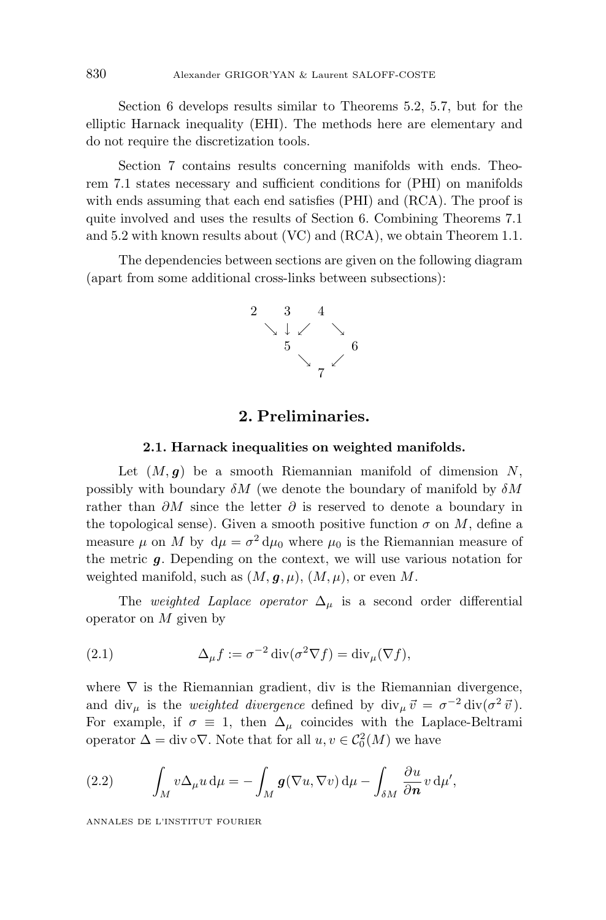Section 6 develops results similar to Theorems 5.2, 5.7, but for the elliptic Harnack inequality (EHI). The methods here are elementary and do not require the discretization tools.

Section 7 contains results concerning manifolds with ends. Theorem 7.1 states necessary and sufficient conditions for (PHI) on manifolds with ends assuming that each end satisfies (PHI) and (RCA). The proof is quite involved and uses the results of Section 6. Combining Theorems 7.1 and 5.2 with known results about (VC) and (RCA), we obtain Theorem 1.1.

The dependencies between sections are given on the following diagram (apart from some additional cross-links between subsections):

```
2     3     4
  ↘   ↓   ↙     ↘
      5           6
        ↘       ↙
            7
```

## 2. Preliminaries.

### 2.1. Harnack inequalities on weighted manifolds.

Let $(M, \boldsymbol{g})$ be a smooth Riemannian manifold of dimension $N$, possibly with boundary $\delta M$ (we denote the boundary of manifold by $\delta M$ rather than $\partial M$ since the letter $\partial$ is reserved to denote a boundary in the topological sense). Given a smooth positive function $\sigma$ on $M$, define a measure $\mu$ on $M$ by $\mathrm{d}\mu = \sigma^2 \, \mathrm{d}\mu_0$ where $\mu_0$ is the Riemannian measure of the metric $\boldsymbol{g}$. Depending on the context, we will use various notation for weighted manifold, such as $(M, \boldsymbol{g}, \mu)$, $(M, \mu)$, or even $M$.

The *weighted Laplace operator* $\Delta_\mu$ is a second order differential operator on $M$ given by

$$\Delta_\mu f := \sigma^{-2} \operatorname{div}(\sigma^2 \nabla f) = \operatorname{div}_\mu(\nabla f), \tag{2.1}$$

where $\nabla$ is the Riemannian gradient, div is the Riemannian divergence, and $\operatorname{div}_\mu$ is the *weighted divergence* defined by $\operatorname{div}_\mu \vec{v} = \sigma^{-2} \operatorname{div}(\sigma^2 \, \vec{v})$. For example, if $\sigma \equiv 1$, then $\Delta_\mu$ coincides with the Laplace-Beltrami operator $\Delta = \operatorname{div} \circ \nabla$. Note that for all $u, v \in \mathcal{C}_0^2(M)$ we have

$$\int_M v \Delta_\mu u \, \mathrm{d}\mu = -\int_M \boldsymbol{g}(\nabla u, \nabla v) \, \mathrm{d}\mu - \int_{\delta M} \frac{\partial u}{\partial \boldsymbol{n}} v \, \mathrm{d}\mu', \tag{2.2}$$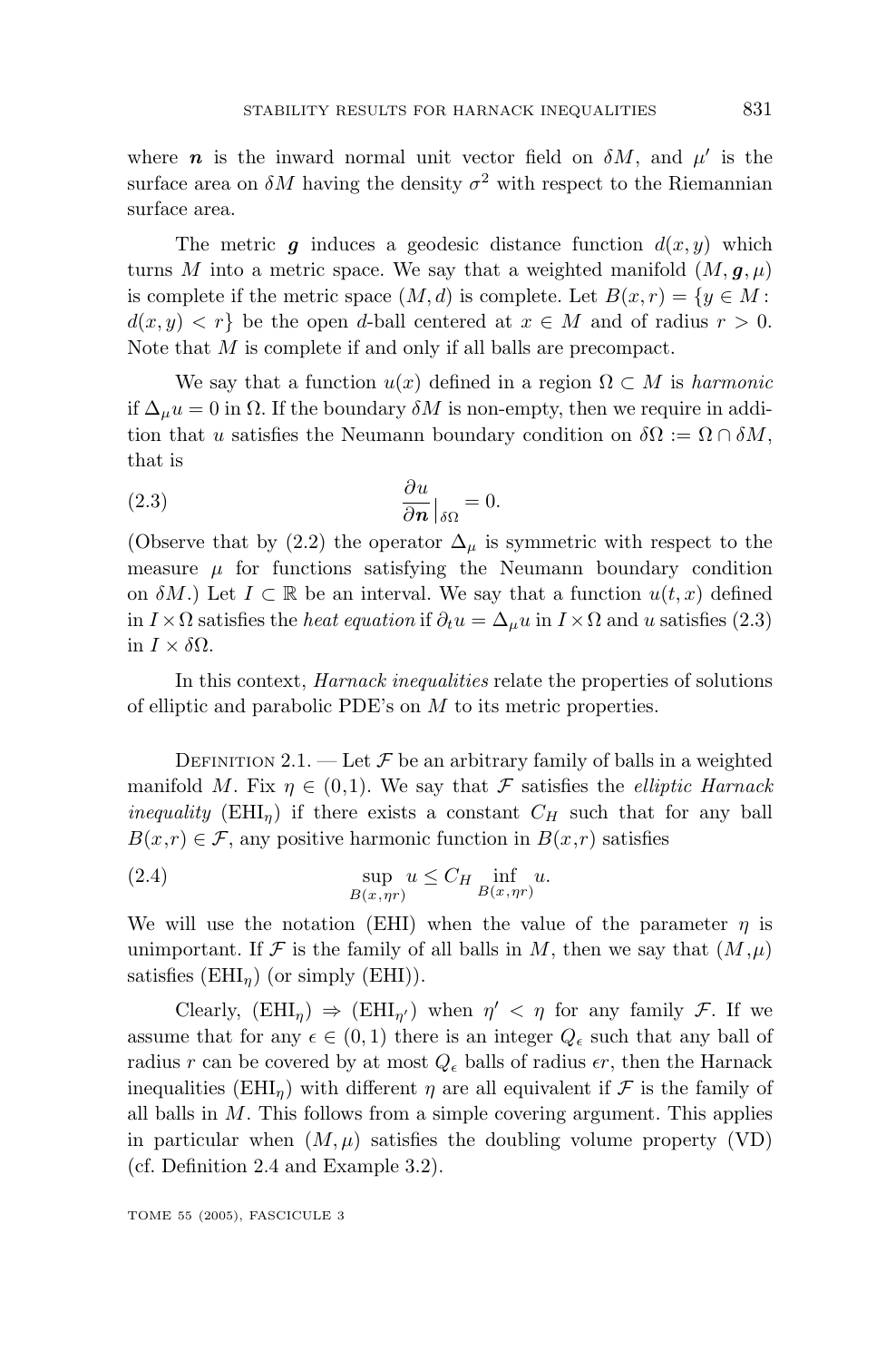where $\boldsymbol{n}$ is the inward normal unit vector field on $\delta M$, and $\mu'$ is the surface area on $\delta M$ having the density $\sigma^2$ with respect to the Riemannian surface area.

The metric $\boldsymbol{g}$ induces a geodesic distance function $d(x,y)$ which turns $M$ into a metric space. We say that a weighted manifold $(M, \boldsymbol{g}, \mu)$ is complete if the metric space $(M,d)$ is complete. Let $B(x,r) = \{y \in M : d(x,y) < r\}$ be the open $d$-ball centered at $x \in M$ and of radius $r > 0$. Note that $M$ is complete if and only if all balls are precompact.

We say that a function $u(x)$ defined in a region $\Omega \subset M$ is *harmonic* if $\Delta_\mu u = 0$ in $\Omega$. If the boundary $\delta M$ is non-empty, then we require in addition that $u$ satisfies the Neumann boundary condition on $\delta\Omega := \Omega \cap \delta M$, that is

$$\frac{\partial u}{\partial \boldsymbol{n}}\Big|_{\delta\Omega} = 0. \tag{2.3}$$

(Observe that by (2.2) the operator $\Delta_\mu$ is symmetric with respect to the measure $\mu$ for functions satisfying the Neumann boundary condition on $\delta M$.) Let $I \subset \mathbb{R}$ be an interval. We say that a function $u(t,x)$ defined in $I \times \Omega$ satisfies the *heat equation* if $\partial_t u = \Delta_\mu u$ in $I \times \Omega$ and $u$ satisfies (2.3) in $I \times \delta\Omega$.

In this context, *Harnack inequalities* relate the properties of solutions of elliptic and parabolic PDE's on $M$ to its metric properties.

Definition 2.1. — Let $\mathcal{F}$ be an arbitrary family of balls in a weighted manifold $M$. Fix $\eta \in (0,1)$. We say that $\mathcal{F}$ satisfies the *elliptic Harnack inequality* ($\mathrm{EHI}_\eta$) if there exists a constant $C_H$ such that for any ball $B(x,r) \in \mathcal{F}$, any positive harmonic function in $B(x,r)$ satisfies

$$\sup_{B(x,\eta r)} u \le C_H \inf_{B(x,\eta r)} u. \tag{2.4}$$

We will use the notation (EHI) when the value of the parameter $\eta$ is unimportant. If $\mathcal{F}$ is the family of all balls in $M$, then we say that $(M,\mu)$ satisfies ($\mathrm{EHI}_\eta$) (or simply (EHI)).

Clearly, ($\mathrm{EHI}_\eta$) $\Rightarrow$ ($\mathrm{EHI}_{\eta'}$) when $\eta' < \eta$ for any family $\mathcal{F}$. If we assume that for any $\epsilon \in (0,1)$ there is an integer $Q_\epsilon$ such that any ball of radius $r$ can be covered by at most $Q_\epsilon$ balls of radius $\epsilon r$, then the Harnack inequalities ($\mathrm{EHI}_\eta$) with different $\eta$ are all equivalent if $\mathcal{F}$ is the family of all balls in $M$. This follows from a simple covering argument. This applies in particular when $(M,\mu)$ satisfies the doubling volume property (VD) (cf. Definition 2.4 and Example 3.2).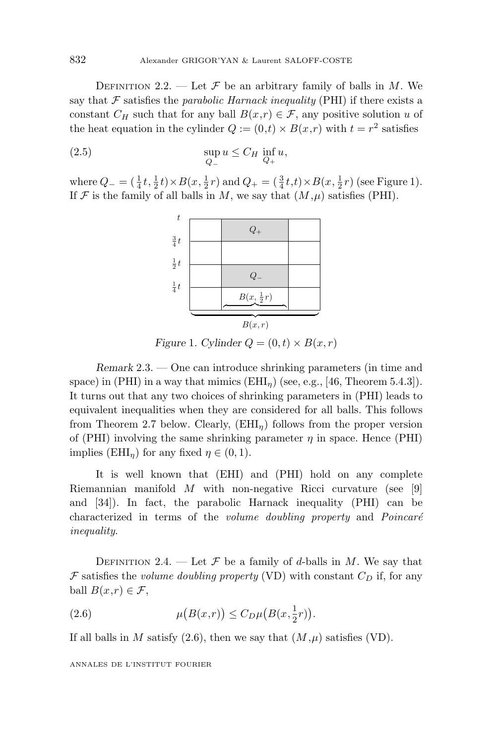Definition 2.2. — Let $\mathcal{F}$ be an arbitrary family of balls in $M$. We say that $\mathcal{F}$ satisfies the *parabolic Harnack inequality* (PHI) if there exists a constant $C_H$ such that for any ball $B(x,r) \in \mathcal{F}$, any positive solution $u$ of the heat equation in the cylinder $Q := (0,t) \times B(x,r)$ with $t = r^2$ satisfies

$$\sup_{Q_-} u \le C_H \inf_{Q_+} u, \tag{2.5}$$

where $Q_- = (\frac{1}{4}t, \frac{1}{2}t) \times B(x, \frac{1}{2}r)$ and $Q_+ = (\frac{3}{4}t, t) \times B(x, \frac{1}{2}r)$ (see Figure 1). If $\mathcal{F}$ is the family of all balls in $M$, we say that $(M,\mu)$ satisfies (PHI).

*Figure 1. Cylinder $Q = (0,t) \times B(x,r)$*

*Remark* 2.3. — One can introduce shrinking parameters (in time and space) in (PHI) in a way that mimics $(\mathrm{EHI}_\eta)$ (see, e.g., [46, Theorem 5.4.3]). It turns out that any two choices of shrinking parameters in (PHI) leads to equivalent inequalities when they are considered for all balls. This follows from Theorem 2.7 below. Clearly, $(\mathrm{EHI}_\eta)$ follows from the proper version of (PHI) involving the same shrinking parameter $\eta$ in space. Hence (PHI) implies $(\mathrm{EHI}_\eta)$ for any fixed $\eta \in (0,1)$.

It is well known that (EHI) and (PHI) hold on any complete Riemannian manifold $M$ with non-negative Ricci curvature (see [9] and [34]). In fact, the parabolic Harnack inequality (PHI) can be characterized in terms of the *volume doubling property* and *Poincaré inequality*.

Definition 2.4. — Let $\mathcal{F}$ be a family of $d$-balls in $M$. We say that $\mathcal{F}$ satisfies the *volume doubling property* (VD) with constant $C_D$ if, for any ball $B(x,r) \in \mathcal{F}$,

$$\mu\big(B(x,r)\big) \le C_D \mu\big(B(x,\tfrac{1}{2}r)\big). \tag{2.6}$$

If all balls in $M$ satisfy (2.6), then we say that $(M,\mu)$ satisfies (VD).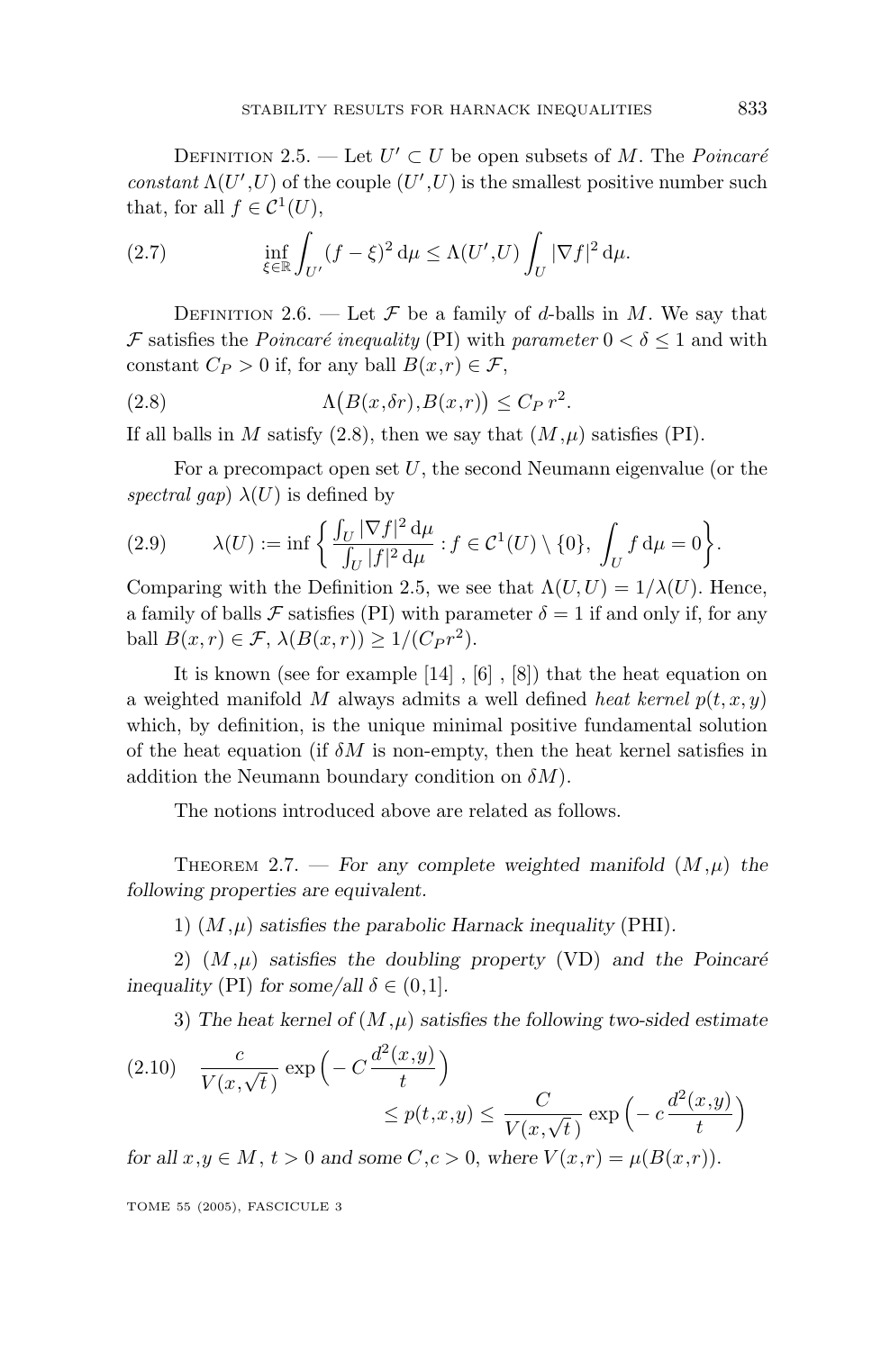Definition 2.5. — Let $U' \subset U$ be open subsets of $M$. The *Poincaré constant* $\Lambda(U',U)$ of the couple $(U',U)$ is the smallest positive number such that, for all $f \in \mathcal{C}^1(U)$,

$$\inf_{\xi \in \mathbb{R}} \int_{U'} (f-\xi)^2 \, \mathrm{d}\mu \leq \Lambda(U',U) \int_U |\nabla f|^2 \, \mathrm{d}\mu. \tag{2.7}$$

Definition 2.6. — Let $\mathcal{F}$ be a family of $d$-balls in $M$. We say that $\mathcal{F}$ satisfies the *Poincaré inequality* (PI) with *parameter* $0 < \delta \leq 1$ and with constant $C_P > 0$ if, for any ball $B(x,r) \in \mathcal{F}$,

$$\Lambda\big(B(x,\delta r), B(x,r)\big) \leq C_P \, r^2. \tag{2.8}$$

If all balls in $M$ satisfy (2.8), then we say that $(M,\mu)$ satisfies (PI).

For a precompact open set $U$, the second Neumann eigenvalue (or the *spectral gap*) $\lambda(U)$ is defined by

$$\lambda(U) := \inf \left\{ \frac{\int_U |\nabla f|^2 \, \mathrm{d}\mu}{\int_U |f|^2 \, \mathrm{d}\mu} : f \in \mathcal{C}^1(U) \setminus \{0\}, \int_U f \, \mathrm{d}\mu = 0 \right\}. \tag{2.9}$$

Comparing with the Definition 2.5, we see that $\Lambda(U,U) = 1/\lambda(U)$. Hence, a family of balls $\mathcal{F}$ satisfies (PI) with parameter $\delta = 1$ if and only if, for any ball $B(x,r) \in \mathcal{F}$, $\lambda(B(x,r)) \geq 1/(C_P r^2)$.

It is known (see for example [14] , [6] , [8]) that the heat equation on a weighted manifold $M$ always admits a well defined *heat kernel* $p(t,x,y)$ which, by definition, is the unique minimal positive fundamental solution of the heat equation (if $\delta M$ is non-empty, then the heat kernel satisfies in addition the Neumann boundary condition on $\delta M$).

The notions introduced above are related as follows.

Theorem 2.7. — *For any complete weighted manifold $(M,\mu)$ the following properties are equivalent.*

*1) $(M,\mu)$ satisfies the parabolic Harnack inequality* (PHI).

*2) $(M,\mu)$ satisfies the doubling property* (VD) *and the Poincaré inequality* (PI) *for some/all $\delta \in (0,1]$.*

*3) The heat kernel of $(M,\mu)$ satisfies the following two-sided estimate*

$$\frac{c}{V(x,\sqrt{t})} \exp\Big(-C \frac{d^2(x,y)}{t}\Big) \leq p(t,x,y) \leq \frac{C}{V(x,\sqrt{t})} \exp\Big(-c \frac{d^2(x,y)}{t}\Big) \tag{2.10}$$

*for all $x,y \in M$, $t > 0$ and some $C,c > 0$, where $V(x,r) = \mu(B(x,r))$.*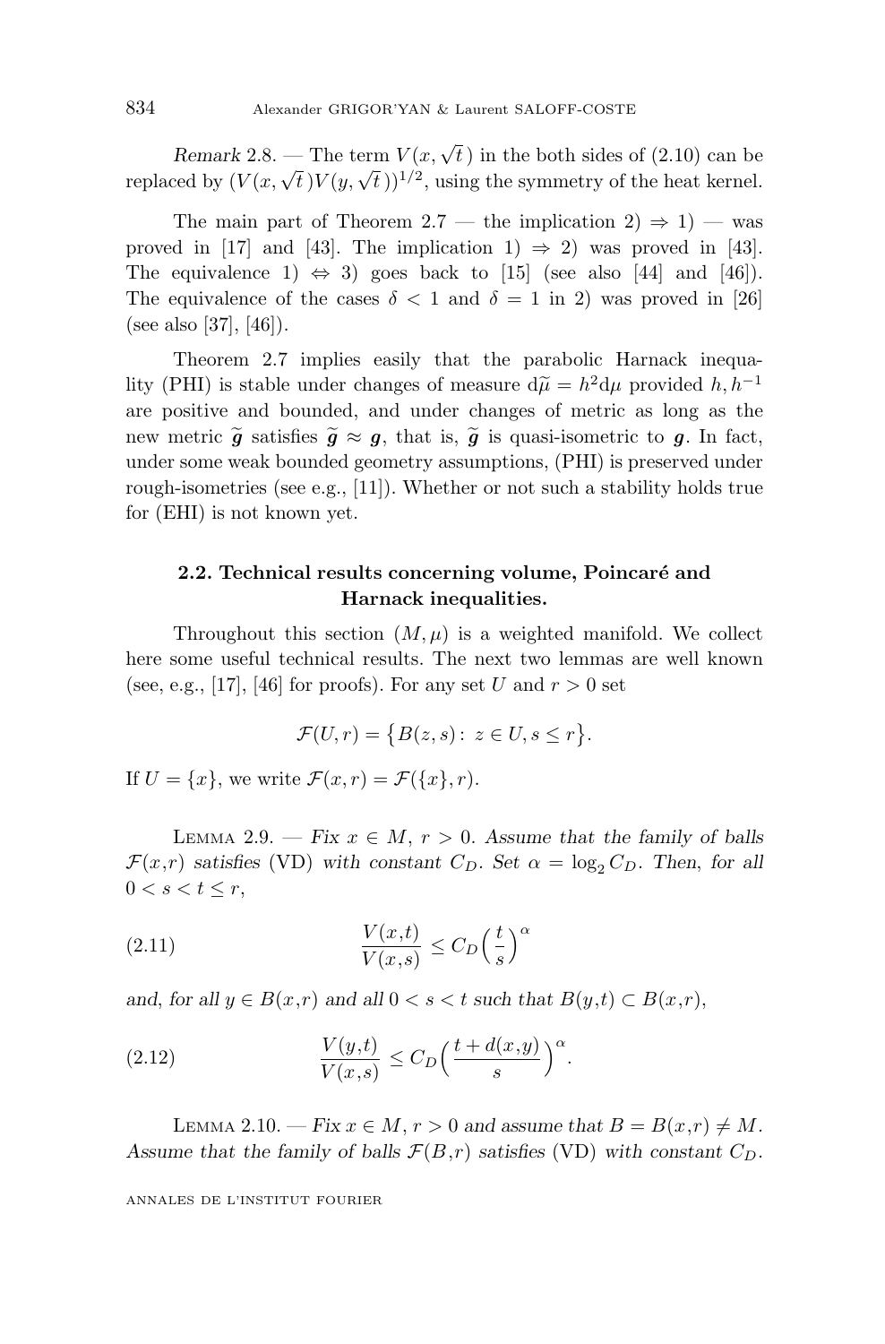*Remark* 2.8. — The term $V(x, \sqrt{t}\,)$ in the both sides of (2.10) can be replaced by $(V(x, \sqrt{t}\,)V(y, \sqrt{t}\,))^{1/2}$, using the symmetry of the heat kernel.

The main part of Theorem 2.7 — the implication 2) $\Rightarrow$ 1) — was proved in [17] and [43]. The implication 1) $\Rightarrow$ 2) was proved in [43]. The equivalence 1) $\Leftrightarrow$ 3) goes back to [15] (see also [44] and [46]). The equivalence of the cases $\delta < 1$ and $\delta = 1$ in 2) was proved in [26] (see also [37], [46]).

Theorem 2.7 implies easily that the parabolic Harnack inequality (PHI) is stable under changes of measure $d\widetilde{\mu} = h^2 d\mu$ provided $h, h^{-1}$ are positive and bounded, and under changes of metric as long as the new metric $\widetilde{\boldsymbol{g}}$ satisfies $\widetilde{\boldsymbol{g}} \approx \boldsymbol{g}$, that is, $\widetilde{\boldsymbol{g}}$ is quasi-isometric to $\boldsymbol{g}$. In fact, under some weak bounded geometry assumptions, (PHI) is preserved under rough-isometries (see e.g., [11]). Whether or not such a stability holds true for (EHI) is not known yet.

## 2.2. Technical results concerning volume, Poincaré and Harnack inequalities.

Throughout this section $(M, \mu)$ is a weighted manifold. We collect here some useful technical results. The next two lemmas are well known (see, e.g., [17], [46] for proofs). For any set $U$ and $r > 0$ set

$$\mathcal{F}(U, r) = \{B(z, s) \colon z \in U, s \le r\}.$$

If $U = \{x\}$, we write $\mathcal{F}(x, r) = \mathcal{F}(\{x\}, r)$.

Lemma 2.9. — *Fix $x \in M$, $r > 0$. Assume that the family of balls $\mathcal{F}(x,r)$ satisfies* (VD) *with constant $C_D$. Set $\alpha = \log_2 C_D$. Then, for all $0 < s < t \le r$,*

$$\frac{V(x,t)}{V(x,s)} \le C_D \Big(\frac{t}{s}\Big)^{\alpha} \tag{2.11}$$

*and, for all $y \in B(x,r)$ and all $0 < s < t$ such that $B(y,t) \subset B(x,r)$,*

$$\frac{V(y,t)}{V(x,s)} \le C_D \Big(\frac{t + d(x,y)}{s}\Big)^{\alpha}. \tag{2.12}$$

Lemma 2.10. — *Fix $x \in M$, $r > 0$ and assume that $B = B(x,r) \neq M$. Assume that the family of balls $\mathcal{F}(B,r)$ satisfies* (VD) *with constant $C_D$.*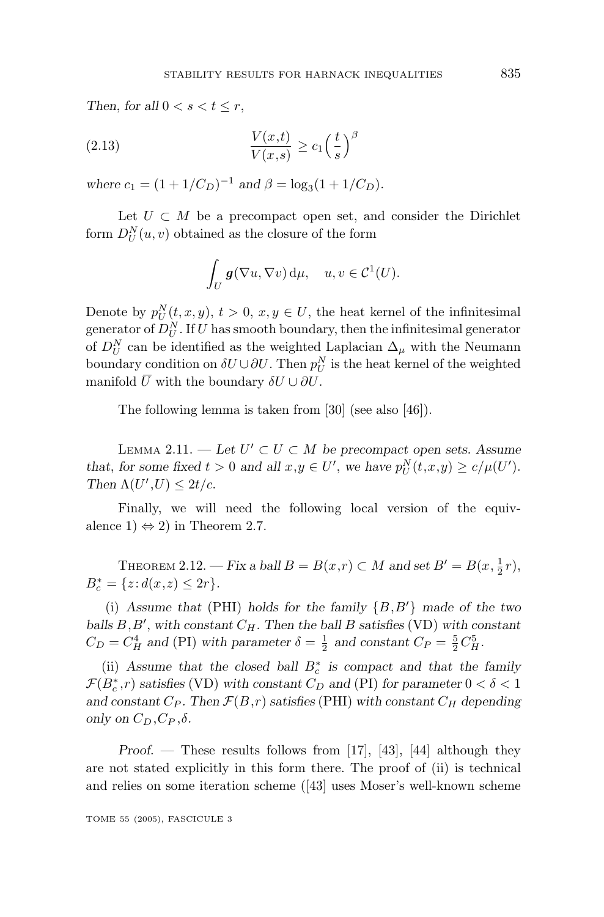*Then, for all* $0 < s < t \leq r$,

$$\frac{V(x,t)}{V(x,s)} \geq c_1 \Big(\frac{t}{s}\Big)^{\beta} \tag{2.13}$$

*where* $c_1 = (1 + 1/C_D)^{-1}$ *and* $\beta = \log_3(1 + 1/C_D)$.

Let $U \subset M$ be a precompact open set, and consider the Dirichlet form $D_U^N(u,v)$ obtained as the closure of the form

$$\int_U \boldsymbol{g}(\nabla u, \nabla v)\, \mathrm{d}\mu, \quad u, v \in \mathcal{C}^1(U).$$

Denote by $p_U^N(t,x,y)$, $t > 0$, $x, y \in U$, the heat kernel of the infinitesimal generator of $D_U^N$. If $U$ has smooth boundary, then the infinitesimal generator of $D_U^N$ can be identified as the weighted Laplacian $\Delta_\mu$ with the Neumann boundary condition on $\delta U \cup \partial U$. Then $p_U^N$ is the heat kernel of the weighted manifold $\overline{U}$ with the boundary $\delta U \cup \partial U$.

The following lemma is taken from [30] (see also [46]).

Lemma 2.11. — *Let* $U' \subset U \subset M$ *be precompact open sets. Assume that, for some fixed* $t > 0$ *and all* $x, y \in U'$, *we have* $p_U^N(t,x,y) \geq c/\mu(U')$. *Then* $\Lambda(U', U) \leq 2t/c$.

Finally, we will need the following local version of the equivalence 1) $\Leftrightarrow$ 2) in Theorem 2.7.

Theorem 2.12. — *Fix a ball* $B = B(x,r) \subset M$ *and set* $B' = B(x, \frac{1}{2}r)$, $B_c^* = \{z : d(x,z) \leq 2r\}$.

(i) *Assume that* (PHI) *holds for the family* $\{B, B'\}$ *made of the two balls* $B, B'$, *with constant* $C_H$. *Then the ball* $B$ *satisfies* (VD) *with constant* $C_D = C_H^4$ *and* (PI) *with parameter* $\delta = \frac{1}{2}$ *and constant* $C_P = \frac{5}{2}C_H^5$.

(ii) *Assume that the closed ball* $B_c^*$ *is compact and that the family* $\mathcal{F}(B_c^*, r)$ *satisfies* (VD) *with constant* $C_D$ *and* (PI) *for parameter* $0 < \delta < 1$ *and constant* $C_P$. *Then* $\mathcal{F}(B, r)$ *satisfies* (PHI) *with constant* $C_H$ *depending only on* $C_D, C_P, \delta$.

*Proof.* — These results follows from [17], [43], [44] although they are not stated explicitly in this form there. The proof of (ii) is technical and relies on some iteration scheme ([43] uses Moser's well-known scheme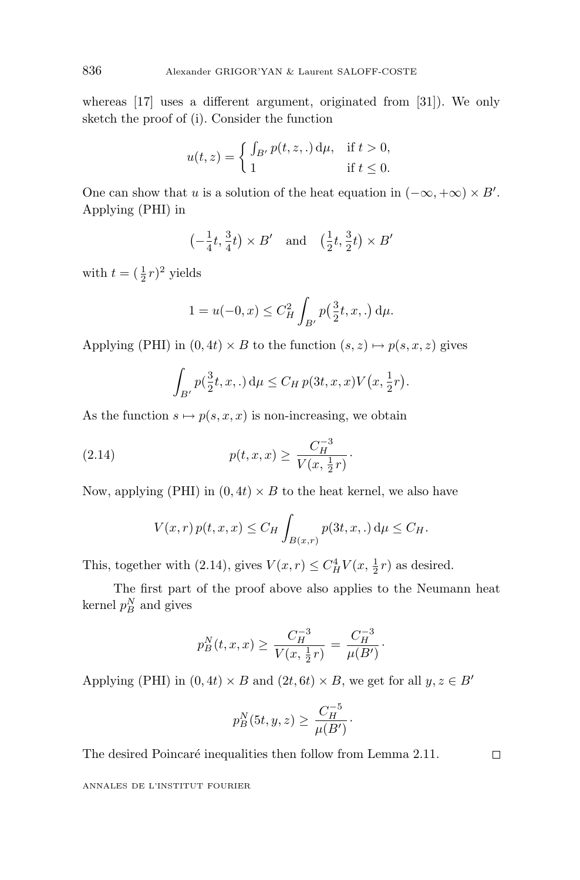whereas [17] uses a different argument, originated from [31]). We only sketch the proof of (i). Consider the function

$$u(t,z) = \begin{cases} \int_{B'} p(t,z,.)\,\mathrm{d}\mu, & \text{if } t>0,\\ 1 & \text{if } t \le 0. \end{cases}$$

One can show that $u$ is a solution of the heat equation in $(-\infty,+\infty)\times B'$. Applying (PHI) in

$$\big(-\tfrac{1}{4}t, \tfrac{3}{4}t\big)\times B' \quad \text{and} \quad \big(\tfrac{1}{2}t, \tfrac{3}{2}t\big)\times B'$$

with $t = (\frac{1}{2}r)^2$ yields

$$1 = u(-0,x) \le C_H^2 \int_{B'} p\big(\tfrac{3}{2}t, x, .\big)\,\mathrm{d}\mu.$$

Applying (PHI) in $(0,4t)\times B$ to the function $(s,z)\mapsto p(s,x,z)$ gives

$$\int_{B'} p\big(\tfrac{3}{2}t,x,.\big)\,\mathrm{d}\mu \le C_H\, p(3t,x,x) V\big(x,\tfrac{1}{2}r\big).$$

As the function $s\mapsto p(s,x,x)$ is non-increasing, we obtain

$$p(t,x,x) \ge \frac{C_H^{-3}}{V(x,\frac{1}{2}r)}\cdot \tag{2.14}$$

Now, applying (PHI) in $(0,4t)\times B$ to the heat kernel, we also have

$$V(x,r)\,p(t,x,x) \le C_H \int_{B(x,r)} p(3t,x,.)\,\mathrm{d}\mu \le C_H.$$

This, together with (2.14), gives $V(x,r)\le C_H^4 V(x,\frac{1}{2}r)$ as desired.

The first part of the proof above also applies to the Neumann heat kernel $p_B^N$ and gives

$$p_B^N(t,x,x) \ge \frac{C_H^{-3}}{V(x,\frac{1}{2}r)} = \frac{C_H^{-3}}{\mu(B')}\cdot$$

Applying (PHI) in $(0,4t)\times B$ and $(2t,6t)\times B$, we get for all $y,z\in B'$

$$p_B^N(5t,y,z) \ge \frac{C_H^{-5}}{\mu(B')}\cdot$$

The desired Poincaré inequalities then follow from Lemma 2.11. □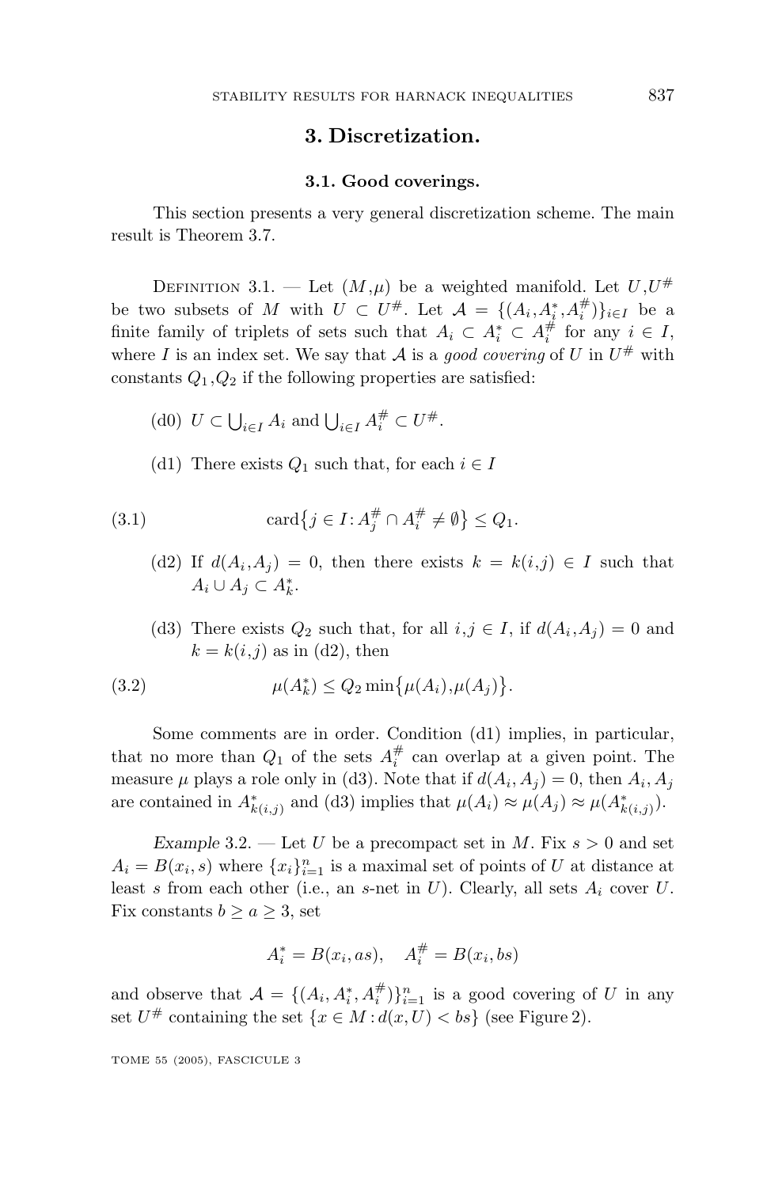## 3. Discretization.

### 3.1. Good coverings.

This section presents a very general discretization scheme. The main result is Theorem 3.7.

Definition 3.1. — Let $(M,\mu)$ be a weighted manifold. Let $U,U^\#$ be two subsets of $M$ with $U \subset U^\#$. Let $\mathcal{A} = \{(A_i, A_i^*, A_i^\#)\}_{i\in I}$ be a finite family of triplets of sets such that $A_i \subset A_i^* \subset A_i^\#$ for any $i \in I$, where $I$ is an index set. We say that $\mathcal{A}$ is a *good covering* of $U$ in $U^\#$ with constants $Q_1,Q_2$ if the following properties are satisfied:

(d0) $U \subset \bigcup_{i\in I} A_i$ and $\bigcup_{i\in I} A_i^\# \subset U^\#$.

(d1) There exists $Q_1$ such that, for each $i \in I$

$$\operatorname{card}\{j \in I : A_j^\# \cap A_i^\# \neq \emptyset\} \leq Q_1. \tag{3.1}$$

(d2) If $d(A_i,A_j) = 0$, then there exists $k = k(i,j) \in I$ such that $A_i \cup A_j \subset A_k^*$.

(d3) There exists $Q_2$ such that, for all $i,j \in I$, if $d(A_i,A_j) = 0$ and $k = k(i,j)$ as in (d2), then

$$\mu(A_k^*) \leq Q_2 \min\{\mu(A_i),\mu(A_j)\}. \tag{3.2}$$

Some comments are in order. Condition (d1) implies, in particular, that no more than $Q_1$ of the sets $A_i^\#$ can overlap at a given point. The measure $\mu$ plays a role only in (d3). Note that if $d(A_i, A_j) = 0$, then $A_i, A_j$ are contained in $A_{k(i,j)}^*$ and (d3) implies that $\mu(A_i) \approx \mu(A_j) \approx \mu(A_{k(i,j)}^*)$.

*Example* 3.2. — Let $U$ be a precompact set in $M$. Fix $s > 0$ and set $A_i = B(x_i, s)$ where $\{x_i\}_{i=1}^n$ is a maximal set of points of $U$ at distance at least $s$ from each other (i.e., an $s$-net in $U$). Clearly, all sets $A_i$ cover $U$. Fix constants $b \geq a \geq 3$, set

$$A_i^* = B(x_i, as), \quad A_i^\# = B(x_i, bs)$$

and observe that $\mathcal{A} = \{(A_i, A_i^*, A_i^\#)\}_{i=1}^n$ is a good covering of $U$ in any set $U^\#$ containing the set $\{x \in M : d(x,U) < bs\}$ (see Figure 2).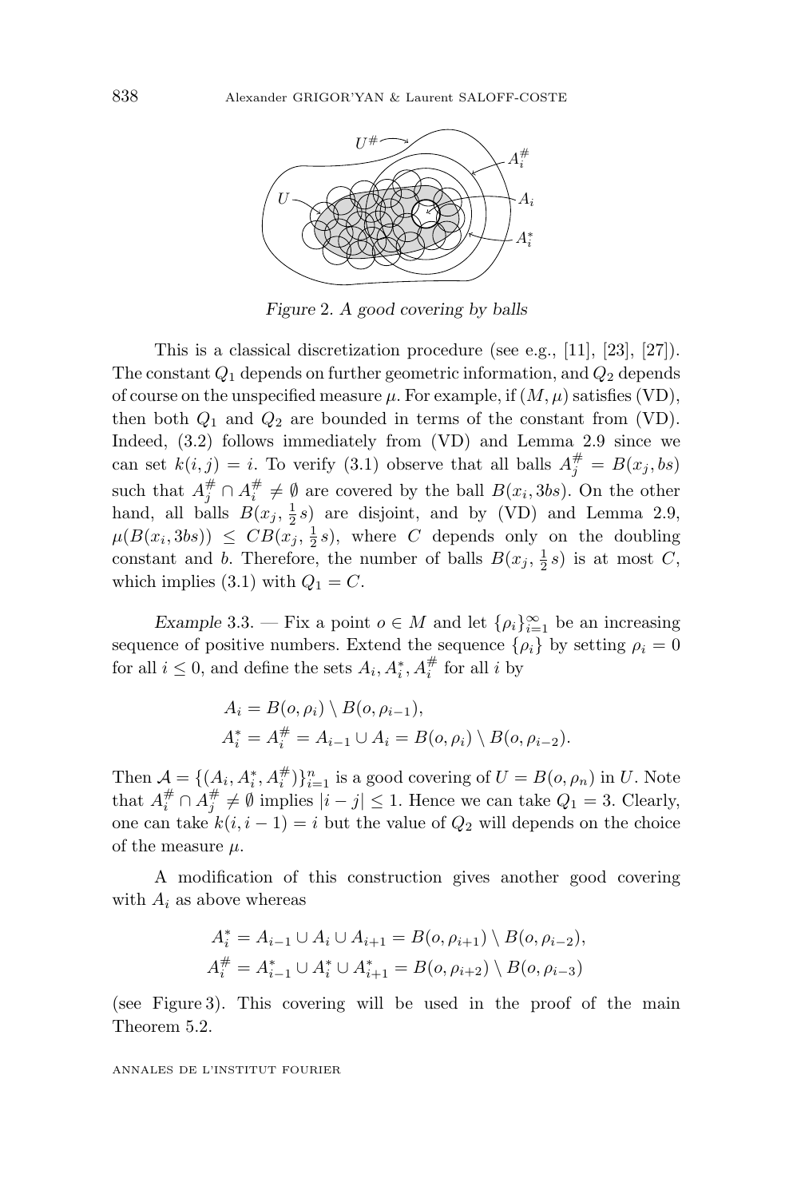*Figure 2. A good covering by balls*

This is a classical discretization procedure (see e.g., [11], [23], [27]). The constant $Q_1$ depends on further geometric information, and $Q_2$ depends of course on the unspecified measure $\mu$. For example, if $(M,\mu)$ satisfies (VD), then both $Q_1$ and $Q_2$ are bounded in terms of the constant from (VD). Indeed, (3.2) follows immediately from (VD) and Lemma 2.9 since we can set $k(i,j)=i$. To verify (3.1) observe that all balls $A_j^{\#}=B(x_j,bs)$ such that $A_j^{\#}\cap A_i^{\#}\neq\emptyset$ are covered by the ball $B(x_i,3bs)$. On the other hand, all balls $B(x_j,\frac{1}{2}s)$ are disjoint, and by (VD) and Lemma 2.9, $\mu(B(x_i,3bs))\leq CB(x_j,\frac{1}{2}s)$, where $C$ depends only on the doubling constant and $b$. Therefore, the number of balls $B(x_j,\frac{1}{2}s)$ is at most $C$, which implies (3.1) with $Q_1=C$.

*Example* 3.3. — Fix a point $o\in M$ and let $\{\rho_i\}_{i=1}^{\infty}$ be an increasing sequence of positive numbers. Extend the sequence $\{\rho_i\}$ by setting $\rho_i=0$ for all $i\leq 0$, and define the sets $A_i,A_i^*,A_i^{\#}$ for all $i$ by

$$
\begin{aligned}
A_i &= B(o,\rho_i)\setminus B(o,\rho_{i-1}),\\
A_i^* = A_i^{\#} &= A_{i-1}\cup A_i = B(o,\rho_i)\setminus B(o,\rho_{i-2}).
\end{aligned}
$$

Then $\mathcal{A}=\{(A_i,A_i^*,A_i^{\#})\}_{i=1}^{n}$ is a good covering of $U=B(o,\rho_n)$ in $U$. Note that $A_i^{\#}\cap A_j^{\#}\neq\emptyset$ implies $|i-j|\leq 1$. Hence we can take $Q_1=3$. Clearly, one can take $k(i,i-1)=i$ but the value of $Q_2$ will depends on the choice of the measure $\mu$.

A modification of this construction gives another good covering with $A_i$ as above whereas

$$
\begin{aligned}
A_i^* &= A_{i-1}\cup A_i\cup A_{i+1} = B(o,\rho_{i+1})\setminus B(o,\rho_{i-2}),\\
A_i^{\#} &= A_{i-1}^*\cup A_i^*\cup A_{i+1}^* = B(o,\rho_{i+2})\setminus B(o,\rho_{i-3})
\end{aligned}
$$

(see Figure 3). This covering will be used in the proof of the main Theorem 5.2.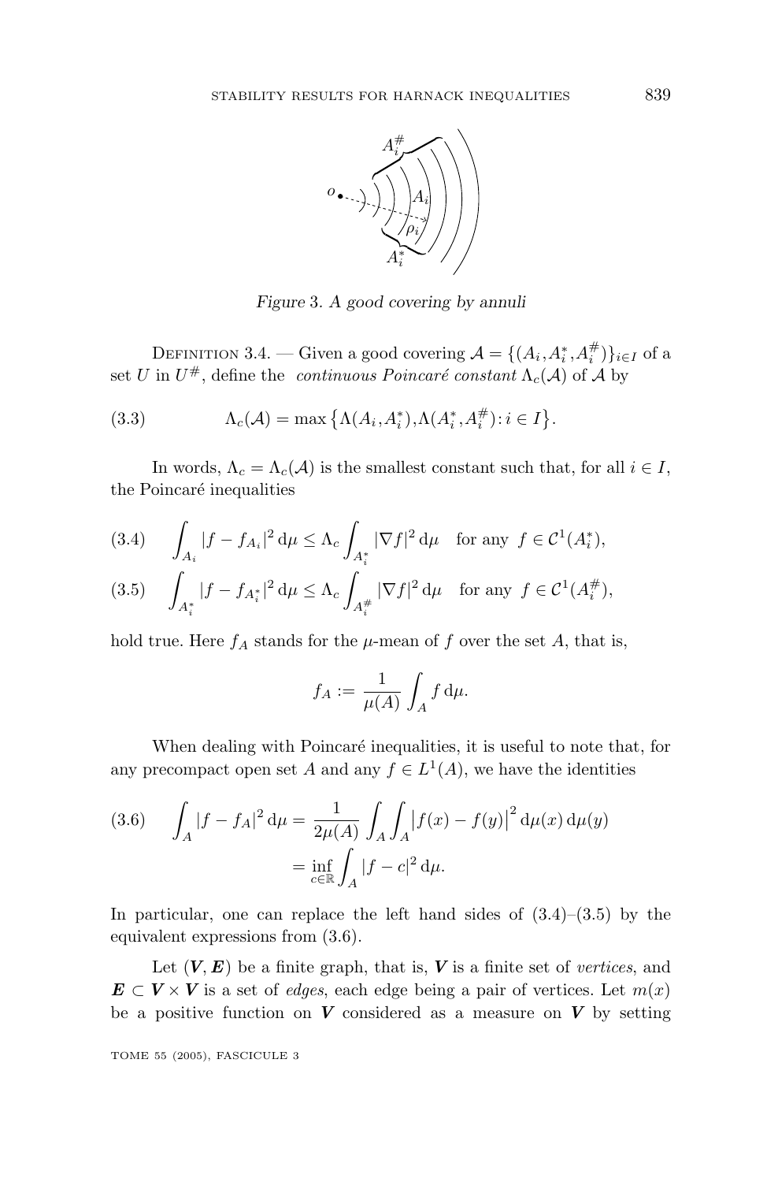*Figure 3. A good covering by annuli*

Definition 3.4. — Given a good covering $\mathcal{A} = \{(A_i, A_i^*, A_i^\#)\}_{i\in I}$ of a set $U$ in $U^\#$, define the *continuous Poincaré constant* $\Lambda_c(\mathcal{A})$ of $\mathcal{A}$ by

$$\Lambda_c(\mathcal{A}) = \max\left\{\Lambda(A_i, A_i^*), \Lambda(A_i^*, A_i^\#) : i \in I\right\}. \tag{3.3}$$

In words, $\Lambda_c = \Lambda_c(\mathcal{A})$ is the smallest constant such that, for all $i \in I$, the Poincaré inequalities

$$\int_{A_i} |f - f_{A_i}|^2 \,\mathrm{d}\mu \leq \Lambda_c \int_{A_i^*} |\nabla f|^2 \,\mathrm{d}\mu \quad \text{for any } f \in \mathcal{C}^1(A_i^*), \tag{3.4}$$

$$\int_{A_i^*} |f - f_{A_i^*}|^2 \,\mathrm{d}\mu \leq \Lambda_c \int_{A_i^\#} |\nabla f|^2 \,\mathrm{d}\mu \quad \text{for any } f \in \mathcal{C}^1(A_i^\#), \tag{3.5}$$

hold true. Here $f_A$ stands for the $\mu$-mean of $f$ over the set $A$, that is,

$$f_A := \frac{1}{\mu(A)} \int_A f \,\mathrm{d}\mu.$$

When dealing with Poincaré inequalities, it is useful to note that, for any precompact open set $A$ and any $f \in L^1(A)$, we have the identities

$$\begin{aligned} \int_A |f - f_A|^2 \,\mathrm{d}\mu &= \frac{1}{2\mu(A)} \int_A \int_A \left|f(x) - f(y)\right|^2 \mathrm{d}\mu(x)\,\mathrm{d}\mu(y) \\ &= \inf_{c\in\mathbb{R}} \int_A |f - c|^2 \,\mathrm{d}\mu. \end{aligned} \tag{3.6}$$

In particular, one can replace the left hand sides of (3.4)–(3.5) by the equivalent expressions from (3.6).

Let $(\boldsymbol{V}, \boldsymbol{E})$ be a finite graph, that is, $\boldsymbol{V}$ is a finite set of *vertices*, and $\boldsymbol{E} \subset \boldsymbol{V} \times \boldsymbol{V}$ is a set of *edges*, each edge being a pair of vertices. Let $m(x)$ be a positive function on $\boldsymbol{V}$ considered as a measure on $\boldsymbol{V}$ by setting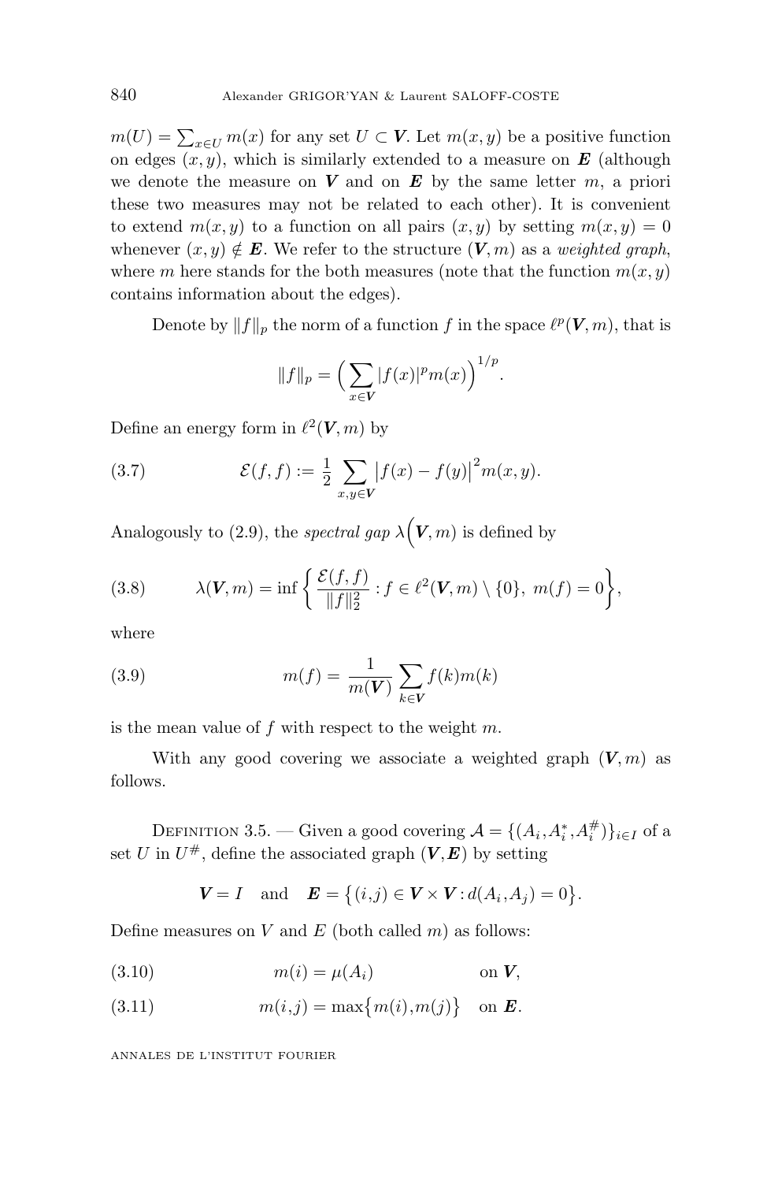$m(U) = \sum_{x \in U} m(x)$ for any set $U \subset \boldsymbol{V}$. Let $m(x,y)$ be a positive function on edges $(x,y)$, which is similarly extended to a measure on $\boldsymbol{E}$ (although we denote the measure on $\boldsymbol{V}$ and on $\boldsymbol{E}$ by the same letter $m$, a priori these two measures may not be related to each other). It is convenient to extend $m(x,y)$ to a function on all pairs $(x,y)$ by setting $m(x,y) = 0$ whenever $(x,y) \notin \boldsymbol{E}$. We refer to the structure $(\boldsymbol{V}, m)$ as a *weighted graph*, where $m$ here stands for the both measures (note that the function $m(x,y)$ contains information about the edges).

Denote by $\|f\|_p$ the norm of a function $f$ in the space $\ell^p(\boldsymbol{V}, m)$, that is

$$\|f\|_p = \Big( \sum_{x \in \boldsymbol{V}} |f(x)|^p m(x) \Big)^{1/p}.$$

Define an energy form in $\ell^2(\boldsymbol{V}, m)$ by

$$\mathcal{E}(f,f) := \frac{1}{2} \sum_{x,y \in \boldsymbol{V}} \big| f(x) - f(y) \big|^2 m(x,y). \tag{3.7}$$

Analogously to (2.9), the *spectral gap* $\lambda\Big(\boldsymbol{V}, m)$ is defined by

$$\lambda(\boldsymbol{V}, m) = \inf \left\{ \frac{\mathcal{E}(f,f)}{\|f\|_2^2} : f \in \ell^2(\boldsymbol{V}, m) \setminus \{0\},\ m(f) = 0 \right\}, \tag{3.8}$$

where

$$m(f) = \frac{1}{m(\boldsymbol{V})} \sum_{k \in \boldsymbol{V}} f(k) m(k) \tag{3.9}$$

is the mean value of $f$ with respect to the weight $m$.

With any good covering we associate a weighted graph $(\boldsymbol{V}, m)$ as follows.

Definition 3.5. — Given a good covering $\mathcal{A} = \{(A_i, A_i^*, A_i^\#)\}_{i \in I}$ of a set $U$ in $U^\#$, define the associated graph $(\boldsymbol{V}, \boldsymbol{E})$ by setting

$$\boldsymbol{V} = I \quad \text{and} \quad \boldsymbol{E} = \big\{ (i,j) \in \boldsymbol{V} \times \boldsymbol{V} : d(A_i, A_j) = 0 \big\}.$$

Define measures on $V$ and $E$ (both called $m$) as follows:

$$m(i) = \mu(A_i) \qquad \text{on } \boldsymbol{V}, \tag{3.10}$$

$$m(i,j) = \max\big\{ m(i), m(j) \big\} \quad \text{on } \boldsymbol{E}. \tag{3.11}$$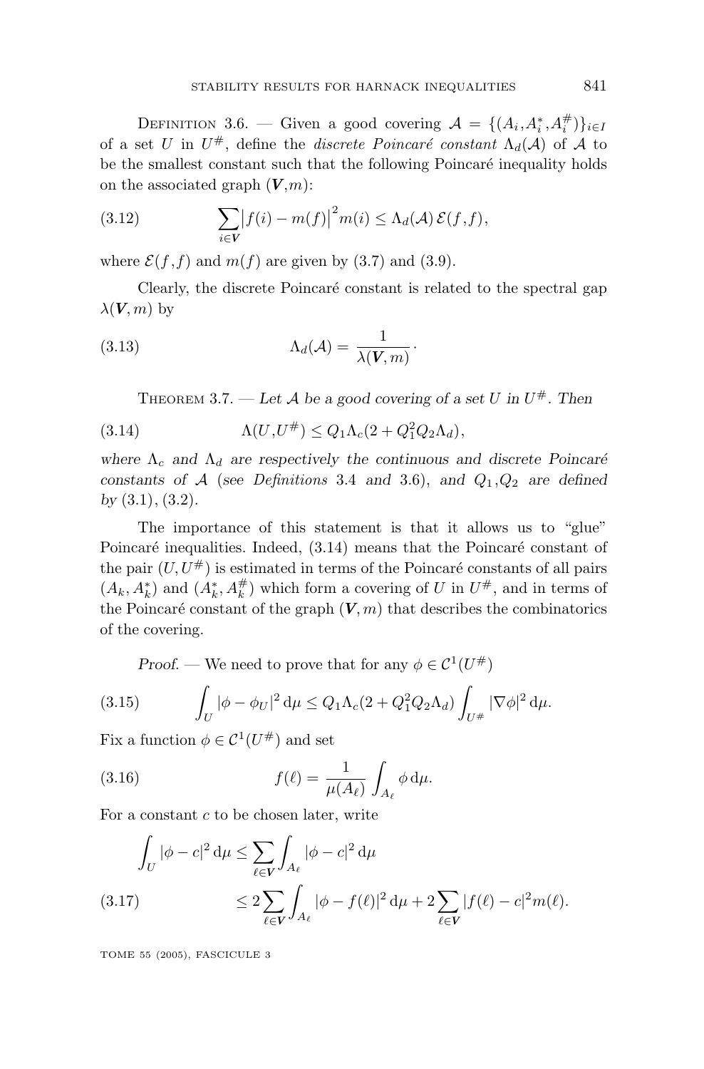Definition 3.6. — Given a good covering $\mathcal{A} = \{(A_i, A_i^*, A_i^{\#})\}_{i\in I}$ of a set $U$ in $U^{\#}$, define the *discrete Poincaré constant* $\Lambda_d(\mathcal{A})$ of $\mathcal{A}$ to be the smallest constant such that the following Poincaré inequality holds on the associated graph $(\boldsymbol{V}, m)$:

$$\sum_{i\in \boldsymbol{V}} \big|f(i) - m(f)\big|^2 m(i) \leq \Lambda_d(\mathcal{A})\, \mathcal{E}(f,f), \tag{3.12}$$

where $\mathcal{E}(f,f)$ and $m(f)$ are given by (3.7) and (3.9).

Clearly, the discrete Poincaré constant is related to the spectral gap $\lambda(\boldsymbol{V}, m)$ by

$$\Lambda_d(\mathcal{A}) = \frac{1}{\lambda(\boldsymbol{V}, m)}\cdot \tag{3.13}$$

Theorem 3.7. — *Let $\mathcal{A}$ be a good covering of a set $U$ in $U^{\#}$. Then*

$$\Lambda(U, U^{\#}) \leq Q_1 \Lambda_c (2 + Q_1^2 Q_2 \Lambda_d), \tag{3.14}$$

*where $\Lambda_c$ and $\Lambda_d$ are respectively the continuous and discrete Poincaré constants of $\mathcal{A}$ (see Definitions 3.4 and 3.6), and $Q_1, Q_2$ are defined by (3.1), (3.2).*

The importance of this statement is that it allows us to "glue" Poincaré inequalities. Indeed, (3.14) means that the Poincaré constant of the pair $(U, U^{\#})$ is estimated in terms of the Poincaré constants of all pairs $(A_k, A_k^*)$ and $(A_k^*, A_k^{\#})$ which form a covering of $U$ in $U^{\#}$, and in terms of the Poincaré constant of the graph $(\boldsymbol{V}, m)$ that describes the combinatorics of the covering.

*Proof.* — We need to prove that for any $\phi \in \mathcal{C}^1(U^{\#})$

$$\int_U |\phi - \phi_U|^2 \,\mathrm{d}\mu \leq Q_1 \Lambda_c (2 + Q_1^2 Q_2 \Lambda_d) \int_{U^{\#}} |\nabla \phi|^2 \,\mathrm{d}\mu. \tag{3.15}$$

Fix a function $\phi \in \mathcal{C}^1(U^{\#})$ and set

$$f(\ell) = \frac{1}{\mu(A_\ell)} \int_{A_\ell} \phi \,\mathrm{d}\mu. \tag{3.16}$$

For a constant $c$ to be chosen later, write

$$\begin{aligned} \int_U |\phi - c|^2 \,\mathrm{d}\mu &\leq \sum_{\ell \in \boldsymbol{V}} \int_{A_\ell} |\phi - c|^2 \,\mathrm{d}\mu \\ &\leq 2 \sum_{\ell \in \boldsymbol{V}} \int_{A_\ell} |\phi - f(\ell)|^2 \,\mathrm{d}\mu + 2 \sum_{\ell \in \boldsymbol{V}} |f(\ell) - c|^2 m(\ell). \end{aligned} \tag{3.17}$$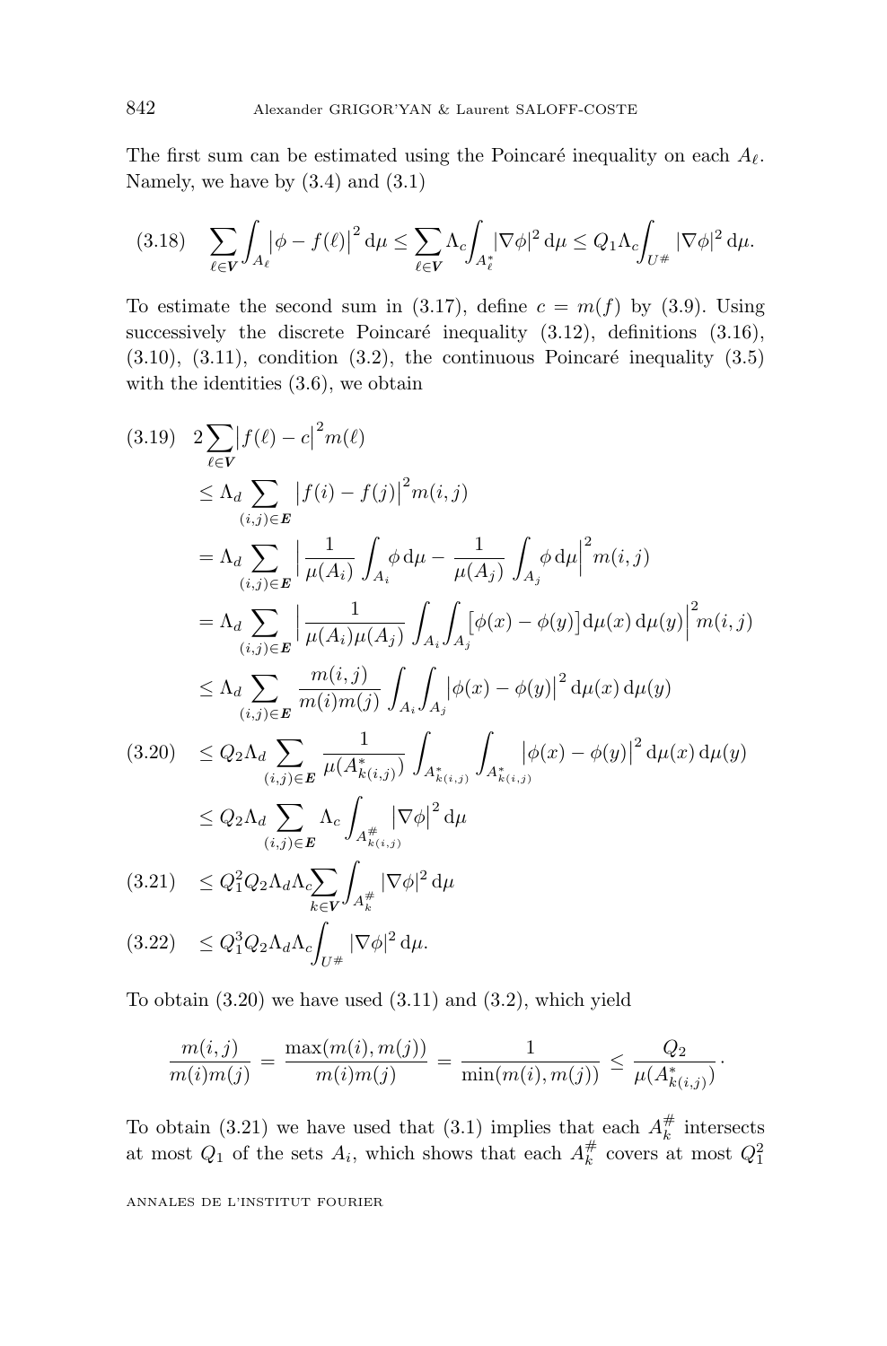The first sum can be estimated using the Poincaré inequality on each $A_\ell$. Namely, we have by (3.4) and (3.1)

$$\sum_{\ell \in \boldsymbol{V}} \int_{A_\ell} \left|\phi - f(\ell)\right|^2 \mathrm{d}\mu \le \sum_{\ell \in \boldsymbol{V}} \Lambda_c \int_{A_\ell^*} |\nabla \phi|^2 \,\mathrm{d}\mu \le Q_1 \Lambda_c \int_{U^\#} |\nabla \phi|^2 \,\mathrm{d}\mu. \tag{3.18}$$

To estimate the second sum in (3.17), define $c = m(f)$ by (3.9). Using successively the discrete Poincaré inequality (3.12), definitions (3.16), (3.10), (3.11), condition (3.2), the continuous Poincaré inequality (3.5) with the identities (3.6), we obtain

$$\begin{aligned}
&2 \sum_{\ell \in \boldsymbol{V}} \left| f(\ell) - c\right|^2 m(\ell) && (3.19)\\
&\le \Lambda_d \sum_{(i,j) \in \boldsymbol{E}} \left| f(i) - f(j)\right|^2 m(i,j) \\
&= \Lambda_d \sum_{(i,j) \in \boldsymbol{E}} \Big| \frac{1}{\mu(A_i)} \int_{A_i} \phi \,\mathrm{d}\mu - \frac{1}{\mu(A_j)} \int_{A_j} \phi \,\mathrm{d}\mu \Big|^2 m(i,j) \\
&= \Lambda_d \sum_{(i,j) \in \boldsymbol{E}} \Big| \frac{1}{\mu(A_i)\mu(A_j)} \int_{A_i} \int_{A_j} \left[\phi(x) - \phi(y)\right] \mathrm{d}\mu(x)\,\mathrm{d}\mu(y) \Big|^2 m(i,j) \\
&\le \Lambda_d \sum_{(i,j) \in \boldsymbol{E}} \frac{m(i,j)}{m(i)m(j)} \int_{A_i} \int_{A_j} \left|\phi(x) - \phi(y)\right|^2 \mathrm{d}\mu(x)\,\mathrm{d}\mu(y) \\
&\le Q_2 \Lambda_d \sum_{(i,j) \in \boldsymbol{E}} \frac{1}{\mu(A^*_{k(i,j)})} \int_{A^*_{k(i,j)}} \int_{A^*_{k(i,j)}} \left|\phi(x) - \phi(y)\right|^2 \mathrm{d}\mu(x)\,\mathrm{d}\mu(y) && (3.20)\\
&\le Q_2 \Lambda_d \sum_{(i,j) \in \boldsymbol{E}} \Lambda_c \int_{A^\#_{k(i,j)}} \left|\nabla \phi\right|^2 \mathrm{d}\mu \\
&\le Q_1^2 Q_2 \Lambda_d \Lambda_c \sum_{k \in \boldsymbol{V}} \int_{A_k^\#} |\nabla \phi|^2 \,\mathrm{d}\mu && (3.21)\\
&\le Q_1^3 Q_2 \Lambda_d \Lambda_c \int_{U^\#} |\nabla \phi|^2 \,\mathrm{d}\mu. && (3.22)
\end{aligned}$$

To obtain (3.20) we have used (3.11) and (3.2), which yield

$$\frac{m(i,j)}{m(i)m(j)} = \frac{\max(m(i), m(j))}{m(i)m(j)} = \frac{1}{\min(m(i), m(j))} \le \frac{Q_2}{\mu(A^*_{k(i,j)})} \cdot$$

To obtain (3.21) we have used that (3.1) implies that each $A_k^\#$ intersects at most $Q_1$ of the sets $A_i$, which shows that each $A_k^\#$ covers at most $Q_1^2$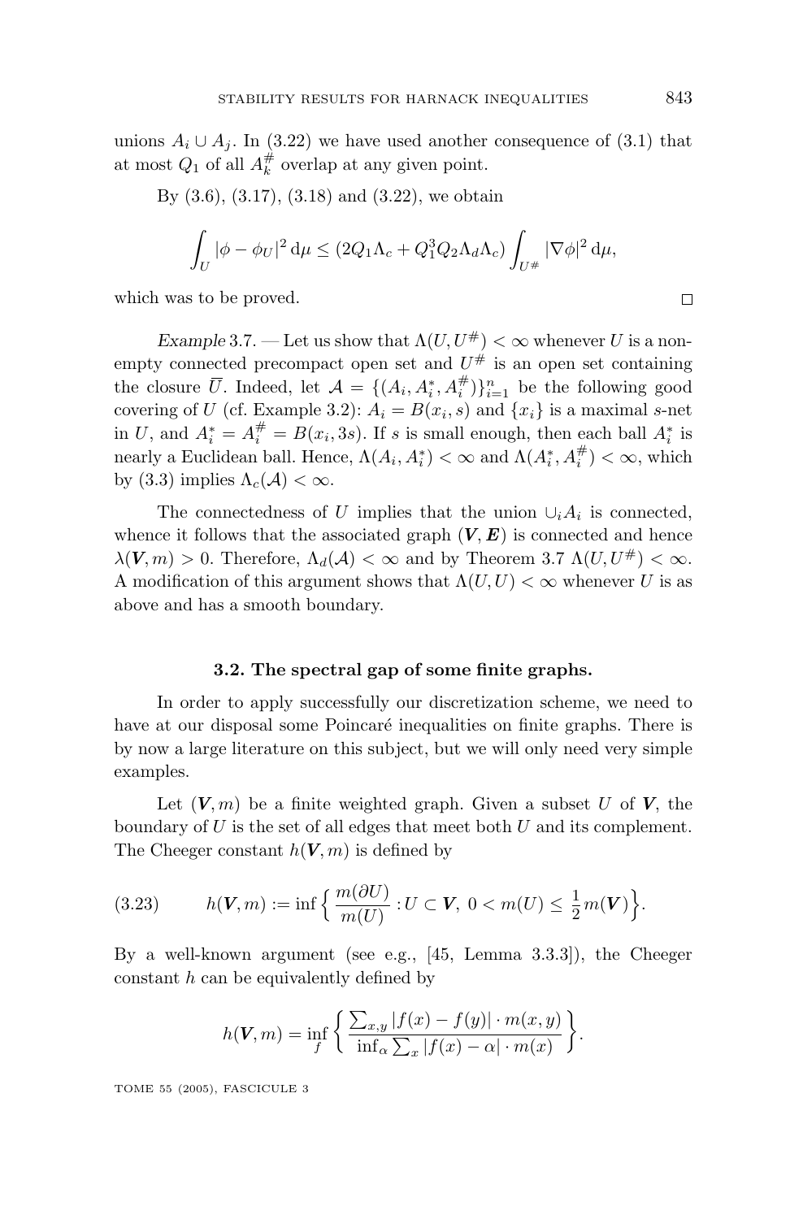unions $A_i \cup A_j$. In (3.22) we have used another consequence of (3.1) that at most $Q_1$ of all $A_k^{\#}$ overlap at any given point.

By (3.6), (3.17), (3.18) and (3.22), we obtain

$$\int_U |\phi - \phi_U|^2 \, \mathrm{d}\mu \leq (2Q_1\Lambda_c + Q_1^3 Q_2 \Lambda_d \Lambda_c) \int_{U^{\#}} |\nabla \phi|^2 \, \mathrm{d}\mu,$$

which was to be proved. □

*Example* 3.7. — Let us show that $\Lambda(U, U^{\#}) < \infty$ whenever $U$ is a non-empty connected precompact open set and $U^{\#}$ is an open set containing the closure $\overline{U}$. Indeed, let $\mathcal{A} = \{(A_i, A_i^*, A_i^{\#})\}_{i=1}^n$ be the following good covering of $U$ (cf. Example 3.2): $A_i = B(x_i, s)$ and $\{x_i\}$ is a maximal $s$-net in $U$, and $A_i^* = A_i^{\#} = B(x_i, 3s)$. If $s$ is small enough, then each ball $A_i^*$ is nearly a Euclidean ball. Hence, $\Lambda(A_i, A_i^*) < \infty$ and $\Lambda(A_i^*, A_i^{\#}) < \infty$, which by (3.3) implies $\Lambda_c(\mathcal{A}) < \infty$.

The connectedness of $U$ implies that the union $\cup_i A_i$ is connected, whence it follows that the associated graph $(\boldsymbol{V}, \boldsymbol{E})$ is connected and hence $\lambda(\boldsymbol{V}, m) > 0$. Therefore, $\Lambda_d(\mathcal{A}) < \infty$ and by Theorem 3.7 $\Lambda(U, U^{\#}) < \infty$. A modification of this argument shows that $\Lambda(U, U) < \infty$ whenever $U$ is as above and has a smooth boundary.

### 3.2. The spectral gap of some finite graphs.

In order to apply successfully our discretization scheme, we need to have at our disposal some Poincaré inequalities on finite graphs. There is by now a large literature on this subject, but we will only need very simple examples.

Let $(\boldsymbol{V}, m)$ be a finite weighted graph. Given a subset $U$ of $\boldsymbol{V}$, the boundary of $U$ is the set of all edges that meet both $U$ and its complement. The Cheeger constant $h(\boldsymbol{V}, m)$ is defined by

$$h(\boldsymbol{V}, m) := \inf \Big\{ \frac{m(\partial U)}{m(U)} : U \subset \boldsymbol{V}, \ 0 < m(U) \leq \frac{1}{2} m(\boldsymbol{V}) \Big\}. \tag{3.23}$$

By a well-known argument (see e.g., [45, Lemma 3.3.3]), the Cheeger constant $h$ can be equivalently defined by

$$h(\boldsymbol{V}, m) = \inf_f \left\{ \frac{\sum_{x,y} |f(x) - f(y)| \cdot m(x,y)}{\inf_\alpha \sum_x |f(x) - \alpha| \cdot m(x)} \right\}.$$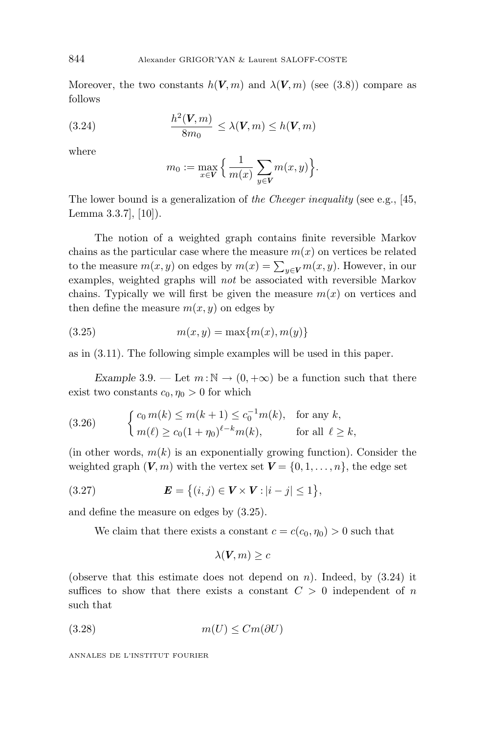Moreover, the two constants $h(\boldsymbol{V}, m)$ and $\lambda(\boldsymbol{V}, m)$ (see (3.8)) compare as follows

$$
\frac{h^2(\boldsymbol{V}, m)}{8m_0} \leq \lambda(\boldsymbol{V}, m) \leq h(\boldsymbol{V}, m) \tag{3.24}
$$

where

$$
m_0 := \max_{x \in \boldsymbol{V}} \Big\{ \frac{1}{m(x)} \sum_{y \in \boldsymbol{V}} m(x, y) \Big\}.
$$

The lower bound is a generalization of *the Cheeger inequality* (see e.g., [45, Lemma 3.3.7], [10]).

The notion of a weighted graph contains finite reversible Markov chains as the particular case where the measure $m(x)$ on vertices be related to the measure $m(x, y)$ on edges by $m(x) = \sum_{y \in \boldsymbol{V}} m(x, y)$. However, in our examples, weighted graphs will *not* be associated with reversible Markov chains. Typically we will first be given the measure $m(x)$ on vertices and then define the measure $m(x, y)$ on edges by

$$
m(x, y) = \max\{m(x), m(y)\} \tag{3.25}
$$

as in (3.11). The following simple examples will be used in this paper.

*Example* 3.9. — Let $m : \mathbb{N} \to (0, +\infty)$ be a function such that there exist two constants $c_0, \eta_0 > 0$ for which

$$
\begin{cases} c_0\, m(k) \leq m(k+1) \leq c_0^{-1} m(k), & \text{for any } k, \\ m(\ell) \geq c_0 (1 + \eta_0)^{\ell - k} m(k), & \text{for all } \ \ell \geq k, \end{cases} \tag{3.26}
$$

(in other words, $m(k)$ is an exponentially growing function). Consider the weighted graph $(\boldsymbol{V}, m)$ with the vertex set $\boldsymbol{V} = \{0, 1, \ldots, n\}$, the edge set

$$
\boldsymbol{E} = \big\{ (i, j) \in \boldsymbol{V} \times \boldsymbol{V} : |i - j| \leq 1 \big\}, \tag{3.27}
$$

and define the measure on edges by (3.25).

We claim that there exists a constant $c = c(c_0, \eta_0) > 0$ such that

$$
\lambda(\boldsymbol{V}, m) \geq c
$$

(observe that this estimate does not depend on $n$). Indeed, by (3.24) it suffices to show that there exists a constant $C > 0$ independent of $n$ such that

$$
m(U) \leq C m(\partial U) \tag{3.28}
$$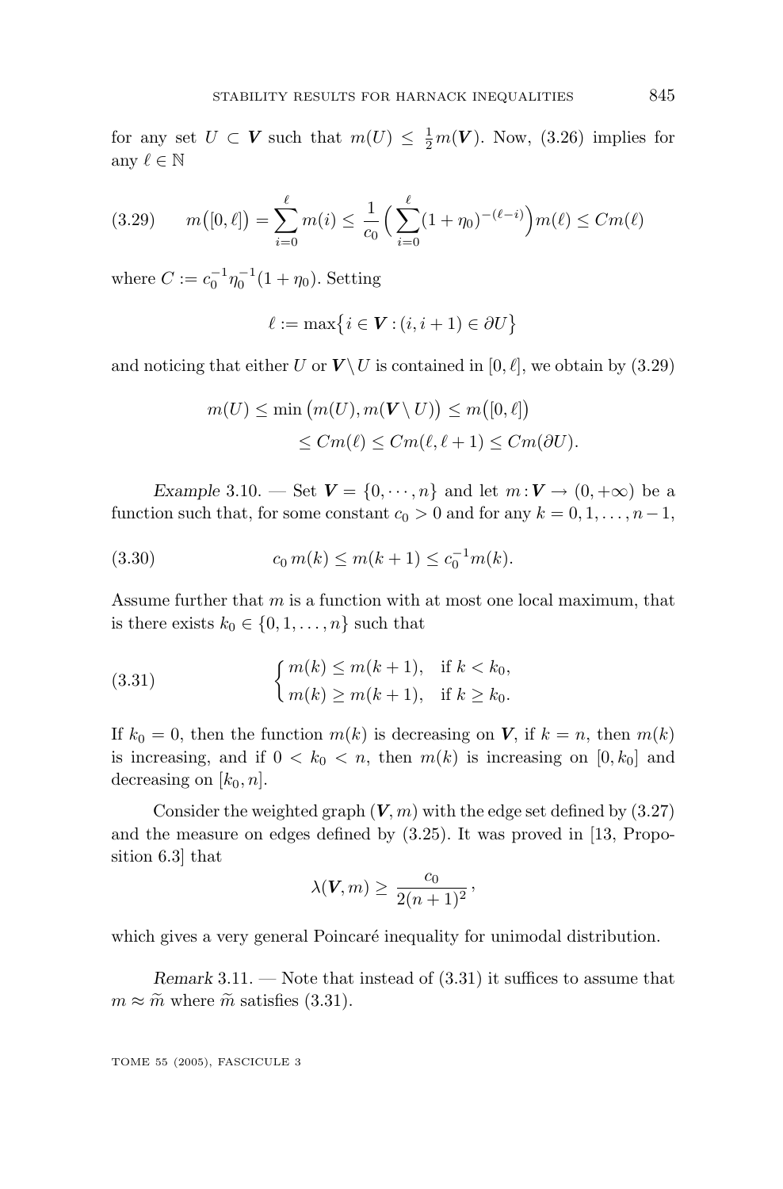for any set $U \subset \boldsymbol{V}$ such that $m(U) \le \frac{1}{2}m(\boldsymbol{V})$. Now, (3.26) implies for any $\ell \in \mathbb{N}$

$$m\big([0,\ell]\big) = \sum_{i=0}^{\ell} m(i) \le \frac{1}{c_0}\Big(\sum_{i=0}^{\ell}(1+\eta_0)^{-(\ell-i)}\Big)m(\ell) \le Cm(\ell) \tag{3.29}$$

where $C := c_0^{-1}\eta_0^{-1}(1+\eta_0)$. Setting

$$\ell := \max\big\{i \in \boldsymbol{V} : (i,i+1) \in \partial U\big\}$$

and noticing that either $U$ or $\boldsymbol{V}\setminus U$ is contained in $[0,\ell]$, we obtain by (3.29)

$$\begin{aligned} m(U) &\le \min\big(m(U), m(\boldsymbol{V}\setminus U)\big) \le m\big([0,\ell]\big) \\ &\le Cm(\ell) \le Cm(\ell,\ell+1) \le Cm(\partial U). \end{aligned}$$

*Example* 3.10. — Set $\boldsymbol{V} = \{0,\cdots,n\}$ and let $m : \boldsymbol{V} \to (0,+\infty)$ be a function such that, for some constant $c_0 > 0$ and for any $k = 0,1,\ldots,n-1$,

$$c_0\, m(k) \le m(k+1) \le c_0^{-1} m(k). \tag{3.30}$$

Assume further that $m$ is a function with at most one local maximum, that is there exists $k_0 \in \{0,1,\ldots,n\}$ such that

$$\begin{cases} m(k) \le m(k+1), & \text{if } k < k_0, \\ m(k) \ge m(k+1), & \text{if } k \ge k_0. \end{cases} \tag{3.31}$$

If $k_0 = 0$, then the function $m(k)$ is decreasing on $\boldsymbol{V}$, if $k = n$, then $m(k)$ is increasing, and if $0 < k_0 < n$, then $m(k)$ is increasing on $[0,k_0]$ and decreasing on $[k_0,n]$.

Consider the weighted graph $(\boldsymbol{V},m)$ with the edge set defined by (3.27) and the measure on edges defined by (3.25). It was proved in [13, Proposition 6.3] that

$$\lambda(\boldsymbol{V},m) \ge \frac{c_0}{2(n+1)^2}\,,$$

which gives a very general Poincaré inequality for unimodal distribution.

*Remark* 3.11. — Note that instead of (3.31) it suffices to assume that $m \approx \widetilde{m}$ where $\widetilde{m}$ satisfies (3.31).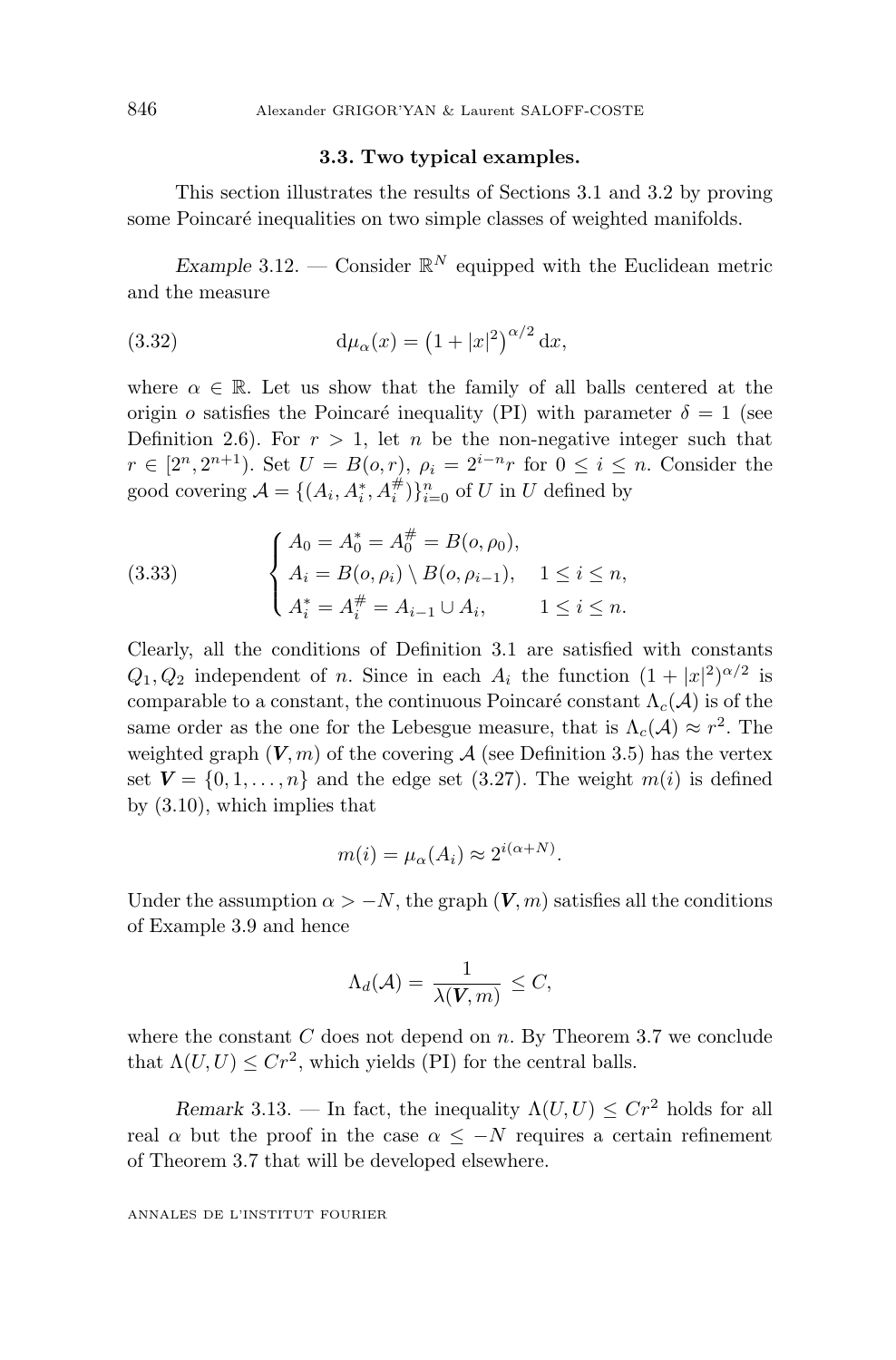### 3.3. Two typical examples.

This section illustrates the results of Sections 3.1 and 3.2 by proving some Poincaré inequalities on two simple classes of weighted manifolds.

*Example* 3.12. — Consider $\mathbb{R}^N$ equipped with the Euclidean metric and the measure

$$d\mu_\alpha(x) = \left(1 + |x|^2\right)^{\alpha/2} dx, \tag{3.32}$$

where $\alpha \in \mathbb{R}$. Let us show that the family of all balls centered at the origin $o$ satisfies the Poincaré inequality (PI) with parameter $\delta = 1$ (see Definition 2.6). For $r > 1$, let $n$ be the non-negative integer such that $r \in [2^n, 2^{n+1})$. Set $U = B(o, r)$, $\rho_i = 2^{i-n} r$ for $0 \leq i \leq n$. Consider the good covering $\mathcal{A} = \{(A_i, A_i^*, A_i^{\#})\}_{i=0}^n$ of $U$ in $U$ defined by

$$\begin{cases} A_0 = A_0^* = A_0^{\#} = B(o, \rho_0), \\ A_i = B(o, \rho_i) \setminus B(o, \rho_{i-1}), \quad 1 \leq i \leq n, \\ A_i^* = A_i^{\#} = A_{i-1} \cup A_i, \qquad 1 \leq i \leq n. \end{cases} \tag{3.33}$$

Clearly, all the conditions of Definition 3.1 are satisfied with constants $Q_1, Q_2$ independent of $n$. Since in each $A_i$ the function $(1 + |x|^2)^{\alpha/2}$ is comparable to a constant, the continuous Poincaré constant $\Lambda_c(\mathcal{A})$ is of the same order as the one for the Lebesgue measure, that is $\Lambda_c(\mathcal{A}) \approx r^2$. The weighted graph $(\boldsymbol{V}, m)$ of the covering $\mathcal{A}$ (see Definition 3.5) has the vertex set $\boldsymbol{V} = \{0, 1, \dots, n\}$ and the edge set (3.27). The weight $m(i)$ is defined by (3.10), which implies that

$$m(i) = \mu_\alpha(A_i) \approx 2^{i(\alpha+N)}.$$

Under the assumption $\alpha > -N$, the graph $(\boldsymbol{V}, m)$ satisfies all the conditions of Example 3.9 and hence

$$\Lambda_d(\mathcal{A}) = \frac{1}{\lambda(\boldsymbol{V}, m)} \leq C,$$

where the constant $C$ does not depend on $n$. By Theorem 3.7 we conclude that $\Lambda(U, U) \leq C r^2$, which yields (PI) for the central balls.

*Remark* 3.13. — In fact, the inequality $\Lambda(U, U) \leq C r^2$ holds for all real $\alpha$ but the proof in the case $\alpha \leq -N$ requires a certain refinement of Theorem 3.7 that will be developed elsewhere.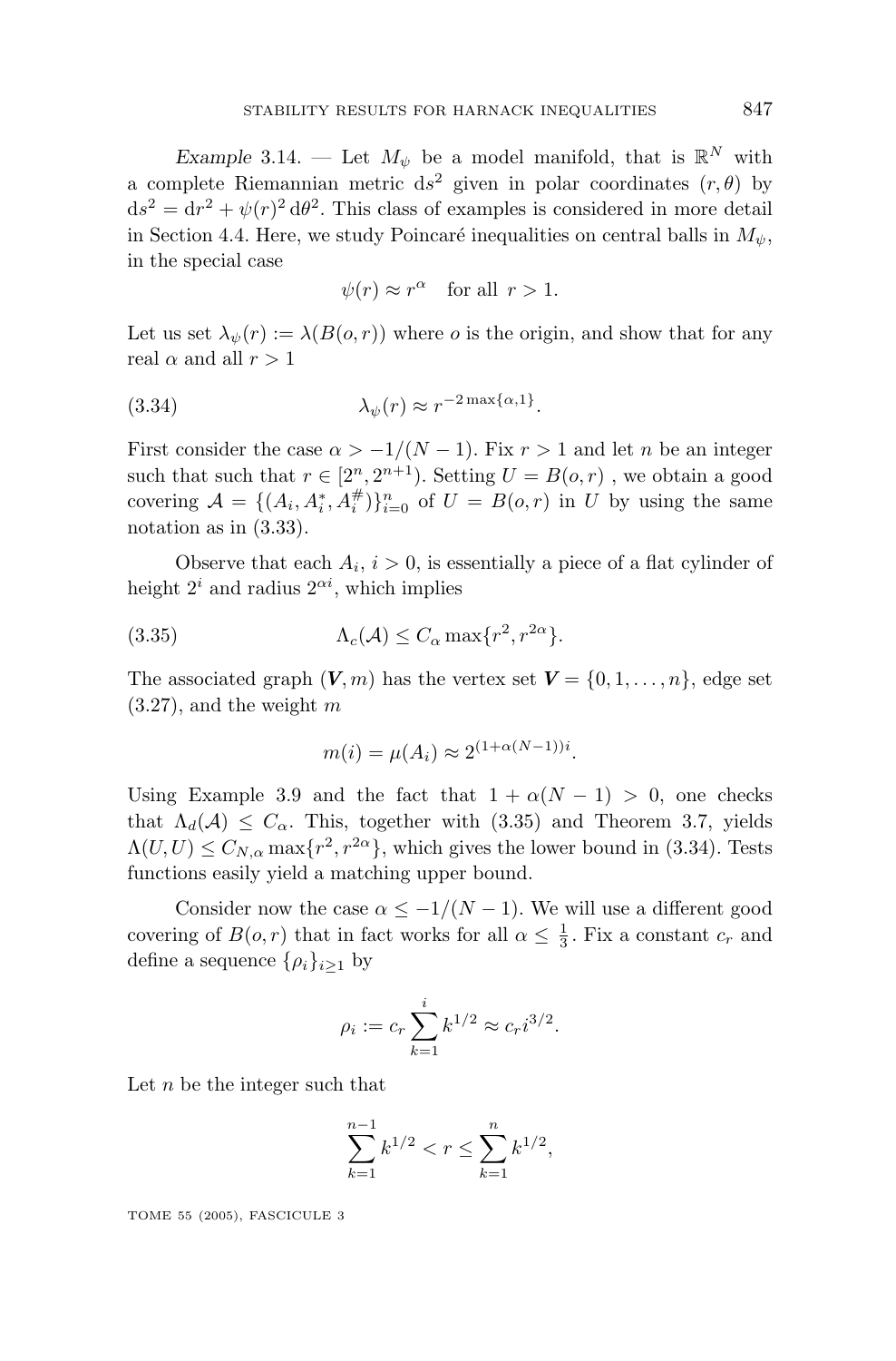*Example* 3.14. — Let $M_\psi$ be a model manifold, that is $\mathbb{R}^N$ with a complete Riemannian metric $\mathrm{d}s^2$ given in polar coordinates $(r, \theta)$ by $\mathrm{d}s^2 = \mathrm{d}r^2 + \psi(r)^2\,\mathrm{d}\theta^2$. This class of examples is considered in more detail in Section 4.4. Here, we study Poincaré inequalities on central balls in $M_\psi$, in the special case

$$\psi(r) \approx r^\alpha \quad \text{for all } r > 1.$$

Let us set $\lambda_\psi(r) := \lambda(B(o,r))$ where $o$ is the origin, and show that for any real $\alpha$ and all $r > 1$

$$\lambda_\psi(r) \approx r^{-2\max\{\alpha,1\}}. \tag{3.34}$$

First consider the case $\alpha > -1/(N-1)$. Fix $r > 1$ and let $n$ be an integer such that such that $r \in [2^n, 2^{n+1})$. Setting $U = B(o,r)$ , we obtain a good covering $\mathcal{A} = \{(A_i, A_i^*, A_i^\#)\}_{i=0}^n$ of $U = B(o,r)$ in $U$ by using the same notation as in (3.33).

Observe that each $A_i$, $i > 0$, is essentially a piece of a flat cylinder of height $2^i$ and radius $2^{\alpha i}$, which implies

$$\Lambda_c(\mathcal{A}) \le C_\alpha \max\{r^2, r^{2\alpha}\}. \tag{3.35}$$

The associated graph $(\boldsymbol{V}, m)$ has the vertex set $\boldsymbol{V} = \{0, 1, \ldots, n\}$, edge set (3.27), and the weight $m$

$$m(i) = \mu(A_i) \approx 2^{(1+\alpha(N-1))i}.$$

Using Example 3.9 and the fact that $1 + \alpha(N-1) > 0$, one checks that $\Lambda_d(\mathcal{A}) \le C_\alpha$. This, together with (3.35) and Theorem 3.7, yields $\Lambda(U,U) \le C_{N,\alpha} \max\{r^2, r^{2\alpha}\}$, which gives the lower bound in (3.34). Tests functions easily yield a matching upper bound.

Consider now the case $\alpha \le -1/(N-1)$. We will use a different good covering of $B(o,r)$ that in fact works for all $\alpha \le \frac{1}{3}$. Fix a constant $c_r$ and define a sequence $\{\rho_i\}_{i\ge 1}$ by

$$\rho_i := c_r \sum_{k=1}^{i} k^{1/2} \approx c_r i^{3/2}.$$

Let $n$ be the integer such that

$$\sum_{k=1}^{n-1} k^{1/2} < r \le \sum_{k=1}^{n} k^{1/2},$$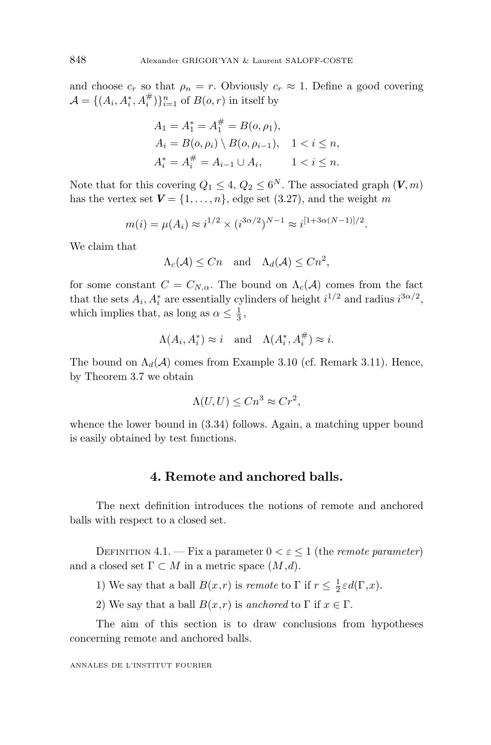and choose $c_r$ so that $\rho_n = r$. Obviously $c_r \approx 1$. Define a good covering $\mathcal{A} = \{(A_i, A_i^*, A_i^{\#})\}_{i=1}^n$ of $B(o,r)$ in itself by

$$
\begin{aligned}
A_1 &= A_1^* = A_1^{\#} = B(o, \rho_1), \\
A_i &= B(o, \rho_i) \setminus B(o, \rho_{i-1}), \quad 1 < i \le n, \\
A_i^* &= A_i^{\#} = A_{i-1} \cup A_i, \qquad 1 < i \le n.
\end{aligned}
$$

Note that for this covering $Q_1 \le 4$, $Q_2 \le 6^N$. The associated graph $(\boldsymbol{V}, m)$ has the vertex set $\boldsymbol{V} = \{1, \dots, n\}$, edge set (3.27), and the weight $m$

$$
m(i) = \mu(A_i) \approx i^{1/2} \times (i^{3\alpha/2})^{N-1} \approx i^{[1+3\alpha(N-1)]/2}.
$$

We claim that

$$
\Lambda_c(\mathcal{A}) \le Cn \quad \text{and} \quad \Lambda_d(\mathcal{A}) \le Cn^2,
$$

for some constant $C = C_{N,\alpha}$. The bound on $\Lambda_c(\mathcal{A})$ comes from the fact that the sets $A_i, A_i^*$ are essentially cylinders of height $i^{1/2}$ and radius $i^{3\alpha/2}$, which implies that, as long as $\alpha \le \frac{1}{3}$,

$$
\Lambda(A_i, A_i^*) \approx i \quad \text{and} \quad \Lambda(A_i^*, A_i^{\#}) \approx i.
$$

The bound on $\Lambda_d(\mathcal{A})$ comes from Example 3.10 (cf. Remark 3.11). Hence, by Theorem 3.7 we obtain

$$
\Lambda(U, U) \le Cn^3 \approx Cr^2,
$$

whence the lower bound in (3.34) follows. Again, a matching upper bound is easily obtained by test functions.

## 4. Remote and anchored balls.

The next definition introduces the notions of remote and anchored balls with respect to a closed set.

Definition 4.1. — Fix a parameter $0 < \varepsilon \le 1$ (the *remote parameter*) and a closed set $\Gamma \subset M$ in a metric space $(M, d)$.

1) We say that a ball $B(x,r)$ is *remote* to $\Gamma$ if $r \le \frac{1}{2}\varepsilon d(\Gamma, x)$.

2) We say that a ball $B(x,r)$ is *anchored* to $\Gamma$ if $x \in \Gamma$.

The aim of this section is to draw conclusions from hypotheses concerning remote and anchored balls.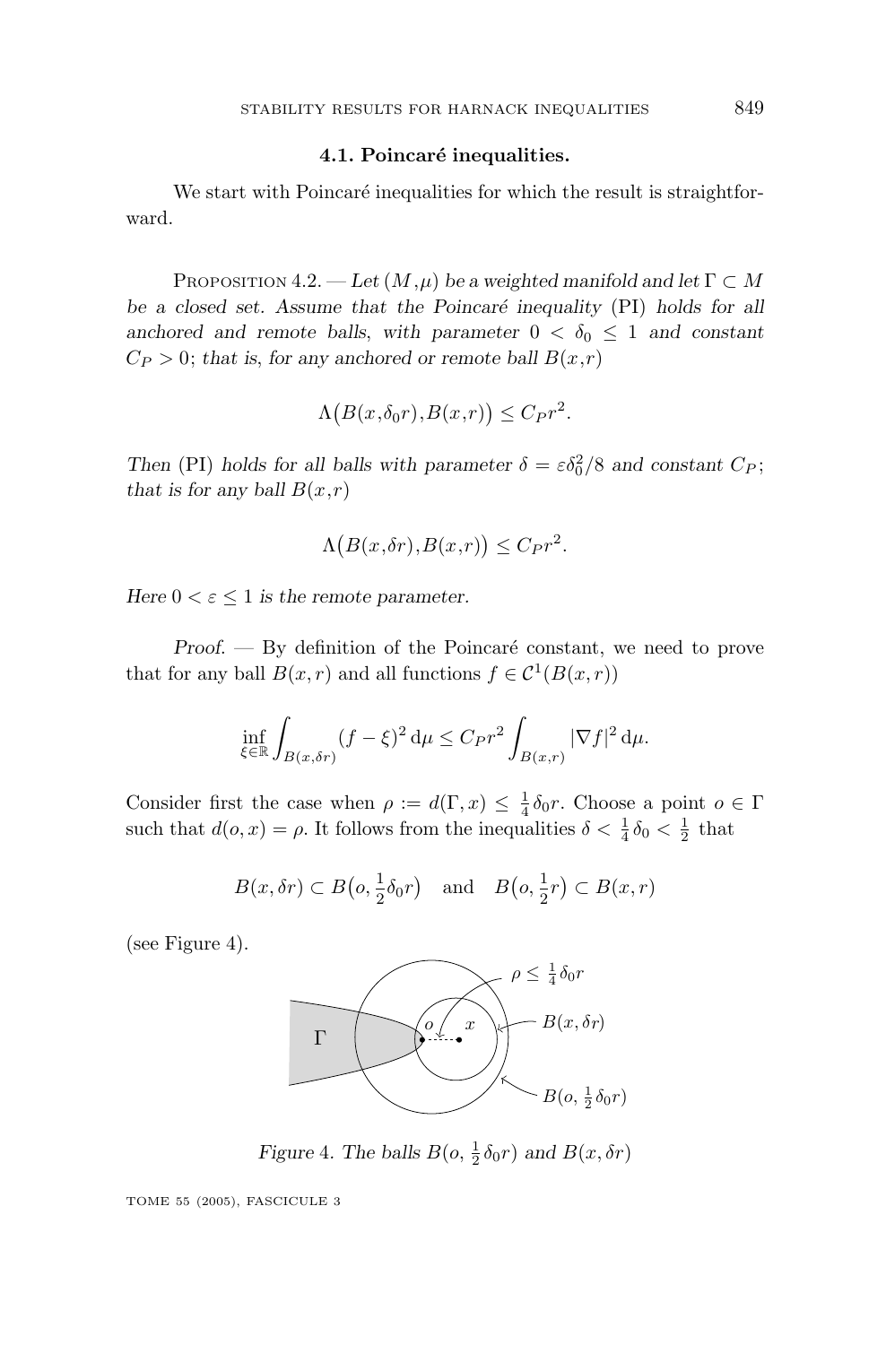### 4.1. Poincaré inequalities.

We start with Poincaré inequalities for which the result is straightforward.

Proposition 4.2. — *Let $(M,\mu)$ be a weighted manifold and let $\Gamma \subset M$ be a closed set. Assume that the Poincaré inequality* (PI) *holds for all anchored and remote balls, with parameter $0 < \delta_0 \leq 1$ and constant $C_P > 0$; that is, for any anchored or remote ball $B(x,r)$*

$$\Lambda\big(B(x,\delta_0 r), B(x,r)\big) \leq C_P r^2.$$

*Then* (PI) *holds for all balls with parameter $\delta = \varepsilon \delta_0^2/8$ and constant $C_P$; that is for any ball $B(x,r)$*

$$\Lambda\big(B(x,\delta r), B(x,r)\big) \leq C_P r^2.$$

*Here $0 < \varepsilon \leq 1$ is the remote parameter.*

*Proof.* — By definition of the Poincaré constant, we need to prove that for any ball $B(x,r)$ and all functions $f \in \mathcal{C}^1(B(x,r))$

$$\inf_{\xi \in \mathbb{R}} \int_{B(x,\delta r)} (f - \xi)^2 \, d\mu \leq C_P r^2 \int_{B(x,r)} |\nabla f|^2 \, d\mu.$$

Consider first the case when $\rho := d(\Gamma, x) \leq \frac{1}{4}\delta_0 r$. Choose a point $o \in \Gamma$ such that $d(o,x) = \rho$. It follows from the inequalities $\delta < \frac{1}{4}\delta_0 < \frac{1}{2}$ that

$$B(x, \delta r) \subset B\big(o, \tfrac{1}{2}\delta_0 r\big) \quad \text{and} \quad B\big(o, \tfrac{1}{2} r\big) \subset B(x, r)$$

(see Figure 4).

*Figure 4. The balls $B(o, \frac{1}{2}\delta_0 r)$ and $B(x, \delta r)$*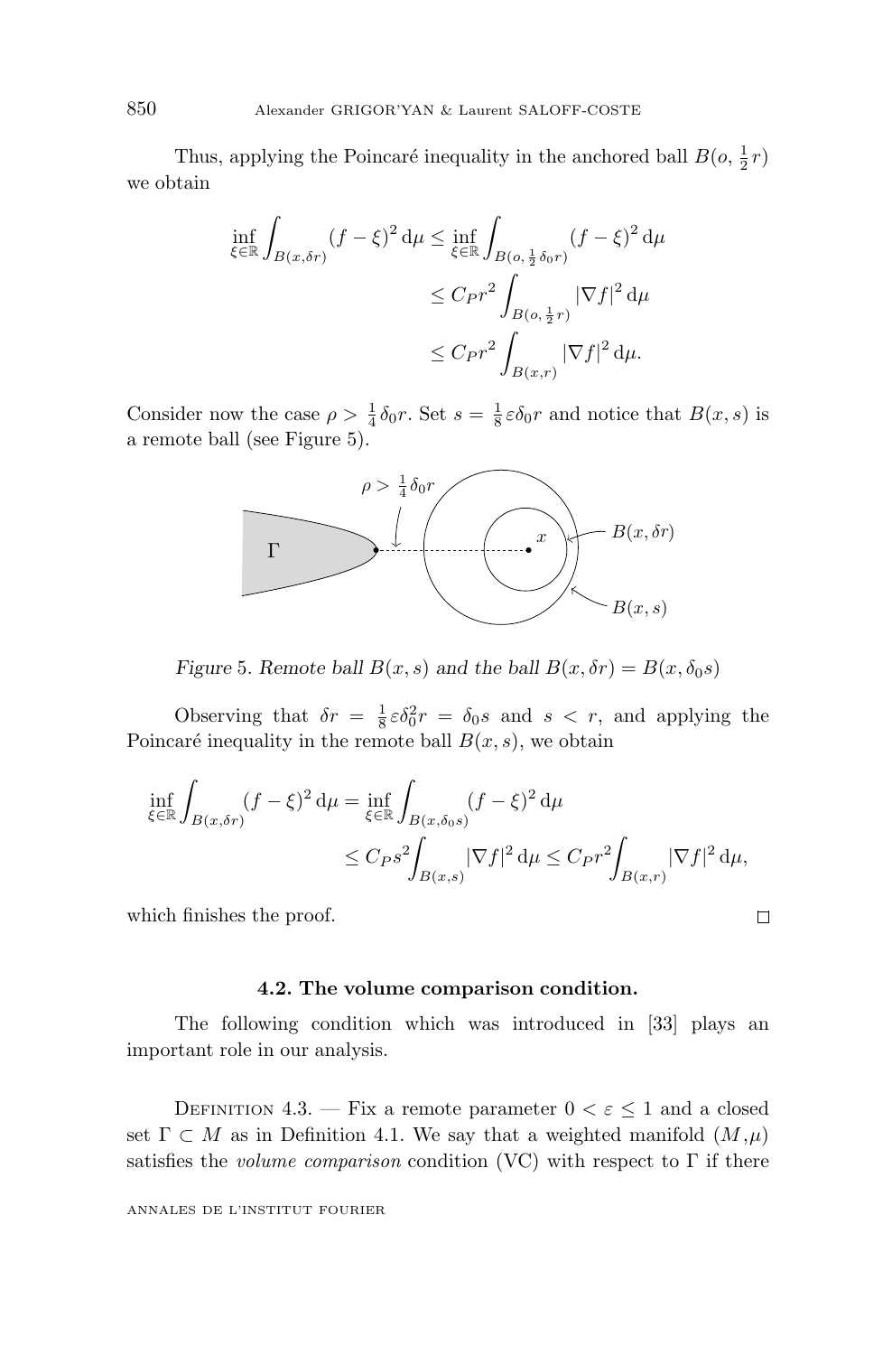Thus, applying the Poincaré inequality in the anchored ball $B(o, \frac{1}{2}r)$ we obtain

$$
\begin{aligned}
\inf_{\xi\in\mathbb{R}} \int_{B(x,\delta r)} (f-\xi)^2 \, d\mu &\le \inf_{\xi\in\mathbb{R}} \int_{B(o,\frac{1}{2}\delta_0 r)} (f-\xi)^2 \, d\mu \\
&\le C_P r^2 \int_{B(o,\frac{1}{2}r)} |\nabla f|^2 \, d\mu \\
&\le C_P r^2 \int_{B(x,r)} |\nabla f|^2 \, d\mu.
\end{aligned}
$$

Consider now the case $\rho > \frac{1}{4}\delta_0 r$. Set $s = \frac{1}{8}\varepsilon\delta_0 r$ and notice that $B(x,s)$ is a remote ball (see Figure 5).

*Figure 5. Remote ball $B(x,s)$ and the ball $B(x,\delta r) = B(x,\delta_0 s)$*

Observing that $\delta r = \frac{1}{8}\varepsilon\delta_0^2 r = \delta_0 s$ and $s < r$, and applying the Poincaré inequality in the remote ball $B(x,s)$, we obtain

$$
\begin{aligned}
\inf_{\xi\in\mathbb{R}} \int_{B(x,\delta r)} (f-\xi)^2 \, d\mu &= \inf_{\xi\in\mathbb{R}} \int_{B(x,\delta_0 s)} (f-\xi)^2 \, d\mu \\
&\le C_P s^2 \int_{B(x,s)} |\nabla f|^2 \, d\mu \le C_P r^2 \int_{B(x,r)} |\nabla f|^2 \, d\mu,
\end{aligned}
$$

which finishes the proof. □

### 4.2. The volume comparison condition.

The following condition which was introduced in [33] plays an important role in our analysis.

Definition 4.3. — Fix a remote parameter $0 < \varepsilon \le 1$ and a closed set $\Gamma \subset M$ as in Definition 4.1. We say that a weighted manifold $(M,\mu)$ satisfies the *volume comparison* condition (VC) with respect to $\Gamma$ if there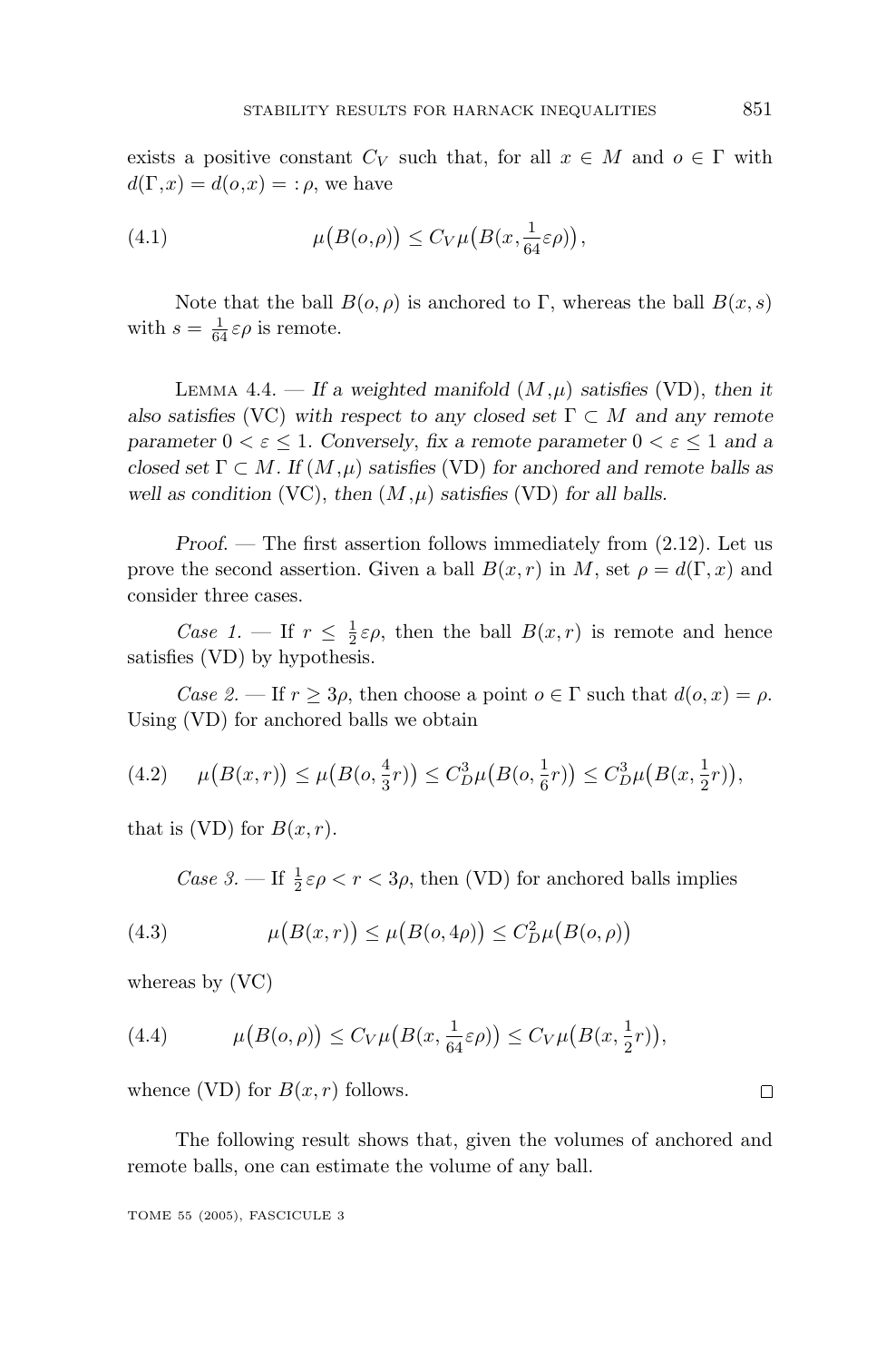exists a positive constant $C_V$ such that, for all $x \in M$ and $o \in \Gamma$ with $d(\Gamma, x) = d(o, x) =: \rho$, we have

$$\mu\big(B(o,\rho)\big) \le C_V \mu\big(B(x, \tfrac{1}{64}\varepsilon\rho)\big), \tag{4.1}$$

Note that the ball $B(o,\rho)$ is anchored to $\Gamma$, whereas the ball $B(x,s)$ with $s = \frac{1}{64}\varepsilon\rho$ is remote.

Lemma 4.4. — *If a weighted manifold $(M,\mu)$ satisfies (VD), then it also satisfies (VC) with respect to any closed set $\Gamma \subset M$ and any remote parameter $0 < \varepsilon \le 1$. Conversely, fix a remote parameter $0 < \varepsilon \le 1$ and a closed set $\Gamma \subset M$. If $(M,\mu)$ satisfies (VD) for anchored and remote balls as well as condition (VC), then $(M,\mu)$ satisfies (VD) for all balls.*

*Proof.* — The first assertion follows immediately from (2.12). Let us prove the second assertion. Given a ball $B(x,r)$ in $M$, set $\rho = d(\Gamma, x)$ and consider three cases.

*Case 1.* — If $r \le \frac{1}{2}\varepsilon\rho$, then the ball $B(x,r)$ is remote and hence satisfies (VD) by hypothesis.

*Case 2.* — If $r \ge 3\rho$, then choose a point $o \in \Gamma$ such that $d(o,x) = \rho$. Using (VD) for anchored balls we obtain

$$\mu\big(B(x,r)\big) \le \mu\big(B(o, \tfrac{4}{3}r)\big) \le C_D^3 \mu\big(B(o, \tfrac{1}{6}r)\big) \le C_D^3 \mu\big(B(x, \tfrac{1}{2}r)\big), \tag{4.2}$$

that is (VD) for $B(x,r)$.

*Case 3.* — If $\frac{1}{2}\varepsilon\rho < r < 3\rho$, then (VD) for anchored balls implies

$$\mu\big(B(x,r)\big) \le \mu\big(B(o,4\rho)\big) \le C_D^2 \mu\big(B(o,\rho)\big) \tag{4.3}$$

whereas by (VC)

$$\mu\big(B(o,\rho)\big) \le C_V \mu\big(B(x, \tfrac{1}{64}\varepsilon\rho)\big) \le C_V \mu\big(B(x, \tfrac{1}{2}r)\big), \tag{4.4}$$

whence (VD) for $B(x,r)$ follows. □

The following result shows that, given the volumes of anchored and remote balls, one can estimate the volume of any ball.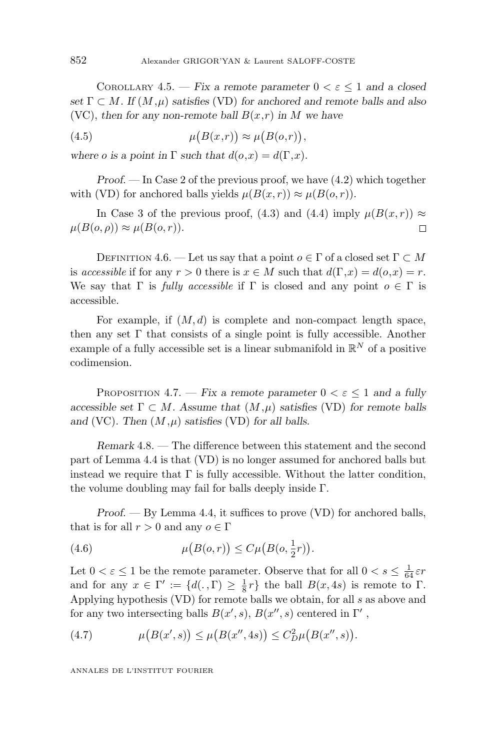Corollary 4.5. — *Fix a remote parameter $0 < \varepsilon \leq 1$ and a closed set $\Gamma \subset M$. If $(M,\mu)$ satisfies* (VD) *for anchored and remote balls and also* (VC)*, then for any non-remote ball $B(x,r)$ in $M$ we have*

$$\mu\big(B(x,r)\big) \approx \mu\big(B(o,r)\big), \tag{4.5}$$

*where $o$ is a point in $\Gamma$ such that $d(o,x) = d(\Gamma,x)$.*

*Proof.* — In Case 2 of the previous proof, we have (4.2) which together with (VD) for anchored balls yields $\mu(B(x,r)) \approx \mu(B(o,r))$.

In Case 3 of the previous proof, (4.3) and (4.4) imply $\mu(B(x,r)) \approx \mu(B(o,\rho)) \approx \mu(B(o,r))$. □

Definition 4.6. — Let us say that a point $o \in \Gamma$ of a closed set $\Gamma \subset M$ is *accessible* if for any $r > 0$ there is $x \in M$ such that $d(\Gamma,x) = d(o,x) = r$. We say that $\Gamma$ is *fully accessible* if $\Gamma$ is closed and any point $o \in \Gamma$ is accessible.

For example, if $(M,d)$ is complete and non-compact length space, then any set $\Gamma$ that consists of a single point is fully accessible. Another example of a fully accessible set is a linear submanifold in $\mathbb{R}^N$ of a positive codimension.

Proposition 4.7. — *Fix a remote parameter $0 < \varepsilon \leq 1$ and a fully accessible set $\Gamma \subset M$. Assume that $(M,\mu)$ satisfies* (VD) *for remote balls and* (VC)*. Then $(M,\mu)$ satisfies* (VD) *for all balls.*

*Remark* 4.8. — The difference between this statement and the second part of Lemma 4.4 is that (VD) is no longer assumed for anchored balls but instead we require that $\Gamma$ is fully accessible. Without the latter condition, the volume doubling may fail for balls deeply inside $\Gamma$.

*Proof.* — By Lemma 4.4, it suffices to prove (VD) for anchored balls, that is for all $r > 0$ and any $o \in \Gamma$

$$\mu\big(B(o,r)\big) \leq C\mu\big(B(o,\tfrac{1}{2}r)\big). \tag{4.6}$$

Let $0 < \varepsilon \leq 1$ be the remote parameter. Observe that for all $0 < s \leq \frac{1}{64}\varepsilon r$ and for any $x \in \Gamma' := \{d(.,\Gamma) \geq \frac{1}{8}r\}$ the ball $B(x,4s)$ is remote to $\Gamma$. Applying hypothesis (VD) for remote balls we obtain, for all $s$ as above and for any two intersecting balls $B(x',s)$, $B(x'',s)$ centered in $\Gamma'$ ,

$$\mu\big(B(x',s)\big) \leq \mu\big(B(x'',4s)\big) \leq C_D^2\mu\big(B(x'',s)\big). \tag{4.7}$$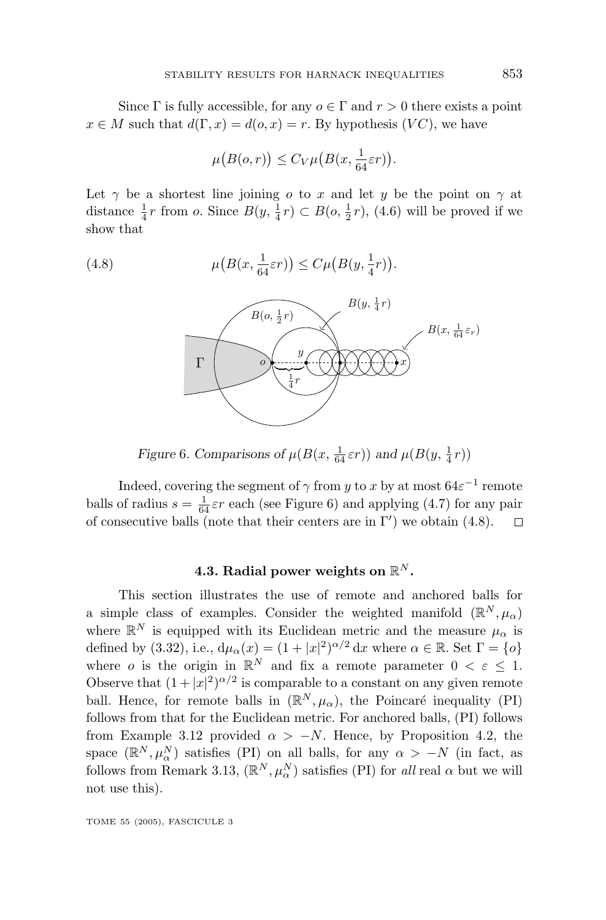Since $\Gamma$ is fully accessible, for any $o \in \Gamma$ and $r > 0$ there exists a point $x \in M$ such that $d(\Gamma, x) = d(o, x) = r$. By hypothesis $(VC)$, we have

$$\mu\big(B(o,r)\big) \le C_V \mu\big(B(x, \tfrac{1}{64}\varepsilon r)\big).$$

Let $\gamma$ be a shortest line joining $o$ to $x$ and let $y$ be the point on $\gamma$ at distance $\frac{1}{4}r$ from $o$. Since $B(y, \frac{1}{4}r) \subset B(o, \frac{1}{2}r)$, (4.6) will be proved if we show that

$$\mu\big(B(x, \tfrac{1}{64}\varepsilon r)\big) \le C \mu\big(B(y, \tfrac{1}{4}r)\big). \tag{4.8}$$

*Figure 6. Comparisons of $\mu(B(x, \frac{1}{64}\varepsilon r))$ and $\mu(B(y, \frac{1}{4}r))$*

Indeed, covering the segment of $\gamma$ from $y$ to $x$ by at most $64\varepsilon^{-1}$ remote balls of radius $s = \frac{1}{64}\varepsilon r$ each (see Figure 6) and applying (4.7) for any pair of consecutive balls (note that their centers are in $\Gamma'$) we obtain (4.8). $\square$

### 4.3. Radial power weights on $\mathbb{R}^N$.

This section illustrates the use of remote and anchored balls for a simple class of examples. Consider the weighted manifold $(\mathbb{R}^N, \mu_\alpha)$ where $\mathbb{R}^N$ is equipped with its Euclidean metric and the measure $\mu_\alpha$ is defined by (3.32), i.e., $\mathrm{d}\mu_\alpha(x) = (1 + |x|^2)^{\alpha/2}\,\mathrm{d}x$ where $\alpha \in \mathbb{R}$. Set $\Gamma = \{o\}$ where $o$ is the origin in $\mathbb{R}^N$ and fix a remote parameter $0 < \varepsilon \le 1$. Observe that $(1 + |x|^2)^{\alpha/2}$ is comparable to a constant on any given remote ball. Hence, for remote balls in $(\mathbb{R}^N, \mu_\alpha)$, the Poincaré inequality (PI) follows from that for the Euclidean metric. For anchored balls, (PI) follows from Example 3.12 provided $\alpha > -N$. Hence, by Proposition 4.2, the space $(\mathbb{R}^N, \mu_\alpha^N)$ satisfies (PI) on all balls, for any $\alpha > -N$ (in fact, as follows from Remark 3.13, $(\mathbb{R}^N, \mu_\alpha^N)$ satisfies (PI) for *all* real $\alpha$ but we will not use this).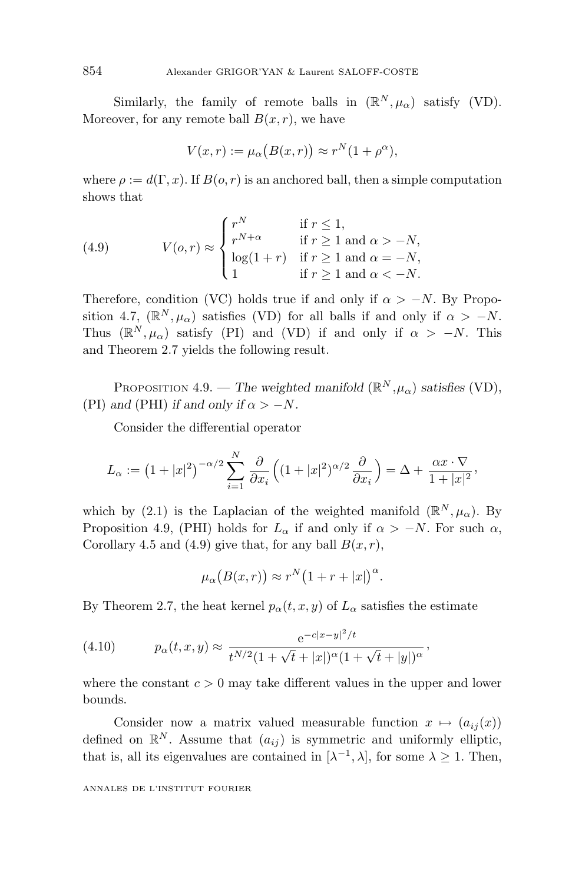Similarly, the family of remote balls in $(\mathbb{R}^N, \mu_\alpha)$ satisfy (VD). Moreover, for any remote ball $B(x,r)$, we have

$$V(x,r) := \mu_\alpha\big(B(x,r)\big) \approx r^N(1+\rho^\alpha),$$

where $\rho := d(\Gamma, x)$. If $B(o,r)$ is an anchored ball, then a simple computation shows that

$$V(o,r) \approx \begin{cases} r^N & \text{if } r \leq 1, \\ r^{N+\alpha} & \text{if } r \geq 1 \text{ and } \alpha > -N, \\ \log(1+r) & \text{if } r \geq 1 \text{ and } \alpha = -N, \\ 1 & \text{if } r \geq 1 \text{ and } \alpha < -N. \end{cases} \tag{4.9}$$

Therefore, condition (VC) holds true if and only if $\alpha > -N$. By Proposition 4.7, $(\mathbb{R}^N, \mu_\alpha)$ satisfies (VD) for all balls if and only if $\alpha > -N$. Thus $(\mathbb{R}^N, \mu_\alpha)$ satisfy (PI) and (VD) if and only if $\alpha > -N$. This and Theorem 2.7 yields the following result.

Proposition 4.9. — *The weighted manifold* $(\mathbb{R}^N, \mu_\alpha)$ *satisfies* (VD), (PI) *and* (PHI) *if and only if* $\alpha > -N$.

Consider the differential operator

$$L_\alpha := \big(1+|x|^2\big)^{-\alpha/2} \sum_{i=1}^N \frac{\partial}{\partial x_i}\Big((1+|x|^2)^{\alpha/2} \frac{\partial}{\partial x_i}\Big) = \Delta + \frac{\alpha x \cdot \nabla}{1+|x|^2},$$

which by (2.1) is the Laplacian of the weighted manifold $(\mathbb{R}^N, \mu_\alpha)$. By Proposition 4.9, (PHI) holds for $L_\alpha$ if and only if $\alpha > -N$. For such $\alpha$, Corollary 4.5 and (4.9) give that, for any ball $B(x,r)$,

$$\mu_\alpha\big(B(x,r)\big) \approx r^N\big(1+r+|x|\big)^\alpha.$$

By Theorem 2.7, the heat kernel $p_\alpha(t,x,y)$ of $L_\alpha$ satisfies the estimate

$$p_\alpha(t,x,y) \approx \frac{e^{-c|x-y|^2/t}}{t^{N/2}(1+\sqrt{t}+|x|)^\alpha(1+\sqrt{t}+|y|)^\alpha}, \tag{4.10}$$

where the constant $c > 0$ may take different values in the upper and lower bounds.

Consider now a matrix valued measurable function $x \mapsto (a_{ij}(x))$ defined on $\mathbb{R}^N$. Assume that $(a_{ij})$ is symmetric and uniformly elliptic, that is, all its eigenvalues are contained in $[\lambda^{-1}, \lambda]$, for some $\lambda \geq 1$. Then,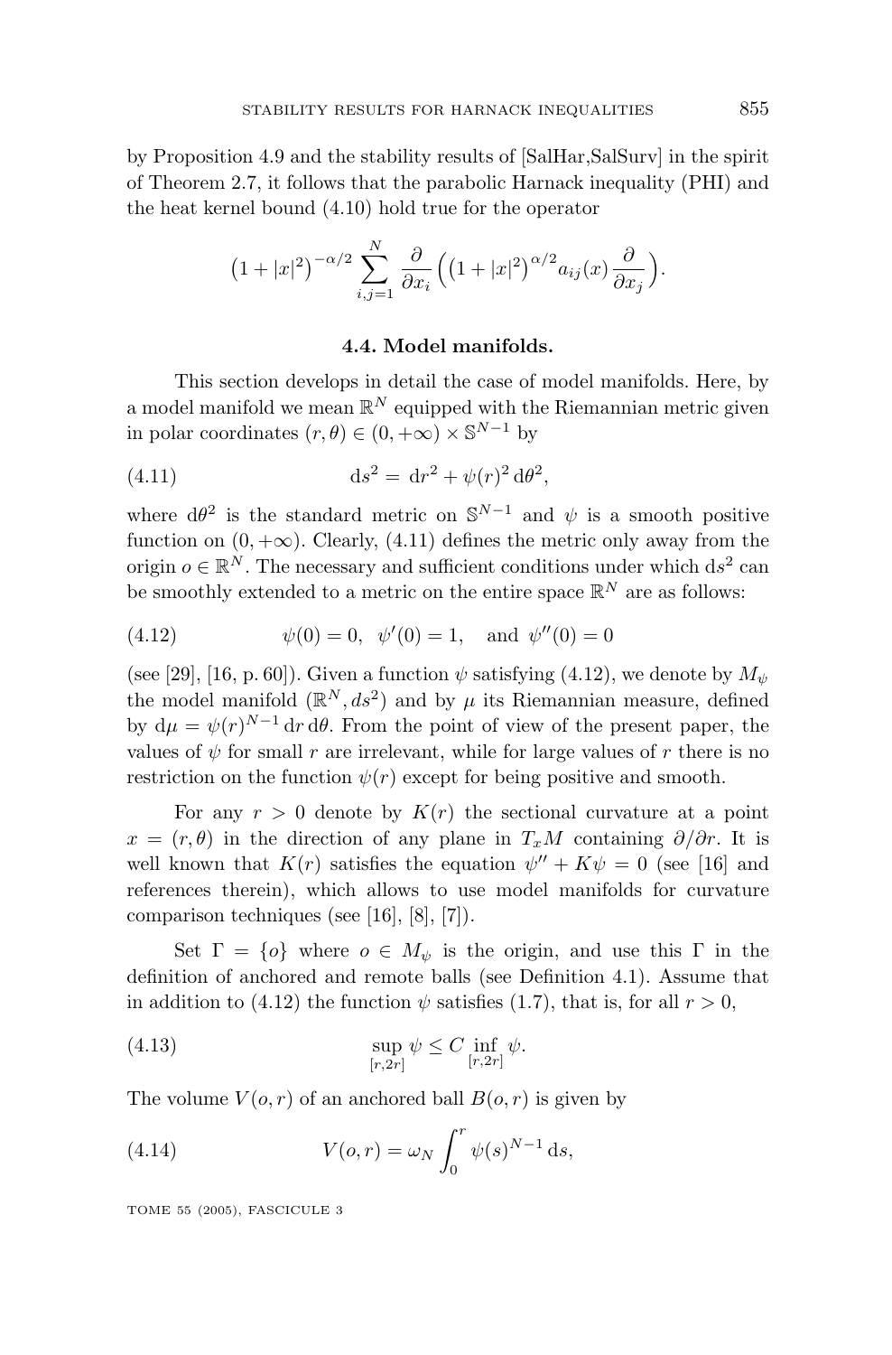by Proposition 4.9 and the stability results of [SalHar,SalSurv] in the spirit of Theorem 2.7, it follows that the parabolic Harnack inequality (PHI) and the heat kernel bound (4.10) hold true for the operator

$$\left(1+|x|^2\right)^{-\alpha/2} \sum_{i,j=1}^{N} \frac{\partial}{\partial x_i}\Big(\left(1+|x|^2\right)^{\alpha/2} a_{ij}(x) \frac{\partial}{\partial x_j}\Big).$$

### 4.4. Model manifolds.

This section develops in detail the case of model manifolds. Here, by a model manifold we mean $\mathbb{R}^N$ equipped with the Riemannian metric given in polar coordinates $(r,\theta) \in (0,+\infty) \times \mathbb{S}^{N-1}$ by

$$\mathrm{d}s^2 = \mathrm{d}r^2 + \psi(r)^2 \,\mathrm{d}\theta^2, \tag{4.11}$$

where $\mathrm{d}\theta^2$ is the standard metric on $\mathbb{S}^{N-1}$ and $\psi$ is a smooth positive function on $(0,+\infty)$. Clearly, (4.11) defines the metric only away from the origin $o \in \mathbb{R}^N$. The necessary and sufficient conditions under which $\mathrm{d}s^2$ can be smoothly extended to a metric on the entire space $\mathbb{R}^N$ are as follows:

$$\psi(0) = 0, \;\; \psi'(0) = 1, \quad \text{and } \; \psi''(0) = 0 \tag{4.12}$$

(see [29], [16, p. 60]). Given a function $\psi$ satisfying (4.12), we denote by $M_\psi$ the model manifold $(\mathbb{R}^N, ds^2)$ and by $\mu$ its Riemannian measure, defined by $\mathrm{d}\mu = \psi(r)^{N-1}\,\mathrm{d}r\,\mathrm{d}\theta$. From the point of view of the present paper, the values of $\psi$ for small $r$ are irrelevant, while for large values of $r$ there is no restriction on the function $\psi(r)$ except for being positive and smooth.

For any $r > 0$ denote by $K(r)$ the sectional curvature at a point $x = (r,\theta)$ in the direction of any plane in $T_xM$ containing $\partial/\partial r$. It is well known that $K(r)$ satisfies the equation $\psi'' + K\psi = 0$ (see [16] and references therein), which allows to use model manifolds for curvature comparison techniques (see [16], [8], [7]).

Set $\Gamma = \{o\}$ where $o \in M_\psi$ is the origin, and use this $\Gamma$ in the definition of anchored and remote balls (see Definition 4.1). Assume that in addition to (4.12) the function $\psi$ satisfies (1.7), that is, for all $r > 0$,

$$\sup_{[r,2r]} \psi \le C \inf_{[r,2r]} \psi. \tag{4.13}$$

The volume $V(o,r)$ of an anchored ball $B(o,r)$ is given by

$$V(o,r) = \omega_N \int_0^r \psi(s)^{N-1}\,\mathrm{d}s, \tag{4.14}$$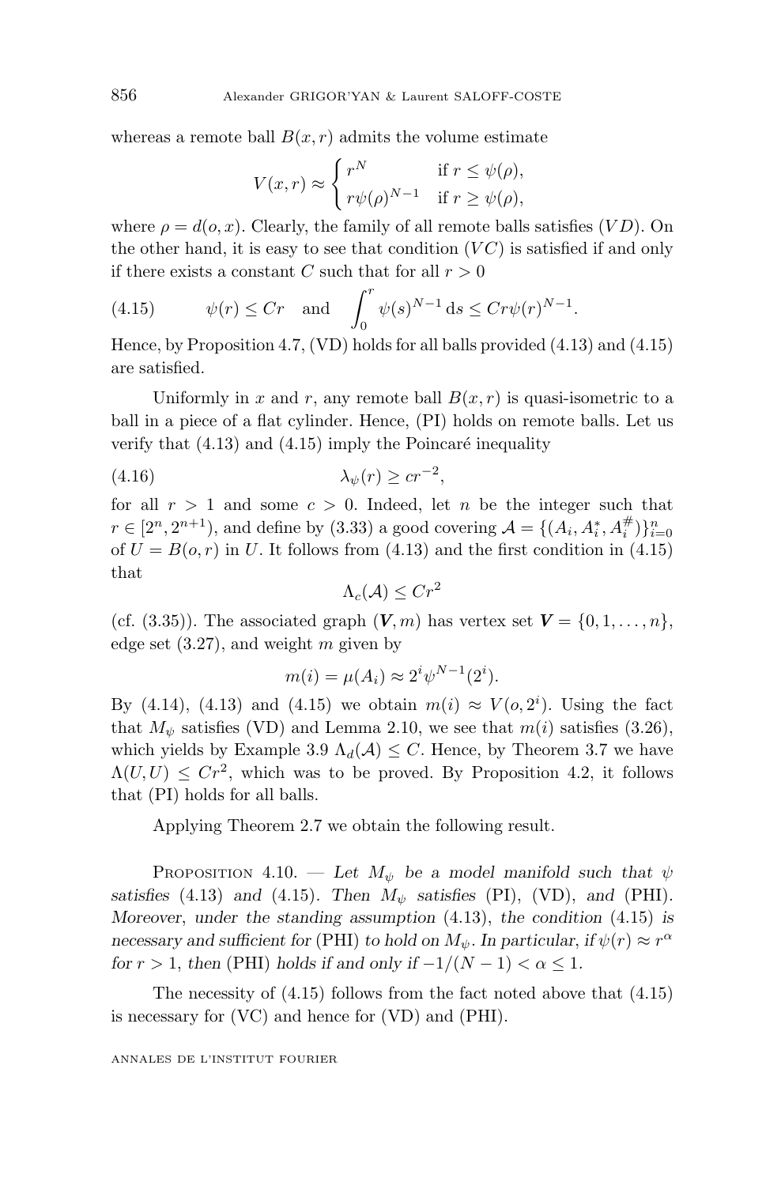whereas a remote ball $B(x,r)$ admits the volume estimate

$$V(x,r) \approx \begin{cases} r^N & \text{if } r \le \psi(\rho), \\ r\psi(\rho)^{N-1} & \text{if } r \ge \psi(\rho), \end{cases}$$

where $\rho = d(o,x)$. Clearly, the family of all remote balls satisfies $(VD)$. On the other hand, it is easy to see that condition $(VC)$ is satisfied if and only if there exists a constant $C$ such that for all $r > 0$

$$\psi(r) \le Cr \quad \text{and} \quad \int_0^r \psi(s)^{N-1}\,\mathrm{d}s \le Cr\psi(r)^{N-1}. \tag{4.15}$$

Hence, by Proposition 4.7, (VD) holds for all balls provided (4.13) and (4.15) are satisfied.

Uniformly in $x$ and $r$, any remote ball $B(x,r)$ is quasi-isometric to a ball in a piece of a flat cylinder. Hence, (PI) holds on remote balls. Let us verify that (4.13) and (4.15) imply the Poincaré inequality

$$\lambda_\psi(r) \ge cr^{-2}, \tag{4.16}$$

for all $r > 1$ and some $c > 0$. Indeed, let $n$ be the integer such that $r \in [2^n, 2^{n+1})$, and define by (3.33) a good covering $\mathcal{A} = \{(A_i, A_i^*, A_i^\#)\}_{i=0}^n$ of $U = B(o,r)$ in $U$. It follows from (4.13) and the first condition in (4.15) that

$$\Lambda_c(\mathcal{A}) \le Cr^2$$

(cf. (3.35)). The associated graph $(\boldsymbol{V}, m)$ has vertex set $\boldsymbol{V} = \{0,1,\dots,n\}$, edge set (3.27), and weight $m$ given by

$$m(i) = \mu(A_i) \approx 2^i \psi^{N-1}(2^i).$$

By (4.14), (4.13) and (4.15) we obtain $m(i) \approx V(o, 2^i)$. Using the fact that $M_\psi$ satisfies (VD) and Lemma 2.10, we see that $m(i)$ satisfies (3.26), which yields by Example 3.9 $\Lambda_d(\mathcal{A}) \le C$. Hence, by Theorem 3.7 we have $\Lambda(U,U) \le Cr^2$, which was to be proved. By Proposition 4.2, it follows that (PI) holds for all balls.

Applying Theorem 2.7 we obtain the following result.

Proposition 4.10. — *Let $M_\psi$ be a model manifold such that $\psi$ satisfies* (4.13) *and* (4.15)*. Then $M_\psi$ satisfies* (PI), (VD), *and* (PHI)*. Moreover, under the standing assumption* (4.13)*, the condition* (4.15) *is necessary and sufficient for* (PHI) *to hold on $M_\psi$. In particular, if $\psi(r) \approx r^\alpha$ for $r > 1$, then* (PHI) *holds if and only if $-1/(N-1) < \alpha \le 1$.*

The necessity of (4.15) follows from the fact noted above that (4.15) is necessary for (VC) and hence for (VD) and (PHI).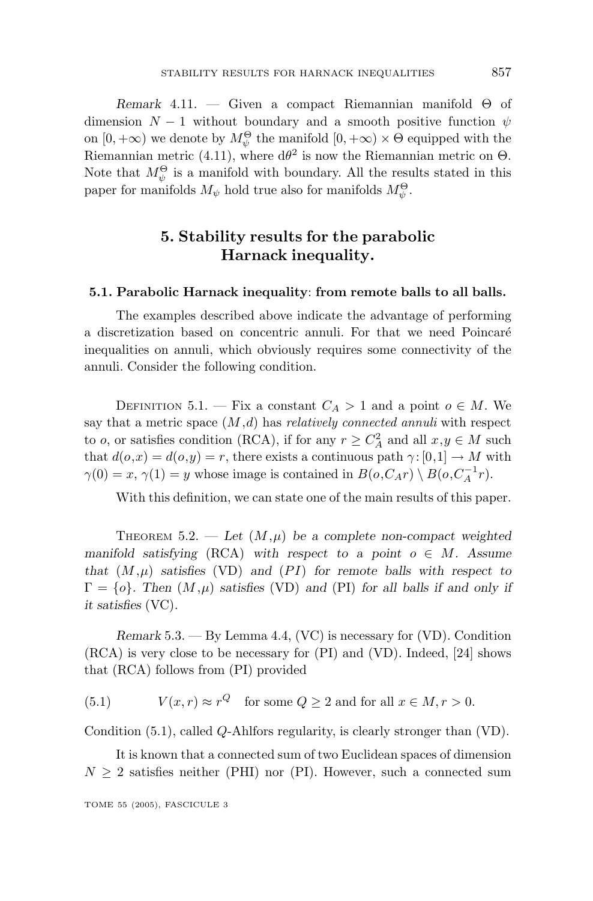*Remark* 4.11. — Given a compact Riemannian manifold $\Theta$ of dimension $N-1$ without boundary and a smooth positive function $\psi$ on $[0,+\infty)$ we denote by $M_\psi^\Theta$ the manifold $[0,+\infty)\times\Theta$ equipped with the Riemannian metric (4.11), where $d\theta^2$ is now the Riemannian metric on $\Theta$. Note that $M_\psi^\Theta$ is a manifold with boundary. All the results stated in this paper for manifolds $M_\psi$ hold true also for manifolds $M_\psi^\Theta$.

## 5. Stability results for the parabolic Harnack inequality.

### 5.1. Parabolic Harnack inequality: from remote balls to all balls.

The examples described above indicate the advantage of performing a discretization based on concentric annuli. For that we need Poincaré inequalities on annuli, which obviously requires some connectivity of the annuli. Consider the following condition.

Definition 5.1. — Fix a constant $C_A>1$ and a point $o\in M$. We say that a metric space $(M,d)$ has *relatively connected annuli* with respect to $o$, or satisfies condition (RCA), if for any $r\geq C_A^2$ and all $x,y\in M$ such that $d(o,x)=d(o,y)=r$, there exists a continuous path $\gamma\colon[0,1]\to M$ with $\gamma(0)=x$, $\gamma(1)=y$ whose image is contained in $B(o,C_Ar)\setminus B(o,C_A^{-1}r)$.

With this definition, we can state one of the main results of this paper.

Theorem 5.2. — *Let $(M,\mu)$ be a complete non-compact weighted manifold satisfying* (RCA) *with respect to a point $o\in M$. Assume that $(M,\mu)$ satisfies* (VD) *and* $(PI)$ *for remote balls with respect to $\Gamma=\{o\}$. Then $(M,\mu)$ satisfies* (VD) *and* (PI) *for all balls if and only if it satisfies* (VC).

*Remark* 5.3. — By Lemma 4.4, (VC) is necessary for (VD). Condition (RCA) is very close to be necessary for (PI) and (VD). Indeed, [24] shows that (RCA) follows from (PI) provided

$$V(x,r)\approx r^Q \quad \text{for some } Q\geq 2 \text{ and for all } x\in M, r>0. \tag{5.1}$$

Condition (5.1), called $Q$-Ahlfors regularity, is clearly stronger than (VD).

It is known that a connected sum of two Euclidean spaces of dimension $N\geq 2$ satisfies neither (PHI) nor (PI). However, such a connected sum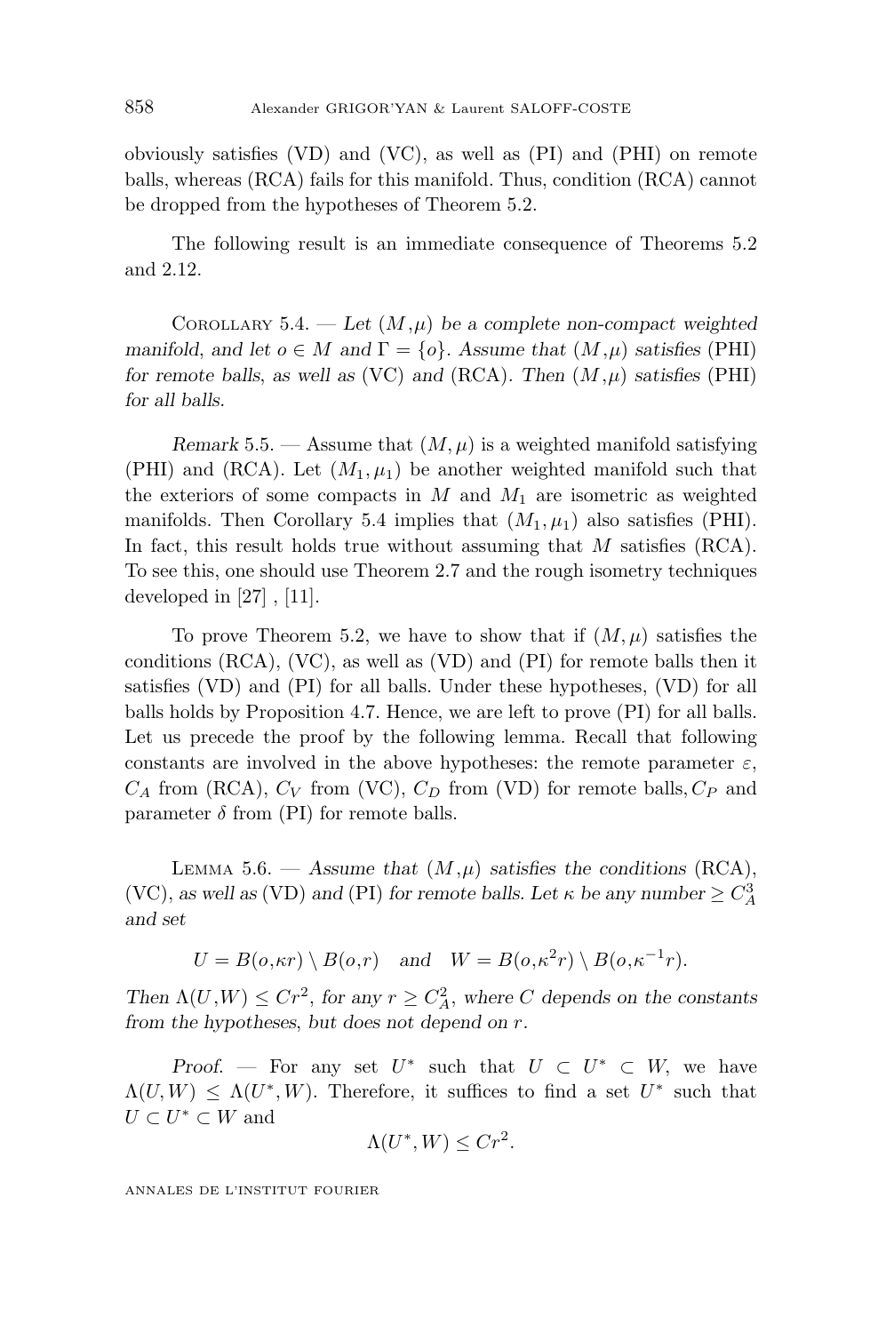obviously satisfies (VD) and (VC), as well as (PI) and (PHI) on remote balls, whereas (RCA) fails for this manifold. Thus, condition (RCA) cannot be dropped from the hypotheses of Theorem 5.2.

The following result is an immediate consequence of Theorems 5.2 and 2.12.

Corollary 5.4. — *Let $(M,\mu)$ be a complete non-compact weighted manifold, and let $o \in M$ and $\Gamma = \{o\}$. Assume that $(M,\mu)$ satisfies* (PHI) *for remote balls, as well as* (VC) *and* (RCA). *Then $(M,\mu)$ satisfies* (PHI) *for all balls.*

*Remark* 5.5. — Assume that $(M, \mu)$ is a weighted manifold satisfying (PHI) and (RCA). Let $(M_1, \mu_1)$ be another weighted manifold such that the exteriors of some compacts in $M$ and $M_1$ are isometric as weighted manifolds. Then Corollary 5.4 implies that $(M_1, \mu_1)$ also satisfies (PHI). In fact, this result holds true without assuming that $M$ satisfies (RCA). To see this, one should use Theorem 2.7 and the rough isometry techniques developed in [27] , [11].

To prove Theorem 5.2, we have to show that if $(M, \mu)$ satisfies the conditions (RCA), (VC), as well as (VD) and (PI) for remote balls then it satisfies (VD) and (PI) for all balls. Under these hypotheses, (VD) for all balls holds by Proposition 4.7. Hence, we are left to prove (PI) for all balls. Let us precede the proof by the following lemma. Recall that following constants are involved in the above hypotheses: the remote parameter $\varepsilon$, $C_A$ from (RCA), $C_V$ from (VC), $C_D$ from (VD) for remote balls, $C_P$ and parameter $\delta$ from (PI) for remote balls.

Lemma 5.6. — *Assume that $(M,\mu)$ satisfies the conditions* (RCA), (VC), *as well as* (VD) *and* (PI) *for remote balls. Let $\kappa$ be any number $\geq C_A^3$ and set*

$$U = B(o,\kappa r) \setminus B(o,r) \quad \text{and} \quad W = B(o,\kappa^2 r) \setminus B(o,\kappa^{-1} r).$$

*Then $\Lambda(U,W) \leq Cr^2$, for any $r \geq C_A^2$, where $C$ depends on the constants from the hypotheses, but does not depend on $r$.*

*Proof.* — For any set $U^*$ such that $U \subset U^* \subset W$, we have $\Lambda(U, W) \leq \Lambda(U^*, W)$. Therefore, it suffices to find a set $U^*$ such that $U \subset U^* \subset W$ and

$$\Lambda(U^*, W) \leq Cr^2.$$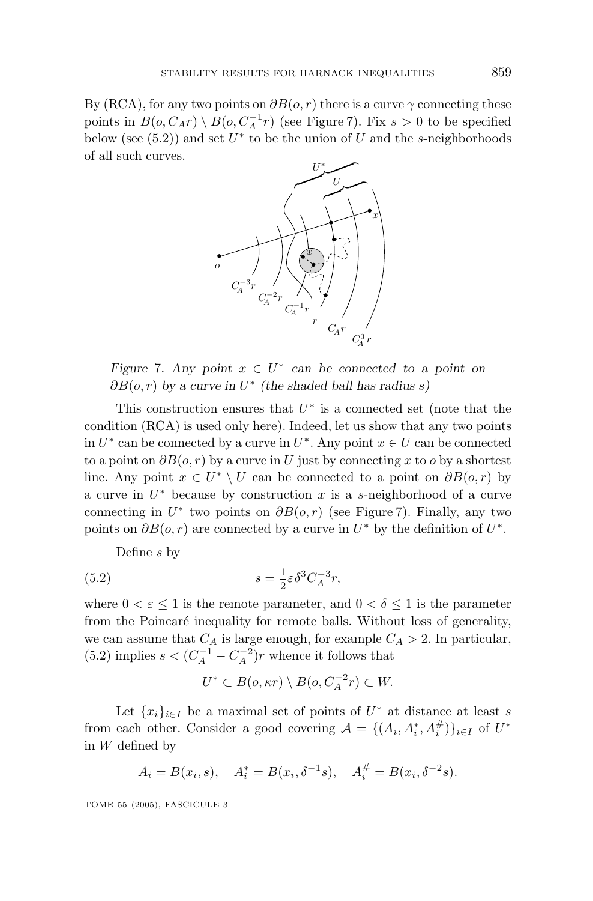By (RCA), for any two points on $\partial B(o,r)$ there is a curve $\gamma$ connecting these points in $B(o, C_A r) \setminus B(o, C_A^{-1} r)$ (see Figure 7). Fix $s > 0$ to be specified below (see (5.2)) and set $U^*$ to be the union of $U$ and the $s$-neighborhoods of all such curves.

*Figure 7. Any point $x \in U^*$ can be connected to a point on $\partial B(o,r)$ by a curve in $U^*$ (the shaded ball has radius $s$)*

This construction ensures that $U^*$ is a connected set (note that the condition (RCA) is used only here). Indeed, let us show that any two points in $U^*$ can be connected by a curve in $U^*$. Any point $x \in U$ can be connected to a point on $\partial B(o,r)$ by a curve in $U$ just by connecting $x$ to $o$ by a shortest line. Any point $x \in U^* \setminus U$ can be connected to a point on $\partial B(o,r)$ by a curve in $U^*$ because by construction $x$ is a $s$-neighborhood of a curve connecting in $U^*$ two points on $\partial B(o,r)$ (see Figure 7). Finally, any two points on $\partial B(o,r)$ are connected by a curve in $U^*$ by the definition of $U^*$.

Define $s$ by

$$s = \frac{1}{2} \varepsilon \delta^3 C_A^{-3} r, \tag{5.2}$$

where $0 < \varepsilon \leq 1$ is the remote parameter, and $0 < \delta \leq 1$ is the parameter from the Poincaré inequality for remote balls. Without loss of generality, we can assume that $C_A$ is large enough, for example $C_A > 2$. In particular, (5.2) implies $s < (C_A^{-1} - C_A^{-2}) r$ whence it follows that

$$U^* \subset B(o, \kappa r) \setminus B(o, C_A^{-2} r) \subset W.$$

Let $\{x_i\}_{i \in I}$ be a maximal set of points of $U^*$ at distance at least $s$ from each other. Consider a good covering $\mathcal{A} = \{(A_i, A_i^*, A_i^{\#})\}_{i \in I}$ of $U^*$ in $W$ defined by

$$A_i = B(x_i, s), \quad A_i^* = B(x_i, \delta^{-1} s), \quad A_i^{\#} = B(x_i, \delta^{-2} s).$$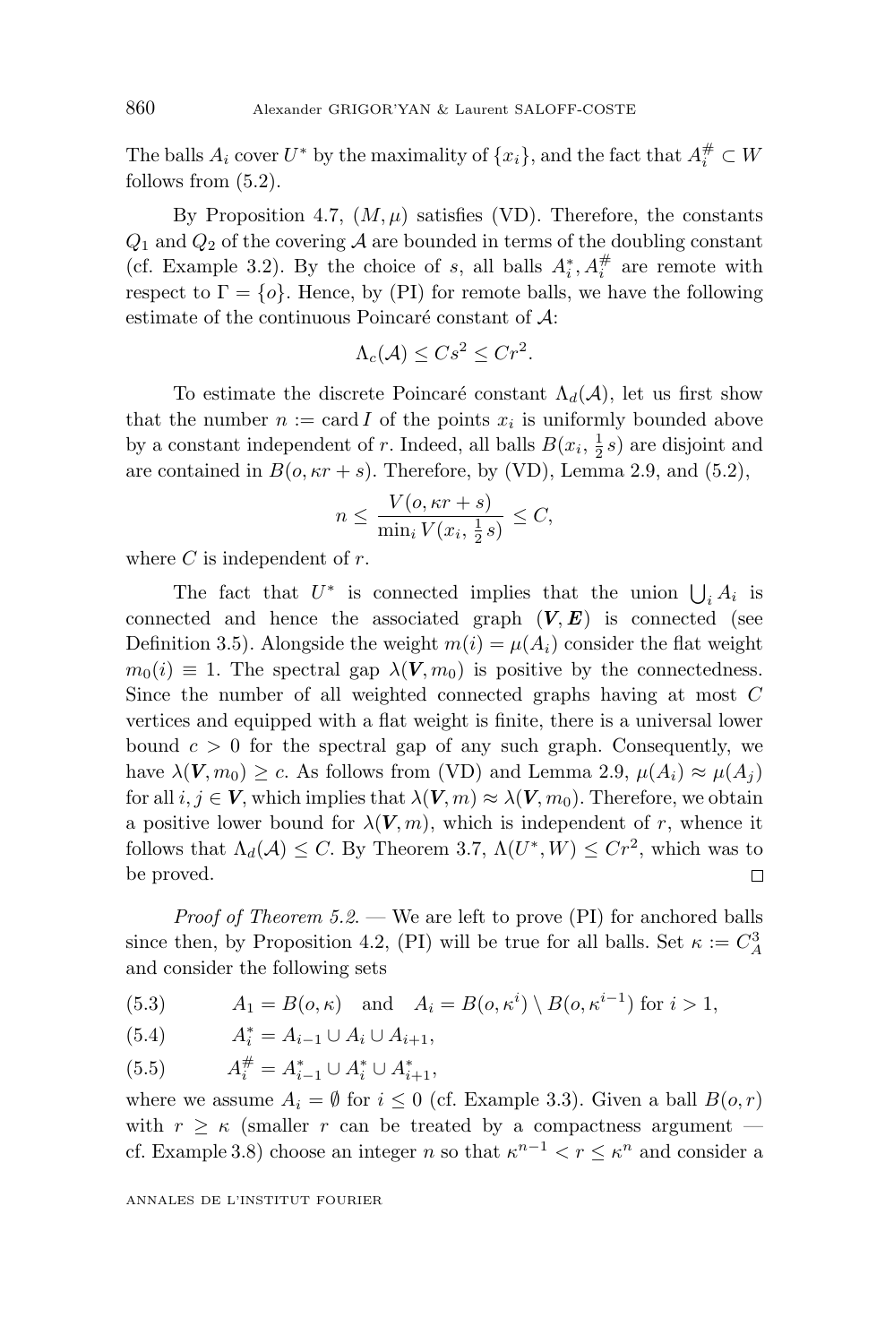The balls $A_i$ cover $U^*$ by the maximality of $\{x_i\}$, and the fact that $A_i^\# \subset W$ follows from (5.2).

By Proposition 4.7, $(M,\mu)$ satisfies (VD). Therefore, the constants $Q_1$ and $Q_2$ of the covering $\mathcal{A}$ are bounded in terms of the doubling constant (cf. Example 3.2). By the choice of $s$, all balls $A_i^*, A_i^\#$ are remote with respect to $\Gamma = \{o\}$. Hence, by (PI) for remote balls, we have the following estimate of the continuous Poincaré constant of $\mathcal{A}$:

$$\Lambda_c(\mathcal{A}) \le Cs^2 \le Cr^2.$$

To estimate the discrete Poincaré constant $\Lambda_d(\mathcal{A})$, let us first show that the number $n := \operatorname{card} I$ of the points $x_i$ is uniformly bounded above by a constant independent of $r$. Indeed, all balls $B(x_i, \frac{1}{2}s)$ are disjoint and are contained in $B(o, \kappa r + s)$. Therefore, by (VD), Lemma 2.9, and (5.2),

$$n \le \frac{V(o, \kappa r + s)}{\min_i V(x_i, \frac{1}{2}s)} \le C,$$

where $C$ is independent of $r$.

The fact that $U^*$ is connected implies that the union $\bigcup_i A_i$ is connected and hence the associated graph $(\boldsymbol{V}, \boldsymbol{E})$ is connected (see Definition 3.5). Alongside the weight $m(i) = \mu(A_i)$ consider the flat weight $m_0(i) \equiv 1$. The spectral gap $\lambda(\boldsymbol{V}, m_0)$ is positive by the connectedness. Since the number of all weighted connected graphs having at most $C$ vertices and equipped with a flat weight is finite, there is a universal lower bound $c > 0$ for the spectral gap of any such graph. Consequently, we have $\lambda(\boldsymbol{V}, m_0) \ge c$. As follows from (VD) and Lemma 2.9, $\mu(A_i) \approx \mu(A_j)$ for all $i, j \in \boldsymbol{V}$, which implies that $\lambda(\boldsymbol{V}, m) \approx \lambda(\boldsymbol{V}, m_0)$. Therefore, we obtain a positive lower bound for $\lambda(\boldsymbol{V}, m)$, which is independent of $r$, whence it follows that $\Lambda_d(\mathcal{A}) \le C$. By Theorem 3.7, $\Lambda(U^*, W) \le Cr^2$, which was to be proved. □

*Proof of Theorem 5.2.* — We are left to prove (PI) for anchored balls since then, by Proposition 4.2, (PI) will be true for all balls. Set $\kappa := C_A^3$ and consider the following sets

$$A_1 = B(o, \kappa) \quad \text{and} \quad A_i = B(o, \kappa^i) \setminus B(o, \kappa^{i-1}) \text{ for } i > 1, \tag{5.3}$$

$$A_i^* = A_{i-1} \cup A_i \cup A_{i+1}, \tag{5.4}$$

$$A_i^\# = A_{i-1}^* \cup A_i^* \cup A_{i+1}^*, \tag{5.5}$$

where we assume $A_i = \emptyset$ for $i \le 0$ (cf. Example 3.3). Given a ball $B(o,r)$ with $r \ge \kappa$ (smaller $r$ can be treated by a compactness argument — cf. Example 3.8) choose an integer $n$ so that $\kappa^{n-1} < r \le \kappa^n$ and consider a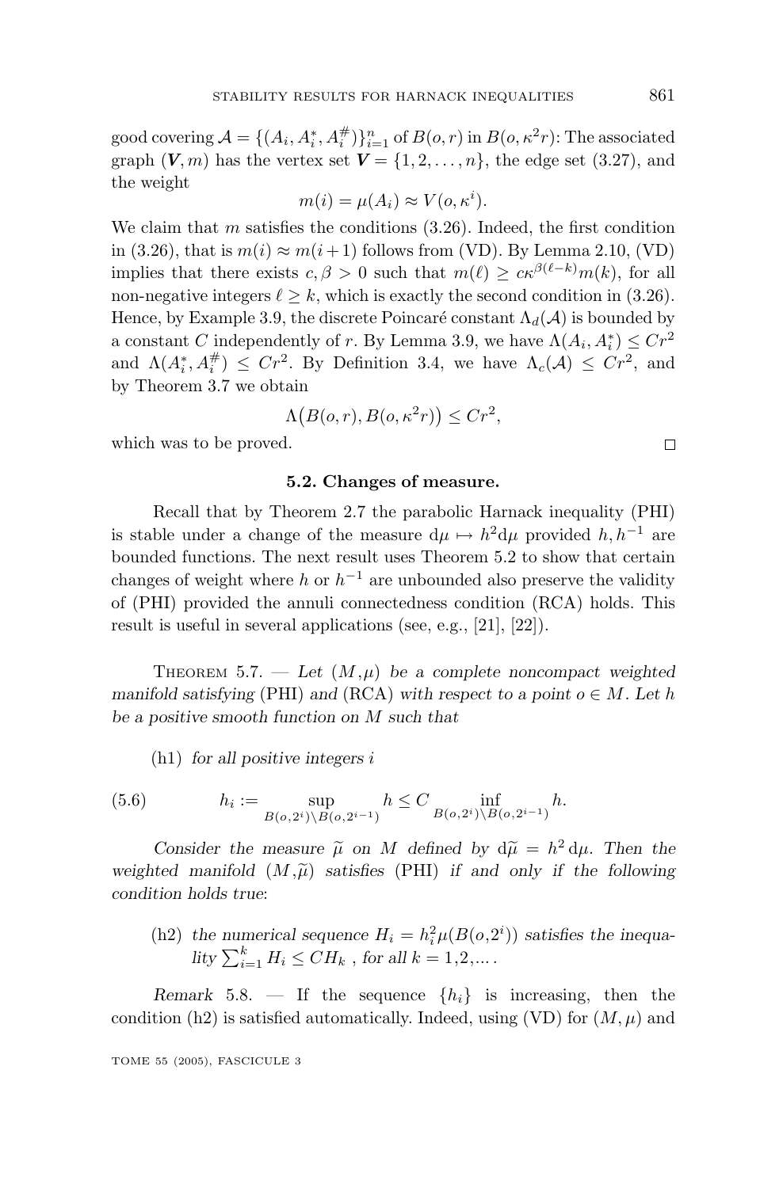good covering $\mathcal{A} = \{(A_i, A_i^*, A_i^{\#})\}_{i=1}^n$ of $B(o,r)$ in $B(o,\kappa^2 r)$: The associated graph $(\boldsymbol{V}, m)$ has the vertex set $\boldsymbol{V} = \{1, 2, \ldots, n\}$, the edge set (3.27), and the weight

$$m(i) = \mu(A_i) \approx V(o, \kappa^i).$$

We claim that $m$ satisfies the conditions (3.26). Indeed, the first condition in (3.26), that is $m(i) \approx m(i+1)$ follows from (VD). By Lemma 2.10, (VD) implies that there exists $c, \beta > 0$ such that $m(\ell) \geq c\kappa^{\beta(\ell-k)} m(k)$, for all non-negative integers $\ell \geq k$, which is exactly the second condition in (3.26). Hence, by Example 3.9, the discrete Poincaré constant $\Lambda_d(\mathcal{A})$ is bounded by a constant $C$ independently of $r$. By Lemma 3.9, we have $\Lambda(A_i, A_i^*) \leq Cr^2$ and $\Lambda(A_i^*, A_i^{\#}) \leq Cr^2$. By Definition 3.4, we have $\Lambda_c(\mathcal{A}) \leq Cr^2$, and by Theorem 3.7 we obtain

$$\Lambda\big(B(o,r), B(o,\kappa^2 r)\big) \leq Cr^2,$$

which was to be proved. □

### 5.2. Changes of measure.

Recall that by Theorem 2.7 the parabolic Harnack inequality (PHI) is stable under a change of the measure $\mathrm{d}\mu \mapsto h^2 \mathrm{d}\mu$ provided $h, h^{-1}$ are bounded functions. The next result uses Theorem 5.2 to show that certain changes of weight where $h$ or $h^{-1}$ are unbounded also preserve the validity of (PHI) provided the annuli connectedness condition (RCA) holds. This result is useful in several applications (see, e.g., [21], [22]).

Theorem 5.7. — *Let $(M,\mu)$ be a complete noncompact weighted manifold satisfying* (PHI) *and* (RCA) *with respect to a point $o \in M$. Let $h$ be a positive smooth function on $M$ such that*

(h1) *for all positive integers $i$*

$$h_i := \sup_{B(o,2^i)\setminus B(o,2^{i-1})} h \leq C \inf_{B(o,2^i)\setminus B(o,2^{i-1})} h. \tag{5.6}$$

*Consider the measure $\widetilde{\mu}$ on $M$ defined by $\mathrm{d}\widetilde{\mu} = h^2\,\mathrm{d}\mu$. Then the weighted manifold $(M,\widetilde{\mu})$ satisfies* (PHI) *if and only if the following condition holds true*:

(h2) *the numerical sequence $H_i = h_i^2 \mu(B(o,2^i))$ satisfies the inequality $\sum_{i=1}^k H_i \leq CH_k$ , for all $k = 1,2,\ldots$ .*

*Remark* 5.8. — If the sequence $\{h_i\}$ is increasing, then the condition (h2) is satisfied automatically. Indeed, using (VD) for $(M,\mu)$ and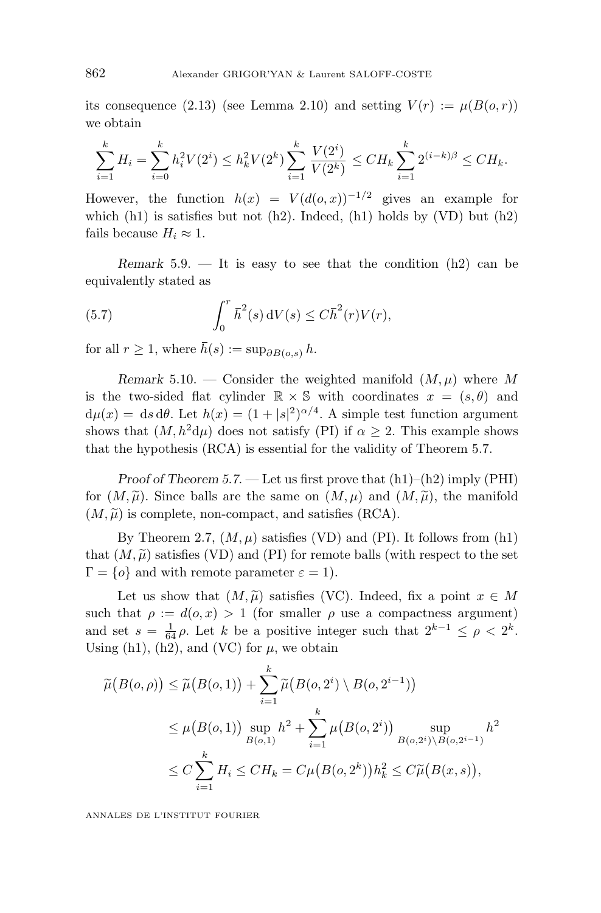its consequence (2.13) (see Lemma 2.10) and setting $V(r) := \mu(B(o,r))$ we obtain

$$\sum_{i=1}^{k} H_i = \sum_{i=0}^{k} h_i^2 V(2^i) \leq h_k^2 V(2^k) \sum_{i=1}^{k} \frac{V(2^i)}{V(2^k)} \leq C H_k \sum_{i=1}^{k} 2^{(i-k)\beta} \leq C H_k.$$

However, the function $h(x) = V(d(o,x))^{-1/2}$ gives an example for which (h1) is satisfies but not (h2). Indeed, (h1) holds by (VD) but (h2) fails because $H_i \approx 1$.

*Remark* 5.9. — It is easy to see that the condition (h2) can be equivalently stated as

$$\int_0^r \bar{h}^2(s)\, \mathrm{d}V(s) \leq C \bar{h}^2(r) V(r), \tag{5.7}$$

for all $r \geq 1$, where $\bar{h}(s) := \sup_{\partial B(o,s)} h$.

*Remark* 5.10. — Consider the weighted manifold $(M,\mu)$ where $M$ is the two-sided flat cylinder $\mathbb{R} \times \mathbb{S}$ with coordinates $x = (s,\theta)$ and $\mathrm{d}\mu(x) = \mathrm{d}s\, \mathrm{d}\theta$. Let $h(x) = (1+|s|^2)^{\alpha/4}$. A simple test function argument shows that $(M, h^2 \mathrm{d}\mu)$ does not satisfy (PI) if $\alpha \geq 2$. This example shows that the hypothesis (RCA) is essential for the validity of Theorem 5.7.

*Proof of Theorem 5.7.* — Let us first prove that (h1)–(h2) imply (PHI) for $(M,\widetilde{\mu})$. Since balls are the same on $(M,\mu)$ and $(M,\widetilde{\mu})$, the manifold $(M,\widetilde{\mu})$ is complete, non-compact, and satisfies (RCA).

By Theorem 2.7, $(M,\mu)$ satisfies (VD) and (PI). It follows from (h1) that $(M,\widetilde{\mu})$ satisfies (VD) and (PI) for remote balls (with respect to the set $\Gamma = \{o\}$ and with remote parameter $\varepsilon = 1$).

Let us show that $(M,\widetilde{\mu})$ satisfies (VC). Indeed, fix a point $x \in M$ such that $\rho := d(o,x) > 1$ (for smaller $\rho$ use a compactness argument) and set $s = \frac{1}{64}\rho$. Let $k$ be a positive integer such that $2^{k-1} \leq \rho < 2^k$. Using (h1), (h2), and (VC) for $\mu$, we obtain

$$\begin{aligned}
\widetilde{\mu}\big(B(o,\rho)\big) &\leq \widetilde{\mu}\big(B(o,1)\big) + \sum_{i=1}^{k} \widetilde{\mu}\big(B(o,2^i) \setminus B(o,2^{i-1})\big) \\
&\leq \mu\big(B(o,1)\big) \sup_{B(o,1)} h^2 + \sum_{i=1}^{k} \mu\big(B(o,2^i)\big) \sup_{B(o,2^i)\setminus B(o,2^{i-1})} h^2 \\
&\leq C \sum_{i=1}^{k} H_i \leq C H_k = C\mu\big(B(o,2^k)\big) h_k^2 \leq C\widetilde{\mu}\big(B(x,s)\big),
\end{aligned}$$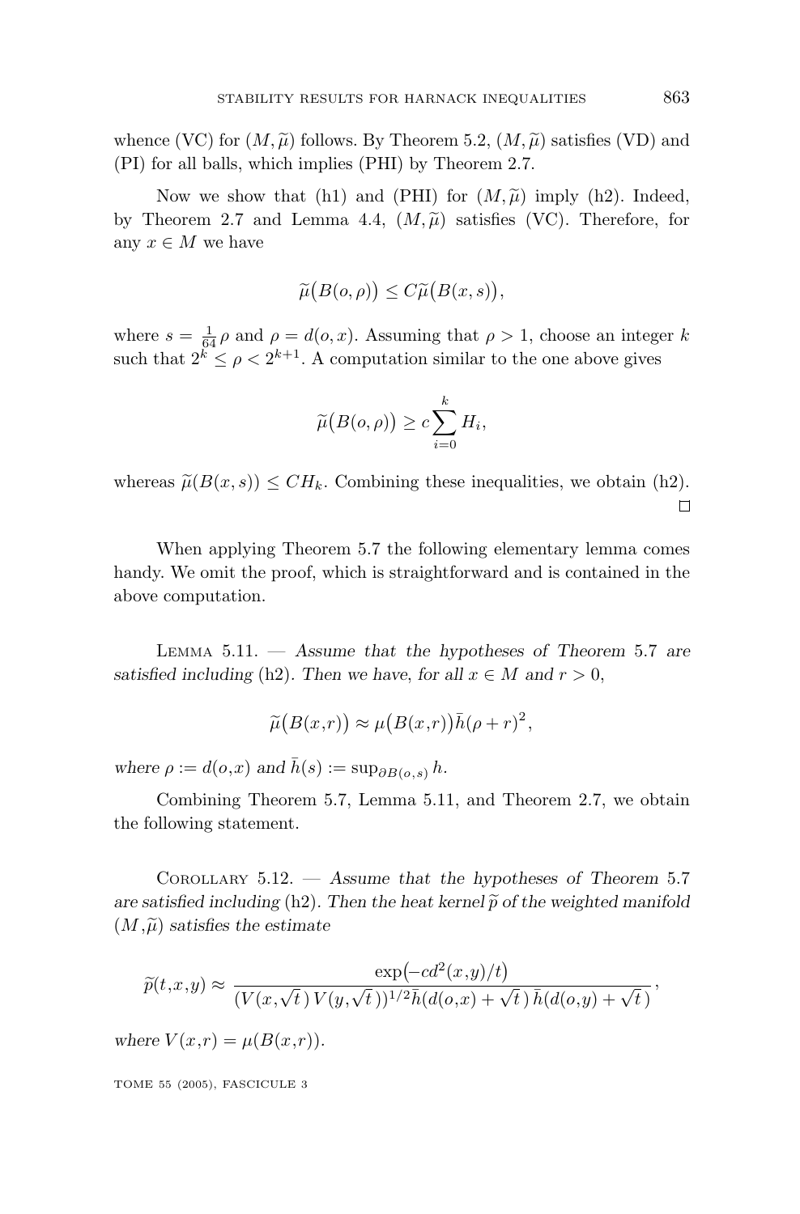whence (VC) for $(M,\widetilde{\mu})$ follows. By Theorem 5.2, $(M,\widetilde{\mu})$ satisfies (VD) and (PI) for all balls, which implies (PHI) by Theorem 2.7.

Now we show that (h1) and (PHI) for $(M,\widetilde{\mu})$ imply (h2). Indeed, by Theorem 2.7 and Lemma 4.4, $(M,\widetilde{\mu})$ satisfies (VC). Therefore, for any $x \in M$ we have

$$\widetilde{\mu}\big(B(o,\rho)\big) \le C\widetilde{\mu}\big(B(x,s)\big),$$

where $s = \frac{1}{64}\rho$ and $\rho = d(o,x)$. Assuming that $\rho > 1$, choose an integer $k$ such that $2^k \le \rho < 2^{k+1}$. A computation similar to the one above gives

$$\widetilde{\mu}\big(B(o,\rho)\big) \ge c\sum_{i=0}^{k} H_i,$$

whereas $\widetilde{\mu}(B(x,s)) \le CH_k$. Combining these inequalities, we obtain (h2). $\square$

When applying Theorem 5.7 the following elementary lemma comes handy. We omit the proof, which is straightforward and is contained in the above computation.

Lemma 5.11. — *Assume that the hypotheses of Theorem 5.7 are satisfied including (h2). Then we have, for all $x \in M$ and $r > 0$,*

$$\widetilde{\mu}\big(B(x,r)\big) \approx \mu\big(B(x,r)\big)\bar{h}(\rho + r)^2,$$

*where $\rho := d(o,x)$ and $\bar{h}(s) := \sup_{\partial B(o,s)} h$.*

Combining Theorem 5.7, Lemma 5.11, and Theorem 2.7, we obtain the following statement.

Corollary 5.12. — *Assume that the hypotheses of Theorem 5.7 are satisfied including (h2). Then the heat kernel $\widetilde{p}$ of the weighted manifold $(M,\widetilde{\mu})$ satisfies the estimate*

$$\widetilde{p}(t,x,y) \approx \frac{\exp\big(-cd^2(x,y)/t\big)}{(V(x,\sqrt{t}\,)\,V(y,\sqrt{t}\,))^{1/2}\bar{h}(d(o,x)+\sqrt{t}\,)\,\bar{h}(d(o,y)+\sqrt{t}\,)},$$

*where $V(x,r) = \mu(B(x,r))$.*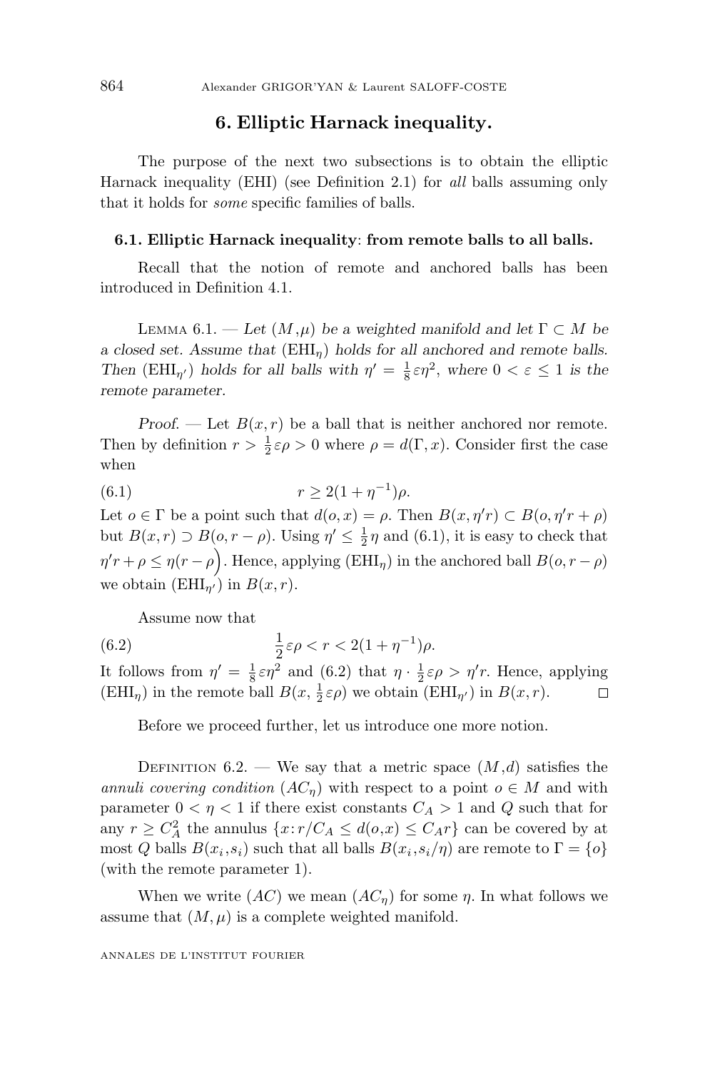## 6. Elliptic Harnack inequality.

The purpose of the next two subsections is to obtain the elliptic Harnack inequality (EHI) (see Definition 2.1) for *all* balls assuming only that it holds for *some* specific families of balls.

### 6.1. Elliptic Harnack inequality: from remote balls to all balls.

Recall that the notion of remote and anchored balls has been introduced in Definition 4.1.

Lemma 6.1. — *Let $(M,\mu)$ be a weighted manifold and let $\Gamma \subset M$ be a closed set. Assume that $(\mathrm{EHI}_\eta)$ holds for all anchored and remote balls. Then $(\mathrm{EHI}_{\eta'})$ holds for all balls with $\eta' = \frac{1}{8}\varepsilon\eta^2$, where $0 < \varepsilon \leq 1$ is the remote parameter.*

*Proof.* — Let $B(x,r)$ be a ball that is neither anchored nor remote. Then by definition $r > \frac{1}{2}\varepsilon\rho > 0$ where $\rho = d(\Gamma, x)$. Consider first the case when

$$r \geq 2(1+\eta^{-1})\rho. \tag{6.1}$$

Let $o \in \Gamma$ be a point such that $d(o,x) = \rho$. Then $B(x, \eta' r) \subset B(o, \eta' r + \rho)$ but $B(x,r) \supset B(o, r-\rho)$. Using $\eta' \leq \frac{1}{2}\eta$ and (6.1), it is easy to check that $\eta' r + \rho \leq \eta(r-\rho\Big)$. Hence, applying $(\mathrm{EHI}_\eta)$ in the anchored ball $B(o, r-\rho)$ we obtain $(\mathrm{EHI}_{\eta'})$ in $B(x,r)$.

Assume now that

$$\frac{1}{2}\varepsilon\rho < r < 2(1+\eta^{-1})\rho. \tag{6.2}$$

It follows from $\eta' = \frac{1}{8}\varepsilon\eta^2$ and (6.2) that $\eta \cdot \frac{1}{2}\varepsilon\rho > \eta' r$. Hence, applying $(\mathrm{EHI}_\eta)$ in the remote ball $B(x, \frac{1}{2}\varepsilon\rho)$ we obtain $(\mathrm{EHI}_{\eta'})$ in $B(x,r)$. □

Before we proceed further, let us introduce one more notion.

Definition 6.2. — We say that a metric space $(M,d)$ satisfies the *annuli covering condition* $(AC_\eta)$ with respect to a point $o \in M$ and with parameter $0 < \eta < 1$ if there exist constants $C_A > 1$ and $Q$ such that for any $r \geq C_A^2$ the annulus $\{x : r/C_A \leq d(o,x) \leq C_A r\}$ can be covered by at most $Q$ balls $B(x_i, s_i)$ such that all balls $B(x_i, s_i/\eta)$ are remote to $\Gamma = \{o\}$ (with the remote parameter 1).

When we write $(AC)$ we mean $(AC_\eta)$ for some $\eta$. In what follows we assume that $(M,\mu)$ is a complete weighted manifold.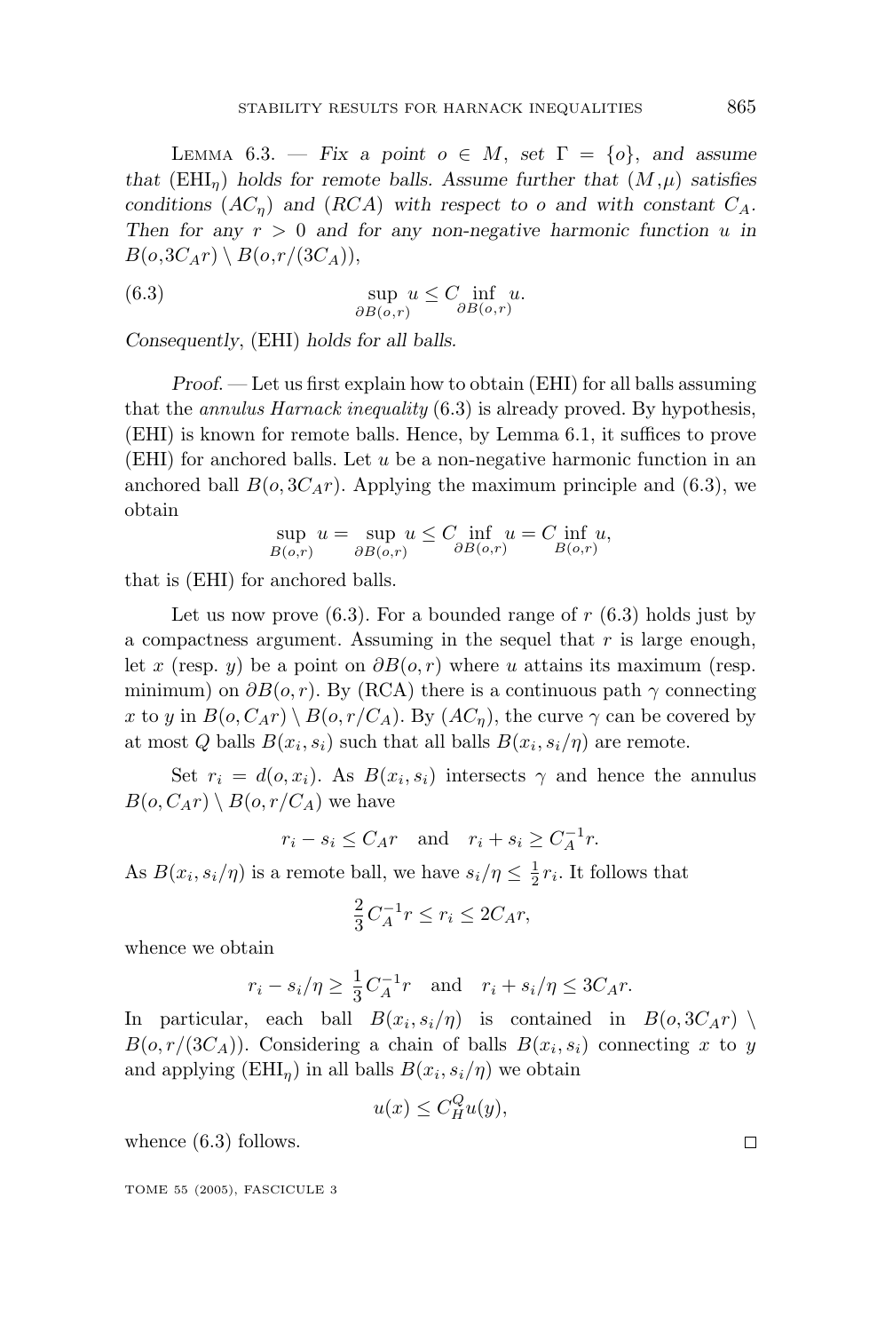LEMMA 6.3. — *Fix a point $o \in M$, set $\Gamma = \{o\}$, and assume that* $(\mathrm{EHI}_\eta)$ *holds for remote balls. Assume further that* $(M,\mu)$ *satisfies conditions* $(AC_\eta)$ *and* $(RCA)$ *with respect to* $o$ *and with constant* $C_A$*. Then for any* $r > 0$ *and for any non-negative harmonic function* $u$ *in* $B(o,3C_A r) \setminus B(o, r/(3C_A))$,

$$\sup_{\partial B(o,r)} u \le C \inf_{\partial B(o,r)} u. \tag{6.3}$$

*Consequently*, (EHI) *holds for all balls.*

*Proof.* — Let us first explain how to obtain (EHI) for all balls assuming that the *annulus Harnack inequality* (6.3) is already proved. By hypothesis, (EHI) is known for remote balls. Hence, by Lemma 6.1, it suffices to prove (EHI) for anchored balls. Let $u$ be a non-negative harmonic function in an anchored ball $B(o, 3C_A r)$. Applying the maximum principle and (6.3), we obtain

$$\sup_{B(o,r)} u = \sup_{\partial B(o,r)} u \le C \inf_{\partial B(o,r)} u = C \inf_{B(o,r)} u,$$

that is (EHI) for anchored balls.

Let us now prove (6.3). For a bounded range of $r$ (6.3) holds just by a compactness argument. Assuming in the sequel that $r$ is large enough, let $x$ (resp. $y$) be a point on $\partial B(o,r)$ where $u$ attains its maximum (resp. minimum) on $\partial B(o,r)$. By (RCA) there is a continuous path $\gamma$ connecting $x$ to $y$ in $B(o, C_A r) \setminus B(o, r/C_A)$. By $(AC_\eta)$, the curve $\gamma$ can be covered by at most $Q$ balls $B(x_i, s_i)$ such that all balls $B(x_i, s_i/\eta)$ are remote.

Set $r_i = d(o, x_i)$. As $B(x_i, s_i)$ intersects $\gamma$ and hence the annulus $B(o, C_A r) \setminus B(o, r/C_A)$ we have

$$r_i - s_i \le C_A r \quad \text{and} \quad r_i + s_i \ge C_A^{-1} r.$$

As $B(x_i, s_i/\eta)$ is a remote ball, we have $s_i/\eta \le \frac{1}{2} r_i$. It follows that

$$\frac{2}{3} C_A^{-1} r \le r_i \le 2 C_A r,$$

whence we obtain

$$r_i - s_i/\eta \ge \frac{1}{3} C_A^{-1} r \quad \text{and} \quad r_i + s_i/\eta \le 3 C_A r.$$

In particular, each ball $B(x_i, s_i/\eta)$ is contained in $B(o, 3C_A r) \setminus B(o, r/(3C_A))$. Considering a chain of balls $B(x_i, s_i)$ connecting $x$ to $y$ and applying $(\mathrm{EHI}_\eta)$ in all balls $B(x_i, s_i/\eta)$ we obtain

$$u(x) \le C_H^Q u(y),$$

whence (6.3) follows. □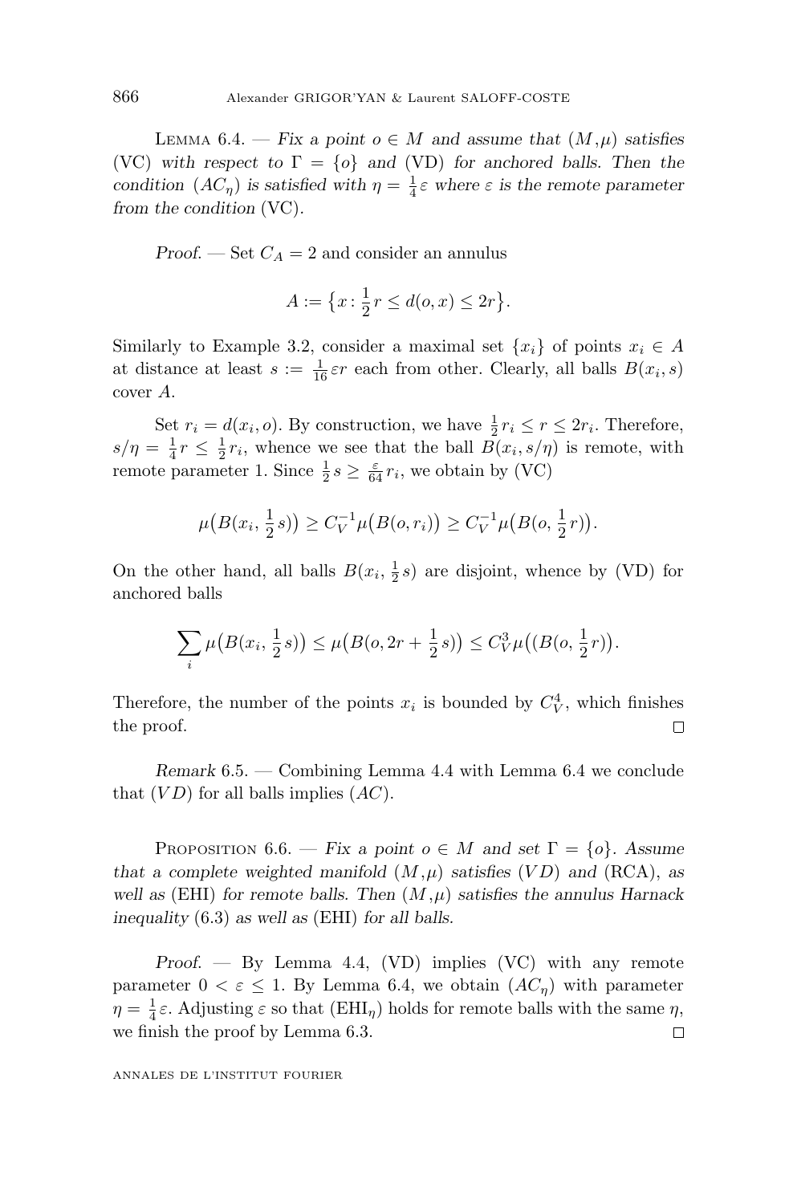Lemma 6.4. — *Fix a point $o \in M$ and assume that $(M,\mu)$ satisfies* (VC) *with respect to $\Gamma = \{o\}$ and* (VD) *for anchored balls. Then the condition $(AC_\eta)$ is satisfied with $\eta = \frac{1}{4}\varepsilon$ where $\varepsilon$ is the remote parameter from the condition* (VC).

*Proof.* — Set $C_A = 2$ and consider an annulus

$$A := \left\{x : \frac{1}{2}r \le d(o,x) \le 2r\right\}.$$

Similarly to Example 3.2, consider a maximal set $\{x_i\}$ of points $x_i \in A$ at distance at least $s := \frac{1}{16}\varepsilon r$ each from other. Clearly, all balls $B(x_i, s)$ cover $A$.

Set $r_i = d(x_i, o)$. By construction, we have $\frac{1}{2}r_i \le r \le 2r_i$. Therefore, $s/\eta = \frac{1}{4}r \le \frac{1}{2}r_i$, whence we see that the ball $B(x_i, s/\eta)$ is remote, with remote parameter 1. Since $\frac{1}{2}s \ge \frac{\varepsilon}{64}r_i$, we obtain by (VC)

$$\mu\big(B(x_i, \tfrac{1}{2}s)\big) \ge C_V^{-1}\mu\big(B(o, r_i)\big) \ge C_V^{-1}\mu\big(B(o, \tfrac{1}{2}r)\big).$$

On the other hand, all balls $B(x_i, \frac{1}{2}s)$ are disjoint, whence by (VD) for anchored balls

$$\sum_i \mu\big(B(x_i, \tfrac{1}{2}s)\big) \le \mu\big(B(o, 2r + \tfrac{1}{2}s)\big) \le C_V^3 \mu\big((B(o, \tfrac{1}{2}r)\big).$$

Therefore, the number of the points $x_i$ is bounded by $C_V^4$, which finishes the proof. □

*Remark* 6.5. — Combining Lemma 4.4 with Lemma 6.4 we conclude that $(VD)$ for all balls implies $(AC)$.

Proposition 6.6. — *Fix a point $o \in M$ and set $\Gamma = \{o\}$. Assume that a complete weighted manifold $(M,\mu)$ satisfies $(VD)$ and* (RCA), *as well as* (EHI) *for remote balls. Then $(M,\mu)$ satisfies the annulus Harnack inequality* (6.3) *as well as* (EHI) *for all balls.*

*Proof.* — By Lemma 4.4, (VD) implies (VC) with any remote parameter $0 < \varepsilon \le 1$. By Lemma 6.4, we obtain $(AC_\eta)$ with parameter $\eta = \frac{1}{4}\varepsilon$. Adjusting $\varepsilon$ so that $(\mathrm{EHI}_\eta)$ holds for remote balls with the same $\eta$, we finish the proof by Lemma 6.3. □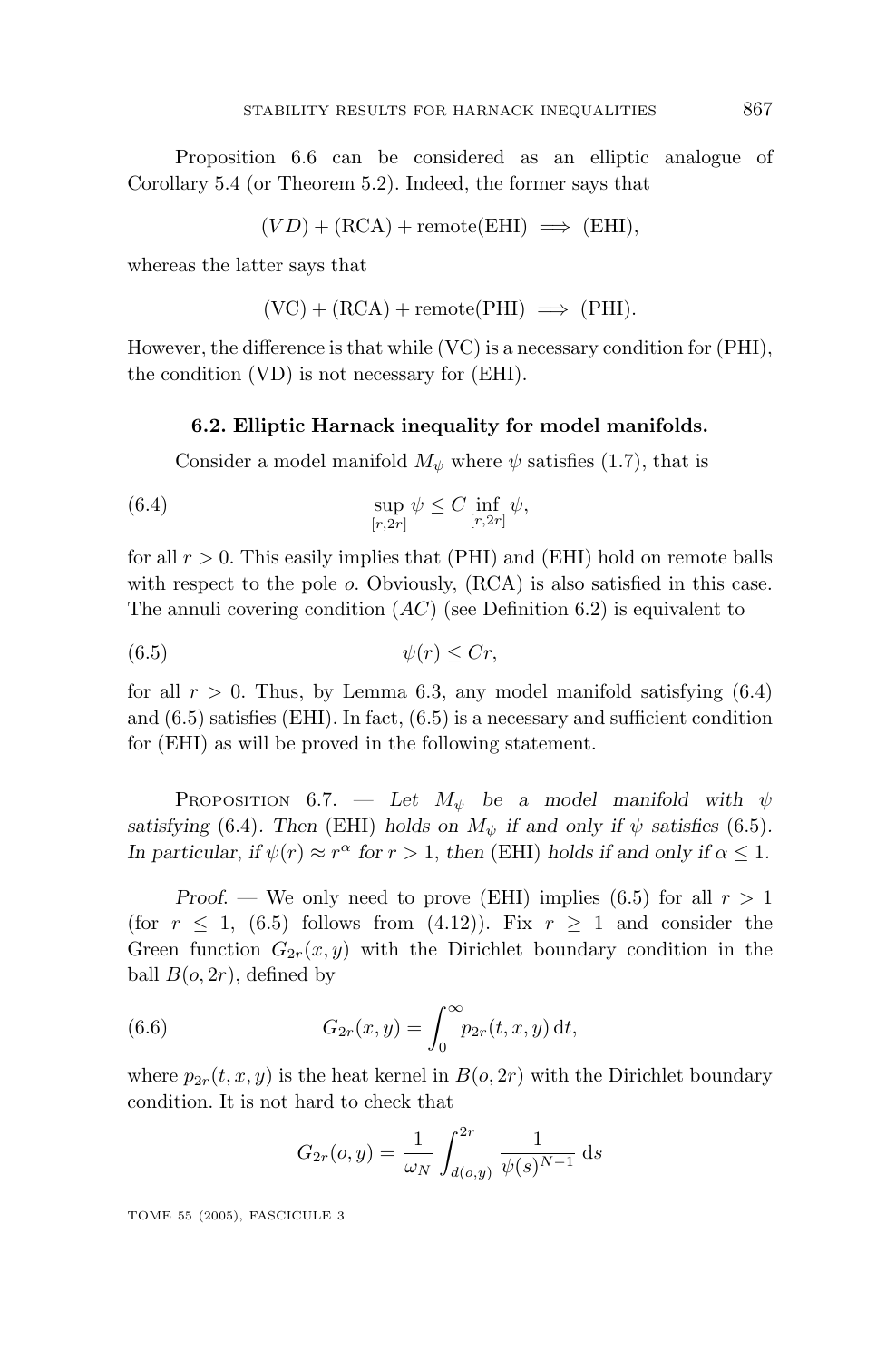Proposition 6.6 can be considered as an elliptic analogue of Corollary 5.4 (or Theorem 5.2). Indeed, the former says that

$$(VD) + \text{(RCA)} + \text{remote(EHI)} \implies \text{(EHI)},$$

whereas the latter says that

$$\text{(VC)} + \text{(RCA)} + \text{remote(PHI)} \implies \text{(PHI)}.$$

However, the difference is that while (VC) is a necessary condition for (PHI), the condition (VD) is not necessary for (EHI).

### 6.2. Elliptic Harnack inequality for model manifolds.

Consider a model manifold $M_\psi$ where $\psi$ satisfies (1.7), that is

$$\sup_{[r,2r]} \psi \le C \inf_{[r,2r]} \psi, \tag{6.4}$$

for all $r > 0$. This easily implies that (PHI) and (EHI) hold on remote balls with respect to the pole $o$. Obviously, (RCA) is also satisfied in this case. The annuli covering condition $(AC)$ (see Definition 6.2) is equivalent to

$$\psi(r) \le Cr, \tag{6.5}$$

for all $r > 0$. Thus, by Lemma 6.3, any model manifold satisfying (6.4) and (6.5) satisfies (EHI). In fact, (6.5) is a necessary and sufficient condition for (EHI) as will be proved in the following statement.

Proposition 6.7. — *Let $M_\psi$ be a model manifold with $\psi$ satisfying* (6.4)*. Then* (EHI) *holds on $M_\psi$ if and only if $\psi$ satisfies* (6.5)*. In particular, if $\psi(r) \approx r^\alpha$ for $r > 1$, then* (EHI) *holds if and only if $\alpha \le 1$.*

*Proof.* — We only need to prove (EHI) implies (6.5) for all $r > 1$ (for $r \le 1$, (6.5) follows from (4.12)). Fix $r \ge 1$ and consider the Green function $G_{2r}(x, y)$ with the Dirichlet boundary condition in the ball $B(o, 2r)$, defined by

$$G_{2r}(x, y) = \int_0^\infty p_{2r}(t, x, y)\, \mathrm{d}t, \tag{6.6}$$

where $p_{2r}(t, x, y)$ is the heat kernel in $B(o, 2r)$ with the Dirichlet boundary condition. It is not hard to check that

$$G_{2r}(o, y) = \frac{1}{\omega_N} \int_{d(o,y)}^{2r} \frac{1}{\psi(s)^{N-1}}\, \mathrm{d}s$$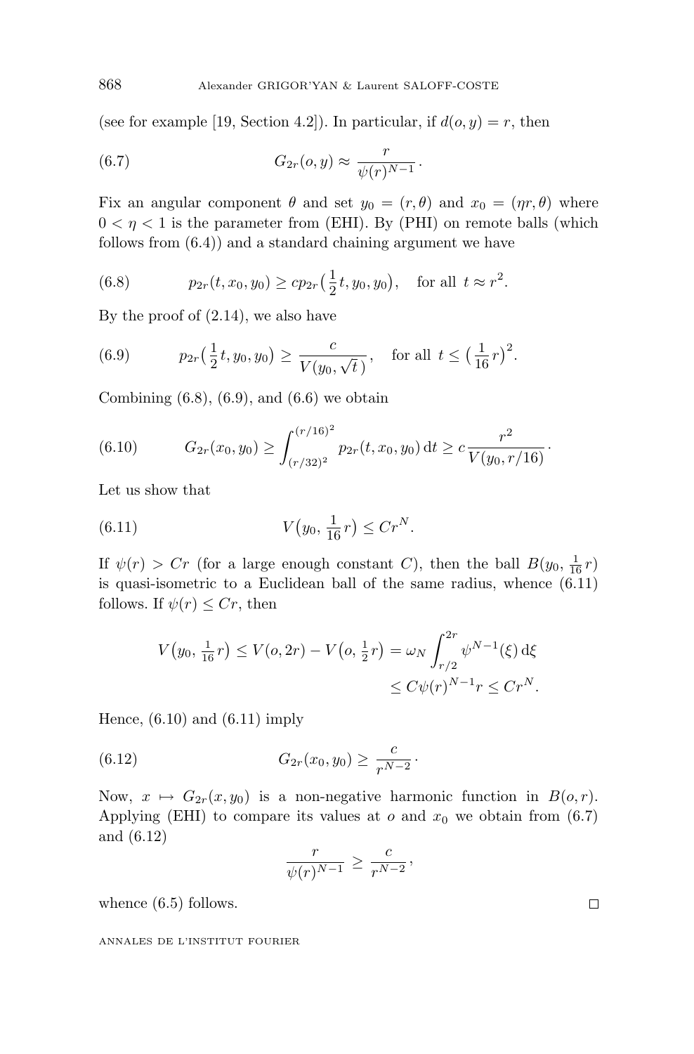(see for example [19, Section 4.2]). In particular, if $d(o,y) = r$, then

$$G_{2r}(o,y) \approx \frac{r}{\psi(r)^{N-1}}. \tag{6.7}$$

Fix an angular component $\theta$ and set $y_0 = (r,\theta)$ and $x_0 = (\eta r, \theta)$ where $0 < \eta < 1$ is the parameter from (EHI). By (PHI) on remote balls (which follows from (6.4)) and a standard chaining argument we have

$$p_{2r}(t, x_0, y_0) \geq c p_{2r}\big(\tfrac{1}{2}t, y_0, y_0\big), \quad \text{for all } t \approx r^2. \tag{6.8}$$

By the proof of (2.14), we also have

$$p_{2r}\big(\tfrac{1}{2}t, y_0, y_0\big) \geq \frac{c}{V(y_0, \sqrt{t}\,)}, \quad \text{for all } t \leq \big(\tfrac{1}{16}r\big)^2. \tag{6.9}$$

Combining (6.8), (6.9), and (6.6) we obtain

$$G_{2r}(x_0, y_0) \geq \int_{(r/32)^2}^{(r/16)^2} p_{2r}(t, x_0, y_0)\,\mathrm{d}t \geq c\frac{r^2}{V(y_0, r/16)}. \tag{6.10}$$

Let us show that

$$V\big(y_0, \tfrac{1}{16}r\big) \leq C r^N. \tag{6.11}$$

If $\psi(r) > Cr$ (for a large enough constant $C$), then the ball $B(y_0, \frac{1}{16}r)$ is quasi-isometric to a Euclidean ball of the same radius, whence (6.11) follows. If $\psi(r) \leq Cr$, then

$$\begin{aligned} V\big(y_0, \tfrac{1}{16}r\big) \leq V(o, 2r) - V\big(o, \tfrac{1}{2}r\big) &= \omega_N \int_{r/2}^{2r} \psi^{N-1}(\xi)\,\mathrm{d}\xi \\ &\leq C\psi(r)^{N-1} r \leq C r^N. \end{aligned}$$

Hence, (6.10) and (6.11) imply

$$G_{2r}(x_0, y_0) \geq \frac{c}{r^{N-2}}. \tag{6.12}$$

Now, $x \mapsto G_{2r}(x, y_0)$ is a non-negative harmonic function in $B(o,r)$. Applying (EHI) to compare its values at $o$ and $x_0$ we obtain from (6.7) and (6.12)

$$\frac{r}{\psi(r)^{N-1}} \geq \frac{c}{r^{N-2}},$$

whence (6.5) follows. $\square$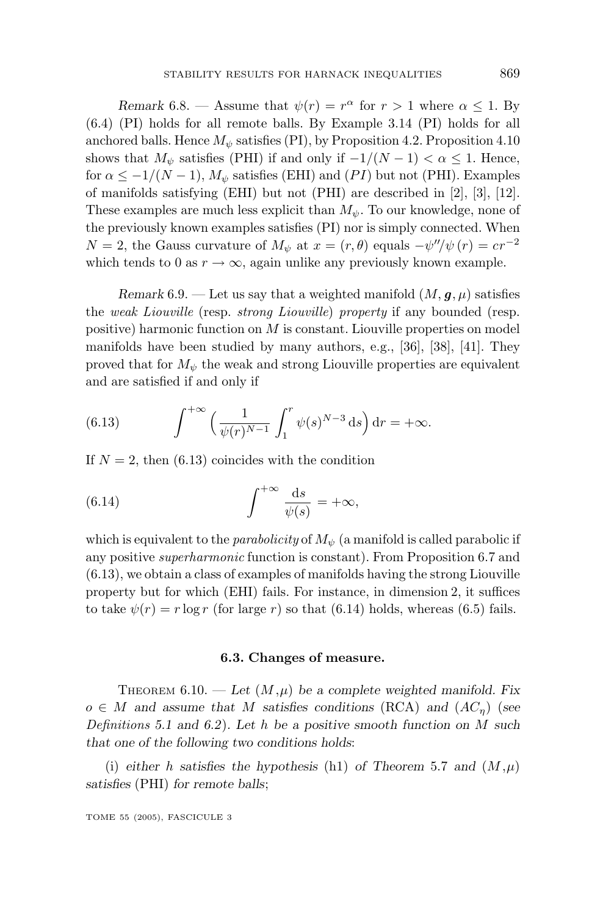*Remark* 6.8. — Assume that $\psi(r) = r^\alpha$ for $r > 1$ where $\alpha \le 1$. By (6.4) (PI) holds for all remote balls. By Example 3.14 (PI) holds for all anchored balls. Hence $M_\psi$ satisfies (PI), by Proposition 4.2. Proposition 4.10 shows that $M_\psi$ satisfies (PHI) if and only if $-1/(N-1) < \alpha \le 1$. Hence, for $\alpha \le -1/(N-1)$, $M_\psi$ satisfies (EHI) and $(PI)$ but not (PHI). Examples of manifolds satisfying (EHI) but not (PHI) are described in [2], [3], [12]. These examples are much less explicit than $M_\psi$. To our knowledge, none of the previously known examples satisfies (PI) nor is simply connected. When $N = 2$, the Gauss curvature of $M_\psi$ at $x = (r, \theta)$ equals $-\psi''/\psi\,(r) = cr^{-2}$ which tends to 0 as $r \to \infty$, again unlike any previously known example.

*Remark* 6.9. — Let us say that a weighted manifold $(M, \boldsymbol{g}, \mu)$ satisfies the *weak Liouville* (resp. *strong Liouville*) *property* if any bounded (resp. positive) harmonic function on $M$ is constant. Liouville properties on model manifolds have been studied by many authors, e.g., [36], [38], [41]. They proved that for $M_\psi$ the weak and strong Liouville properties are equivalent and are satisfied if and only if

$$\int^{+\infty} \Big( \frac{1}{\psi(r)^{N-1}} \int_1^r \psi(s)^{N-3}\,\mathrm{d}s \Big)\,\mathrm{d}r = +\infty. \tag{6.13}$$

If $N = 2$, then (6.13) coincides with the condition

$$\int^{+\infty} \frac{\mathrm{d}s}{\psi(s)} = +\infty, \tag{6.14}$$

which is equivalent to the *parabolicity* of $M_\psi$ (a manifold is called parabolic if any positive *superharmonic* function is constant). From Proposition 6.7 and (6.13), we obtain a class of examples of manifolds having the strong Liouville property but for which (EHI) fails. For instance, in dimension 2, it suffices to take $\psi(r) = r \log r$ (for large $r$) so that (6.14) holds, whereas (6.5) fails.

### 6.3. Changes of measure.

Theorem 6.10. — *Let $(M,\mu)$ be a complete weighted manifold. Fix $o \in M$ and assume that $M$ satisfies conditions* (RCA) *and* $(AC_\eta)$ (*see Definitions 5.1 and 6.2*). *Let $h$ be a positive smooth function on $M$ such that one of the following two conditions holds*:

(i) *either $h$ satisfies the hypothesis* (h1) *of Theorem 5.7 and $(M,\mu)$ satisfies* (PHI) *for remote balls*;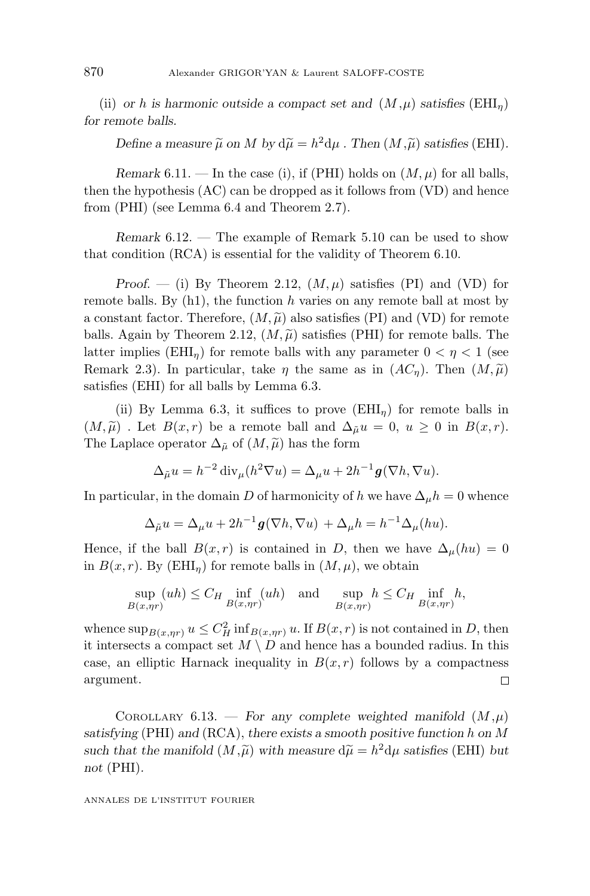(ii) *or $h$ is harmonic outside a compact set and $(M,\mu)$ satisfies* (EHI$_\eta$) *for remote balls.*

*Define a measure $\widetilde{\mu}$ on $M$ by $d\widetilde{\mu} = h^2 d\mu$ . Then $(M,\widetilde{\mu})$ satisfies* (EHI).

*Remark* 6.11. — In the case (i), if (PHI) holds on $(M,\mu)$ for all balls, then the hypothesis (AC) can be dropped as it follows from (VD) and hence from (PHI) (see Lemma 6.4 and Theorem 2.7).

*Remark* 6.12. — The example of Remark 5.10 can be used to show that condition (RCA) is essential for the validity of Theorem 6.10.

*Proof.* — (i) By Theorem 2.12, $(M,\mu)$ satisfies (PI) and (VD) for remote balls. By (h1), the function $h$ varies on any remote ball at most by a constant factor. Therefore, $(M,\widetilde{\mu})$ also satisfies (PI) and (VD) for remote balls. Again by Theorem 2.12, $(M,\widetilde{\mu})$ satisfies (PHI) for remote balls. The latter implies (EHI$_\eta$) for remote balls with any parameter $0<\eta<1$ (see Remark 2.3). In particular, take $\eta$ the same as in $(AC_\eta)$. Then $(M,\widetilde{\mu})$ satisfies (EHI) for all balls by Lemma 6.3.

(ii) By Lemma 6.3, it suffices to prove (EHI$_\eta$) for remote balls in $(M,\widetilde{\mu})$ . Let $B(x,r)$ be a remote ball and $\Delta_{\tilde{\mu}} u = 0$, $u \geq 0$ in $B(x,r)$. The Laplace operator $\Delta_{\tilde{\mu}}$ of $(M,\widetilde{\mu})$ has the form

$$\Delta_{\tilde{\mu}} u = h^{-2} \operatorname{div}_\mu (h^2 \nabla u) = \Delta_\mu u + 2h^{-1} \boldsymbol{g}(\nabla h, \nabla u).$$

In particular, in the domain $D$ of harmonicity of $h$ we have $\Delta_\mu h = 0$ whence

$$\Delta_{\tilde{\mu}} u = \Delta_\mu u + 2h^{-1} \boldsymbol{g}(\nabla h, \nabla u) + \Delta_\mu h = h^{-1} \Delta_\mu (hu).$$

Hence, if the ball $B(x,r)$ is contained in $D$, then we have $\Delta_\mu(hu) = 0$ in $B(x,r)$. By (EHI$_\eta$) for remote balls in $(M,\mu)$, we obtain

$$\sup_{B(x,\eta r)} (uh) \leq C_H \inf_{B(x,\eta r)} (uh) \quad \text{and} \quad \sup_{B(x,\eta r)} h \leq C_H \inf_{B(x,\eta r)} h,$$

whence $\sup_{B(x,\eta r)} u \leq C_H^2 \inf_{B(x,\eta r)} u$. If $B(x,r)$ is not contained in $D$, then it intersects a compact set $M \setminus D$ and hence has a bounded radius. In this case, an elliptic Harnack inequality in $B(x,r)$ follows by a compactness argument. □

Corollary 6.13. — *For any complete weighted manifold $(M,\mu)$ satisfying* (PHI) *and* (RCA), *there exists a smooth positive function $h$ on $M$ such that the manifold $(M,\widetilde{\mu})$ with measure $d\widetilde{\mu} = h^2 d\mu$ satisfies* (EHI) *but not* (PHI).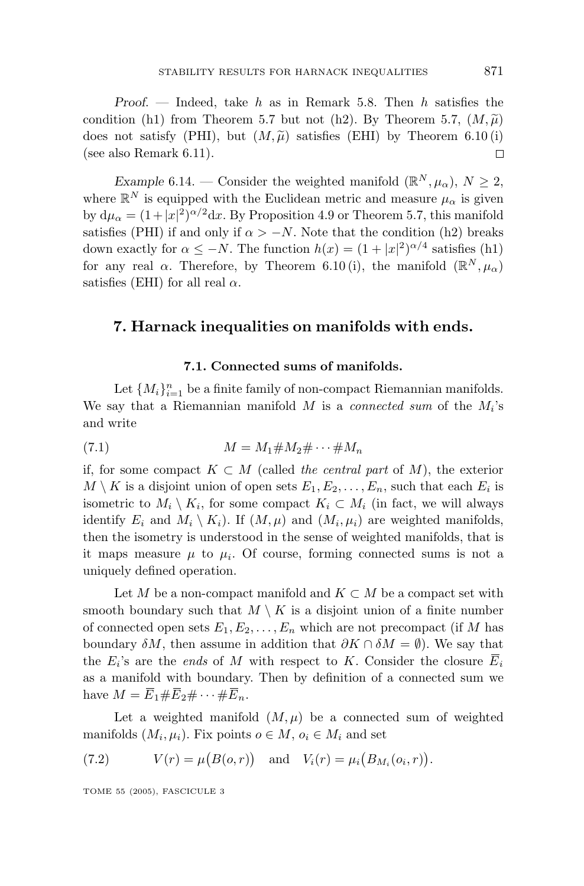*Proof.* — Indeed, take $h$ as in Remark 5.8. Then $h$ satisfies the condition (h1) from Theorem 5.7 but not (h2). By Theorem 5.7, $(M, \widetilde{\mu})$ does not satisfy (PHI), but $(M, \widetilde{\mu})$ satisfies (EHI) by Theorem 6.10 (i) (see also Remark 6.11). $\square$

*Example* 6.14. — Consider the weighted manifold $(\mathbb{R}^N, \mu_\alpha)$, $N \geq 2$, where $\mathbb{R}^N$ is equipped with the Euclidean metric and measure $\mu_\alpha$ is given by $\mathrm{d}\mu_\alpha = (1+|x|^2)^{\alpha/2}\mathrm{d}x$. By Proposition 4.9 or Theorem 5.7, this manifold satisfies (PHI) if and only if $\alpha > -N$. Note that the condition (h2) breaks down exactly for $\alpha \leq -N$. The function $h(x) = (1+|x|^2)^{\alpha/4}$ satisfies (h1) for any real $\alpha$. Therefore, by Theorem 6.10 (i), the manifold $(\mathbb{R}^N, \mu_\alpha)$ satisfies (EHI) for all real $\alpha$.

## 7. Harnack inequalities on manifolds with ends.

### 7.1. Connected sums of manifolds.

Let $\{M_i\}_{i=1}^n$ be a finite family of non-compact Riemannian manifolds. We say that a Riemannian manifold $M$ is a *connected sum* of the $M_i$'s and write

$$M = M_1 \# M_2 \# \cdots \# M_n \tag{7.1}$$

if, for some compact $K \subset M$ (called *the central part* of $M$), the exterior $M \setminus K$ is a disjoint union of open sets $E_1, E_2, \ldots, E_n$, such that each $E_i$ is isometric to $M_i \setminus K_i$, for some compact $K_i \subset M_i$ (in fact, we will always identify $E_i$ and $M_i \setminus K_i$). If $(M, \mu)$ and $(M_i, \mu_i)$ are weighted manifolds, then the isometry is understood in the sense of weighted manifolds, that is it maps measure $\mu$ to $\mu_i$. Of course, forming connected sums is not a uniquely defined operation.

Let $M$ be a non-compact manifold and $K \subset M$ be a compact set with smooth boundary such that $M \setminus K$ is a disjoint union of a finite number of connected open sets $E_1, E_2, \ldots, E_n$ which are not precompact (if $M$ has boundary $\delta M$, then assume in addition that $\partial K \cap \delta M = \emptyset$). We say that the $E_i$'s are the *ends* of $M$ with respect to $K$. Consider the closure $\overline{E}_i$ as a manifold with boundary. Then by definition of a connected sum we have $M = \overline{E}_1 \# \overline{E}_2 \# \cdots \# \overline{E}_n$.

Let a weighted manifold $(M, \mu)$ be a connected sum of weighted manifolds $(M_i, \mu_i)$. Fix points $o \in M$, $o_i \in M_i$ and set

$$V(r) = \mu\big(B(o,r)\big) \quad \text{and} \quad V_i(r) = \mu_i\big(B_{M_i}(o_i, r)\big). \tag{7.2}$$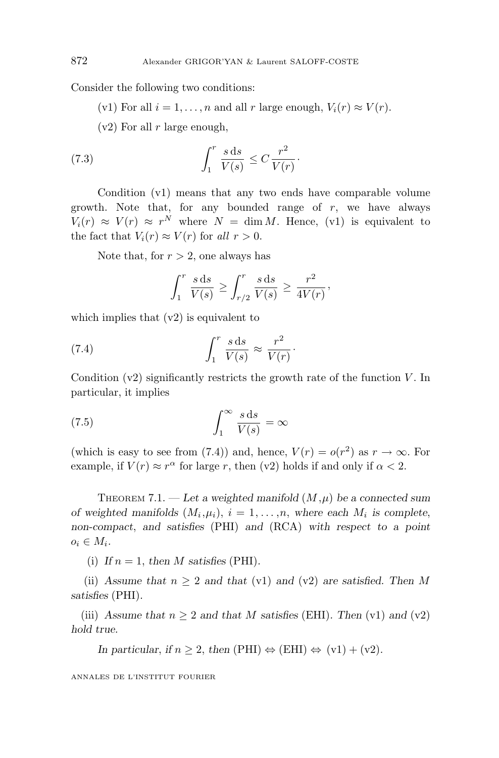Consider the following two conditions:

(v1) For all $i = 1, \ldots, n$ and all $r$ large enough, $V_i(r) \approx V(r)$.

(v2) For all $r$ large enough,

$$\int_1^r \frac{s\,\mathrm{d}s}{V(s)} \leq C \frac{r^2}{V(r)}. \tag{7.3}$$

Condition (v1) means that any two ends have comparable volume growth. Note that, for any bounded range of $r$, we have always $V_i(r) \approx V(r) \approx r^N$ where $N = \dim M$. Hence, (v1) is equivalent to the fact that $V_i(r) \approx V(r)$ for *all* $r > 0$.

Note that, for $r > 2$, one always has

$$\int_1^r \frac{s\,\mathrm{d}s}{V(s)} \geq \int_{r/2}^r \frac{s\,\mathrm{d}s}{V(s)} \geq \frac{r^2}{4V(r)},$$

which implies that (v2) is equivalent to

$$\int_1^r \frac{s\,\mathrm{d}s}{V(s)} \approx \frac{r^2}{V(r)}. \tag{7.4}$$

Condition (v2) significantly restricts the growth rate of the function $V$. In particular, it implies

$$\int_1^\infty \frac{s\,\mathrm{d}s}{V(s)} = \infty \tag{7.5}$$

(which is easy to see from (7.4)) and, hence, $V(r) = o(r^2)$ as $r \to \infty$. For example, if $V(r) \approx r^\alpha$ for large $r$, then (v2) holds if and only if $\alpha < 2$.

Theorem 7.1. — *Let a weighted manifold $(M,\mu)$ be a connected sum of weighted manifolds $(M_i,\mu_i)$, $i = 1, \ldots, n$, where each $M_i$ is complete, non-compact, and satisfies* (PHI) *and* (RCA) *with respect to a point $o_i \in M_i$.*

(i) *If $n = 1$, then $M$ satisfies* (PHI).

(ii) *Assume that $n \geq 2$ and that* (v1) *and* (v2) *are satisfied. Then $M$ satisfies* (PHI).

(iii) *Assume that $n \geq 2$ and that $M$ satisfies* (EHI). *Then* (v1) *and* (v2) *hold true.*

*In particular, if $n \geq 2$, then* (PHI) $\Leftrightarrow$ (EHI) $\Leftrightarrow$ (v1) + (v2).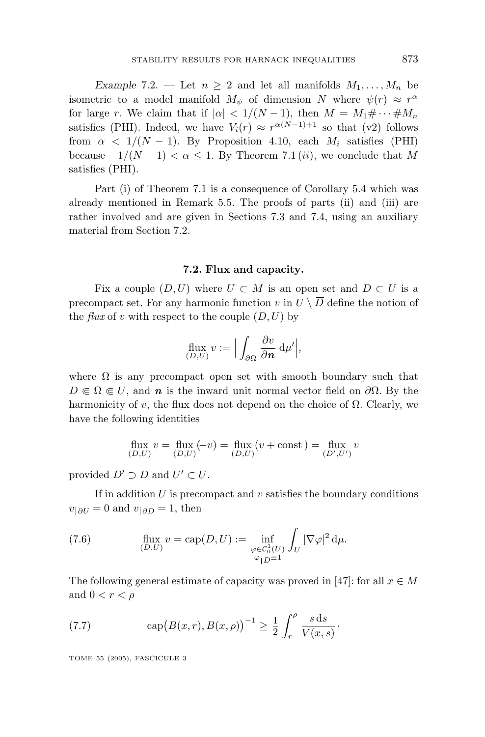*Example* 7.2. — Let $n \geq 2$ and let all manifolds $M_1, \ldots, M_n$ be isometric to a model manifold $M_\psi$ of dimension $N$ where $\psi(r) \approx r^\alpha$ for large $r$. We claim that if $|\alpha| < 1/(N-1)$, then $M = M_1 \# \cdots \# M_n$ satisfies (PHI). Indeed, we have $V_i(r) \approx r^{\alpha(N-1)+1}$ so that (v2) follows from $\alpha < 1/(N-1)$. By Proposition 4.10, each $M_i$ satisfies (PHI) because $-1/(N-1) < \alpha \leq 1$. By Theorem 7.1 (*ii*), we conclude that $M$ satisfies (PHI).

Part (i) of Theorem 7.1 is a consequence of Corollary 5.4 which was already mentioned in Remark 5.5. The proofs of parts (ii) and (iii) are rather involved and are given in Sections 7.3 and 7.4, using an auxiliary material from Section 7.2.

### 7.2. Flux and capacity.

Fix a couple $(D, U)$ where $U \subset M$ is an open set and $D \subset U$ is a precompact set. For any harmonic function $v$ in $U \setminus \overline{D}$ define the notion of the *flux* of $v$ with respect to the couple $(D, U)$ by

$$\operatorname*{flux}_{(D,U)} v := \Big| \int_{\partial\Omega} \frac{\partial v}{\partial \boldsymbol{n}} \, \mathrm{d}\mu' \Big|,$$

where $\Omega$ is any precompact open set with smooth boundary such that $D \Subset \Omega \Subset U$, and $\boldsymbol{n}$ is the inward unit normal vector field on $\partial\Omega$. By the harmonicity of $v$, the flux does not depend on the choice of $\Omega$. Clearly, we have the following identities

$$\operatorname*{flux}_{(D,U)} v = \operatorname*{flux}_{(D,U)} (-v) = \operatorname*{flux}_{(D,U)} (v + \mathrm{const}\,) = \operatorname*{flux}_{(D',U')} v$$

provided $D' \supset D$ and $U' \subset U$.

If in addition $U$ is precompact and $v$ satisfies the boundary conditions $v_{|\partial U} = 0$ and $v_{|\partial D} = 1$, then

$$\operatorname*{flux}_{(D,U)} v = \operatorname{cap}(D, U) := \inf_{\substack{\varphi \in \mathcal{C}_0^1(U) \\ \varphi_{|D} \equiv 1}} \int_U |\nabla \varphi|^2 \, \mathrm{d}\mu. \tag{7.6}$$

The following general estimate of capacity was proved in [47]: for all $x \in M$ and $0 < r < \rho$

$$\operatorname{cap}\big(B(x,r), B(x,\rho)\big)^{-1} \geq \frac{1}{2} \int_r^\rho \frac{s \, \mathrm{d}s}{V(x,s)}. \tag{7.7}$$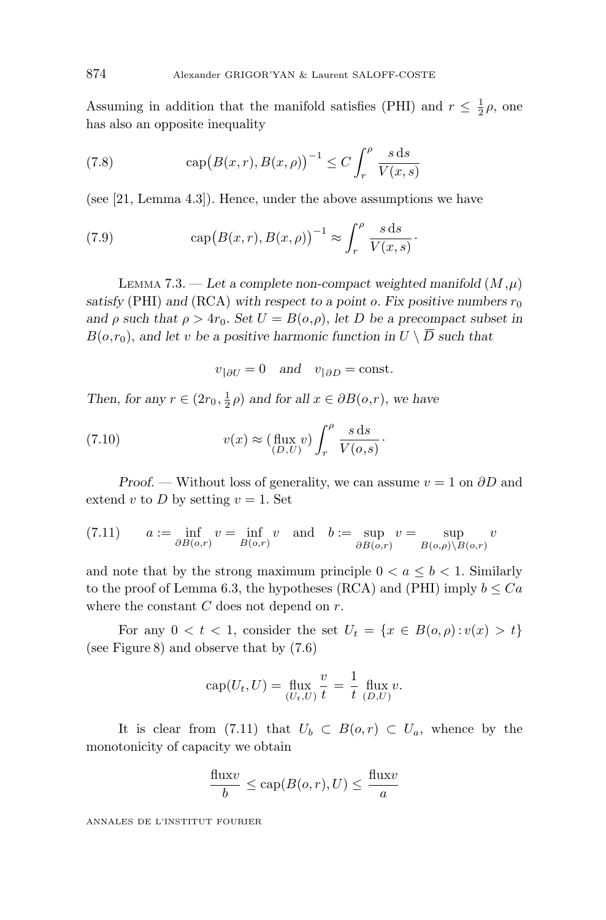Assuming in addition that the manifold satisfies (PHI) and $r \leq \frac{1}{2}\rho$, one has also an opposite inequality

$$\operatorname{cap}\bigl(B(x,r), B(x,\rho)\bigr)^{-1} \leq C \int_r^\rho \frac{s\,\mathrm{d}s}{V(x,s)} \tag{7.8}$$

(see [21, Lemma 4.3]). Hence, under the above assumptions we have

$$\operatorname{cap}\bigl(B(x,r), B(x,\rho)\bigr)^{-1} \approx \int_r^\rho \frac{s\,\mathrm{d}s}{V(x,s)}\,. \tag{7.9}$$

Lemma 7.3. — *Let a complete non-compact weighted manifold* $(M,\mu)$ *satisfy* (PHI) *and* (RCA) *with respect to a point* $o$. *Fix positive numbers* $r_0$ *and* $\rho$ *such that* $\rho > 4r_0$. *Set* $U = B(o,\rho)$, *let* $D$ *be a precompact subset in* $B(o,r_0)$, *and let* $v$ *be a positive harmonic function in* $U \setminus \overline{D}$ *such that*

$$v_{|\partial U} = 0 \quad \textit{and} \quad v_{|\partial D} = \text{const}.$$

*Then, for any* $r \in (2r_0, \frac{1}{2}\rho)$ *and for all* $x \in \partial B(o,r)$, *we have*

$$v(x) \approx \bigl(\operatorname*{flux}_{(D,U)} v\bigr) \int_r^\rho \frac{s\,\mathrm{d}s}{V(o,s)}\,. \tag{7.10}$$

*Proof.* — Without loss of generality, we can assume $v = 1$ on $\partial D$ and extend $v$ to $D$ by setting $v = 1$. Set

$$a := \inf_{\partial B(o,r)} v = \inf_{B(o,r)} v \quad \text{and} \quad b := \sup_{\partial B(o,r)} v = \sup_{B(o,\rho)\setminus B(o,r)} v \tag{7.11}$$

and note that by the strong maximum principle $0 < a \leq b < 1$. Similarly to the proof of Lemma 6.3, the hypotheses (RCA) and (PHI) imply $b \leq Ca$ where the constant $C$ does not depend on $r$.

For any $0 < t < 1$, consider the set $U_t = \{x \in B(o,\rho) : v(x) > t\}$ (see Figure 8) and observe that by (7.6)

$$\operatorname{cap}(U_t, U) = \operatorname*{flux}_{(U_t,U)} \frac{v}{t} = \frac{1}{t} \operatorname*{flux}_{(D,U)} v.$$

It is clear from (7.11) that $U_b \subset B(o,r) \subset U_a$, whence by the monotonicity of capacity we obtain

$$\frac{\operatorname{flux} v}{b} \leq \operatorname{cap}(B(o,r), U) \leq \frac{\operatorname{flux} v}{a}$$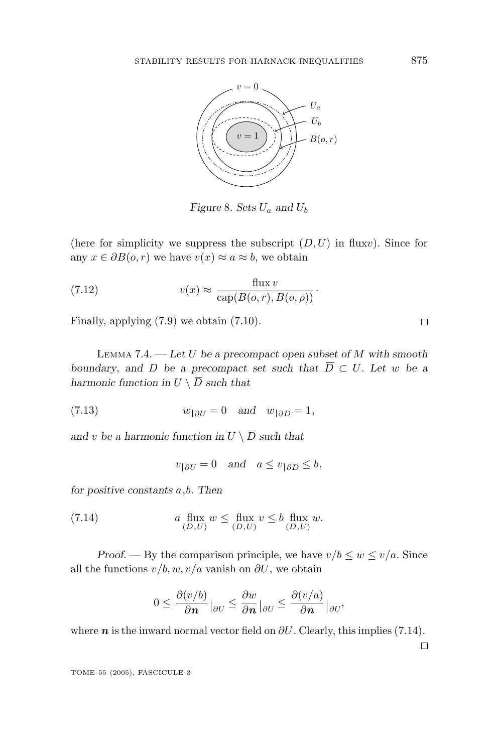Figure 8. Sets $U_a$ and $U_b$

(here for simplicity we suppress the subscript $(D,U)$ in flux$v$). Since for any $x \in \partial B(o,r)$ we have $v(x) \approx a \approx b$, we obtain

$$v(x) \approx \frac{\operatorname{flux} v}{\operatorname{cap}(B(o,r), B(o,\rho))}. \tag{7.12}$$

Finally, applying (7.9) we obtain (7.10). $\square$

**Lemma 7.4.** — *Let $U$ be a precompact open subset of $M$ with smooth boundary, and $D$ be a precompact set such that $\overline{D} \subset U$. Let $w$ be a harmonic function in $U \setminus \overline{D}$ such that*

$$w_{|\partial U} = 0 \quad \text{and} \quad w_{|\partial D} = 1, \tag{7.13}$$

*and $v$ be a harmonic function in $U \setminus \overline{D}$ such that*

$$v_{|\partial U} = 0 \quad \text{and} \quad a \leq v_{|\partial D} \leq b,$$

*for positive constants $a$,$b$. Then*

$$a \operatorname*{flux}_{(D,U)} w \leq \operatorname*{flux}_{(D,U)} v \leq b \operatorname*{flux}_{(D,U)} w. \tag{7.14}$$

*Proof.* — By the comparison principle, we have $v/b \leq w \leq v/a$. Since all the functions $v/b, w, v/a$ vanish on $\partial U$, we obtain

$$0 \leq \frac{\partial (v/b)}{\partial \boldsymbol{n}}\Big|_{\partial U} \leq \frac{\partial w}{\partial \boldsymbol{n}}\Big|_{\partial U} \leq \frac{\partial (v/a)}{\partial \boldsymbol{n}}\Big|_{\partial U},$$

where $\boldsymbol{n}$ is the inward normal vector field on $\partial U$. Clearly, this implies (7.14). $\square$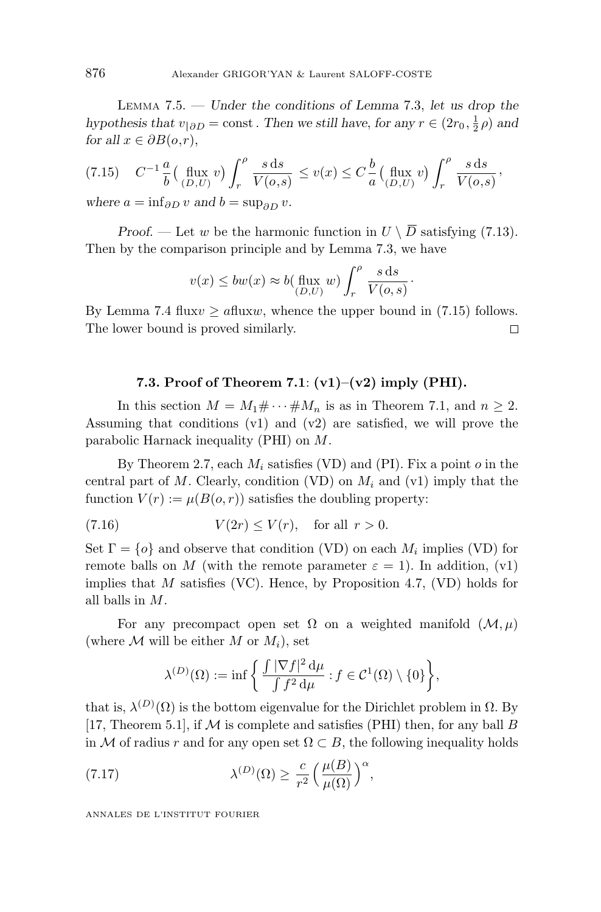Lemma 7.5. — *Under the conditions of Lemma 7.3, let us drop the hypothesis that $v_{|\partial D} = \text{const}$. Then we still have, for any $r \in (2r_0, \frac{1}{2}\rho)$ and for all $x \in \partial B(o,r)$,*

$$C^{-1}\frac{a}{b}\Big(\operatorname*{flux}_{(D,U)} v\Big)\int_r^\rho \frac{s\,\mathrm{d}s}{V(o,s)} \leq v(x) \leq C\,\frac{b}{a}\Big(\operatorname*{flux}_{(D,U)} v\Big)\int_r^\rho \frac{s\,\mathrm{d}s}{V(o,s)}, \tag{7.15}$$

*where $a = \inf_{\partial D} v$ and $b = \sup_{\partial D} v$.*

*Proof.* — Let $w$ be the harmonic function in $U \setminus \overline{D}$ satisfying (7.13). Then by the comparison principle and by Lemma 7.3, we have

$$v(x) \leq bw(x) \approx b\big(\operatorname*{flux}_{(D,U)} w\big)\int_r^\rho \frac{s\,\mathrm{d}s}{V(o,s)}.$$

By Lemma 7.4 flux$v \geq a$flux$w$, whence the upper bound in (7.15) follows. The lower bound is proved similarly. $\square$

### 7.3. Proof of Theorem 7.1: (v1)–(v2) imply (PHI).

In this section $M = M_1\#\cdots\#M_n$ is as in Theorem 7.1, and $n \geq 2$. Assuming that conditions (v1) and (v2) are satisfied, we will prove the parabolic Harnack inequality (PHI) on $M$.

By Theorem 2.7, each $M_i$ satisfies (VD) and (PI). Fix a point $o$ in the central part of $M$. Clearly, condition (VD) on $M_i$ and (v1) imply that the function $V(r) := \mu(B(o,r))$ satisfies the doubling property:

$$V(2r) \leq V(r), \quad \text{for all } r > 0. \tag{7.16}$$

Set $\Gamma = \{o\}$ and observe that condition (VD) on each $M_i$ implies (VD) for remote balls on $M$ (with the remote parameter $\varepsilon = 1$). In addition, (v1) implies that $M$ satisfies (VC). Hence, by Proposition 4.7, (VD) holds for all balls in $M$.

For any precompact open set $\Omega$ on a weighted manifold $(\mathcal{M},\mu)$ (where $\mathcal{M}$ will be either $M$ or $M_i$), set

$$\lambda^{(D)}(\Omega) := \inf\bigg\{\frac{\int |\nabla f|^2\,\mathrm{d}\mu}{\int f^2\,\mathrm{d}\mu} : f \in \mathcal{C}^1(\Omega)\setminus\{0\}\bigg\},$$

that is, $\lambda^{(D)}(\Omega)$ is the bottom eigenvalue for the Dirichlet problem in $\Omega$. By [17, Theorem 5.1], if $\mathcal{M}$ is complete and satisfies (PHI) then, for any ball $B$ in $\mathcal{M}$ of radius $r$ and for any open set $\Omega \subset B$, the following inequality holds

$$\lambda^{(D)}(\Omega) \geq \frac{c}{r^2}\Big(\frac{\mu(B)}{\mu(\Omega)}\Big)^\alpha, \tag{7.17}$$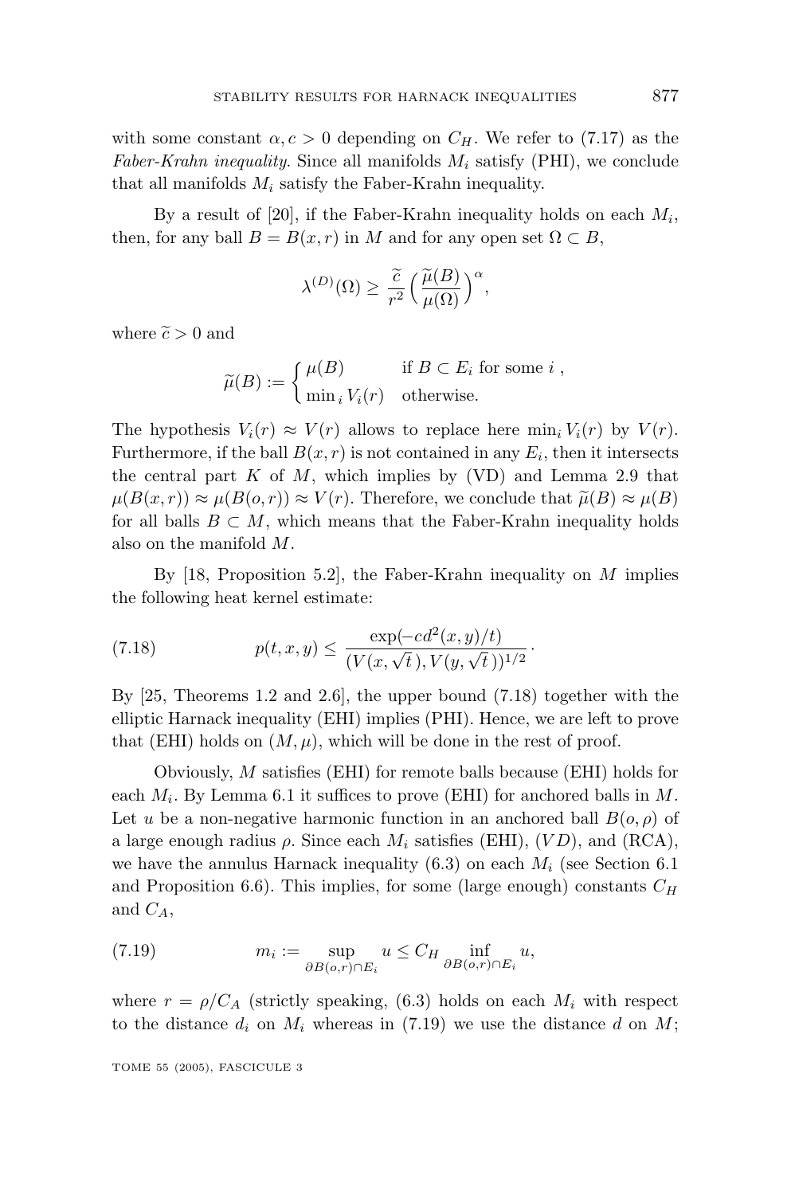with some constant $\alpha, c > 0$ depending on $C_H$. We refer to (7.17) as the *Faber-Krahn inequality*. Since all manifolds $M_i$ satisfy (PHI), we conclude that all manifolds $M_i$ satisfy the Faber-Krahn inequality.

By a result of [20], if the Faber-Krahn inequality holds on each $M_i$, then, for any ball $B = B(x, r)$ in $M$ and for any open set $\Omega \subset B$,

$$\lambda^{(D)}(\Omega) \geq \frac{\widetilde{c}}{r^2} \Big( \frac{\widetilde{\mu}(B)}{\mu(\Omega)} \Big)^{\alpha},$$

where $\widetilde{c} > 0$ and

$$\widetilde{\mu}(B) := \begin{cases} \mu(B) & \text{if } B \subset E_i \text{ for some } i \,, \\ \min_i V_i(r) & \text{otherwise.} \end{cases}$$

The hypothesis $V_i(r) \approx V(r)$ allows to replace here $\min_i V_i(r)$ by $V(r)$. Furthermore, if the ball $B(x, r)$ is not contained in any $E_i$, then it intersects the central part $K$ of $M$, which implies by (VD) and Lemma 2.9 that $\mu(B(x, r)) \approx \mu(B(o, r)) \approx V(r)$. Therefore, we conclude that $\widetilde{\mu}(B) \approx \mu(B)$ for all balls $B \subset M$, which means that the Faber-Krahn inequality holds also on the manifold $M$.

By [18, Proposition 5.2], the Faber-Krahn inequality on $M$ implies the following heat kernel estimate:

$$p(t, x, y) \leq \frac{\exp(-cd^2(x, y)/t)}{(V(x, \sqrt{t}\,), V(y, \sqrt{t}\,))^{1/2}}\,. \tag{7.18}$$

By [25, Theorems 1.2 and 2.6], the upper bound (7.18) together with the elliptic Harnack inequality (EHI) implies (PHI). Hence, we are left to prove that (EHI) holds on $(M, \mu)$, which will be done in the rest of proof.

Obviously, $M$ satisfies (EHI) for remote balls because (EHI) holds for each $M_i$. By Lemma 6.1 it suffices to prove (EHI) for anchored balls in $M$. Let $u$ be a non-negative harmonic function in an anchored ball $B(o, \rho)$ of a large enough radius $\rho$. Since each $M_i$ satisfies (EHI), $(VD)$, and (RCA), we have the annulus Harnack inequality (6.3) on each $M_i$ (see Section 6.1 and Proposition 6.6). This implies, for some (large enough) constants $C_H$ and $C_A$,

$$m_i := \sup_{\partial B(o,r) \cap E_i} u \leq C_H \inf_{\partial B(o,r) \cap E_i} u, \tag{7.19}$$

where $r = \rho / C_A$ (strictly speaking, (6.3) holds on each $M_i$ with respect to the distance $d_i$ on $M_i$ whereas in (7.19) we use the distance $d$ on $M$;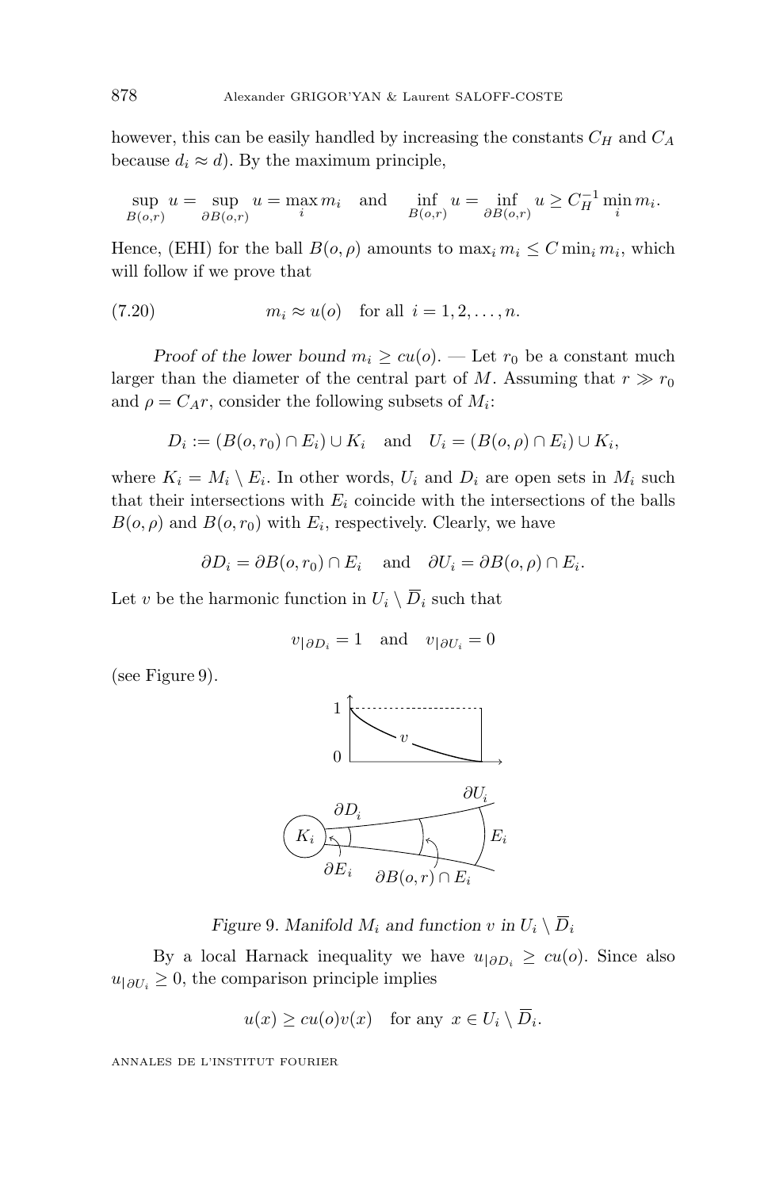however, this can be easily handled by increasing the constants $C_H$ and $C_A$ because $d_i \approx d$). By the maximum principle,

$$\sup_{B(o,r)} u = \sup_{\partial B(o,r)} u = \max_i m_i \quad \text{and} \quad \inf_{B(o,r)} u = \inf_{\partial B(o,r)} u \geq C_H^{-1} \min_i m_i.$$

Hence, (EHI) for the ball $B(o,\rho)$ amounts to $\max_i m_i \leq C \min_i m_i$, which will follow if we prove that

$$m_i \approx u(o) \quad \text{for all } \; i = 1, 2, \ldots, n. \tag{7.20}$$

*Proof of the lower bound $m_i \geq cu(o)$.* — Let $r_0$ be a constant much larger than the diameter of the central part of $M$. Assuming that $r \gg r_0$ and $\rho = C_A r$, consider the following subsets of $M_i$:

$$D_i := (B(o,r_0) \cap E_i) \cup K_i \quad \text{and} \quad U_i = (B(o,\rho) \cap E_i) \cup K_i,$$

where $K_i = M_i \setminus E_i$. In other words, $U_i$ and $D_i$ are open sets in $M_i$ such that their intersections with $E_i$ coincide with the intersections of the balls $B(o,\rho)$ and $B(o,r_0)$ with $E_i$, respectively. Clearly, we have

$$\partial D_i = \partial B(o,r_0) \cap E_i \quad \text{and} \quad \partial U_i = \partial B(o,\rho) \cap E_i.$$

Let $v$ be the harmonic function in $U_i \setminus \overline{D}_i$ such that

$$v_{|\partial D_i} = 1 \quad \text{and} \quad v_{|\partial U_i} = 0$$

(see Figure 9).

*Figure 9. Manifold $M_i$ and function $v$ in $U_i \setminus \overline{D}_i$*

By a local Harnack inequality we have $u_{|\partial D_i} \geq cu(o)$. Since also $u_{|\partial U_i} \geq 0$, the comparison principle implies

$$u(x) \geq cu(o)v(x) \quad \text{for any } \; x \in U_i \setminus \overline{D}_i.$$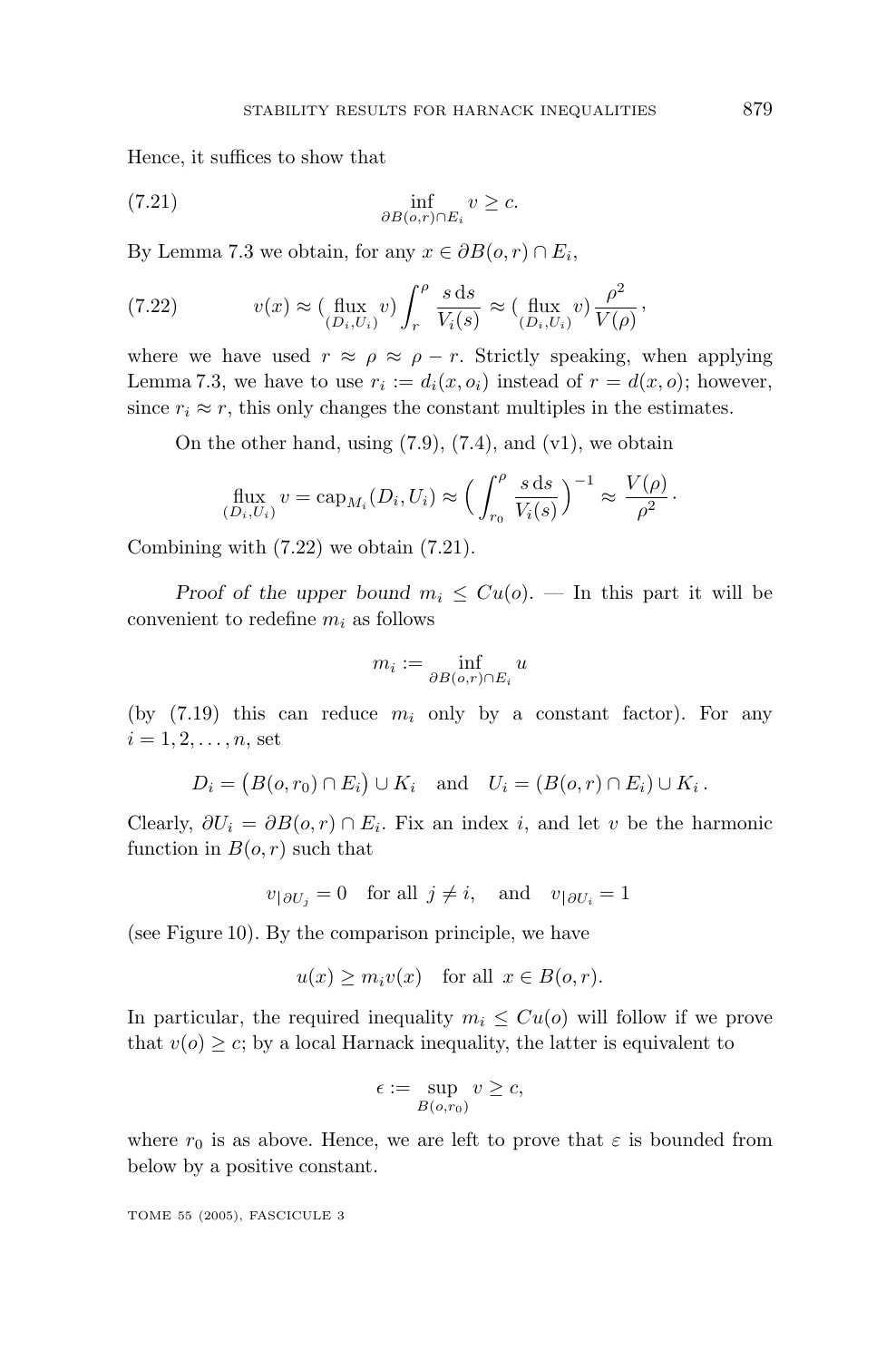Hence, it suffices to show that

$$\inf_{\partial B(o,r)\cap E_i} v \geq c. \tag{7.21}$$

By Lemma 7.3 we obtain, for any $x \in \partial B(o,r) \cap E_i$,

$$v(x) \approx \big(\operatorname*{flux}_{(D_i,U_i)} v\big) \int_r^\rho \frac{s\,\mathrm{d}s}{V_i(s)} \approx \big(\operatorname*{flux}_{(D_i,U_i)} v\big) \frac{\rho^2}{V(\rho)}\,, \tag{7.22}$$

where we have used $r \approx \rho \approx \rho - r$. Strictly speaking, when applying Lemma 7.3, we have to use $r_i := d_i(x, o_i)$ instead of $r = d(x,o)$; however, since $r_i \approx r$, this only changes the constant multiples in the estimates.

On the other hand, using (7.9), (7.4), and (v1), we obtain

$$\operatorname*{flux}_{(D_i,U_i)} v = \operatorname{cap}_{M_i}(D_i, U_i) \approx \Big( \int_{r_0}^\rho \frac{s\,\mathrm{d}s}{V_i(s)} \Big)^{-1} \approx \frac{V(\rho)}{\rho^2}\,.$$

Combining with (7.22) we obtain (7.21).

*Proof of the upper bound $m_i \leq Cu(o)$.* — In this part it will be convenient to redefine $m_i$ as follows

$$m_i := \inf_{\partial B(o,r)\cap E_i} u$$

(by (7.19) this can reduce $m_i$ only by a constant factor). For any $i = 1, 2, \ldots, n$, set

$$D_i = \big(B(o,r_0) \cap E_i\big) \cup K_i \quad \text{and} \quad U_i = (B(o,r) \cap E_i) \cup K_i\,.$$

Clearly, $\partial U_i = \partial B(o,r) \cap E_i$. Fix an index $i$, and let $v$ be the harmonic function in $B(o,r)$ such that

$$v_{|\partial U_j} = 0 \quad \text{for all } j \neq i, \quad \text{and} \quad v_{|\partial U_i} = 1$$

(see Figure 10). By the comparison principle, we have

$$u(x) \geq m_i v(x) \quad \text{for all } x \in B(o,r).$$

In particular, the required inequality $m_i \leq Cu(o)$ will follow if we prove that $v(o) \geq c$; by a local Harnack inequality, the latter is equivalent to

$$\epsilon := \sup_{B(o,r_0)} v \geq c,$$

where $r_0$ is as above. Hence, we are left to prove that $\varepsilon$ is bounded from below by a positive constant.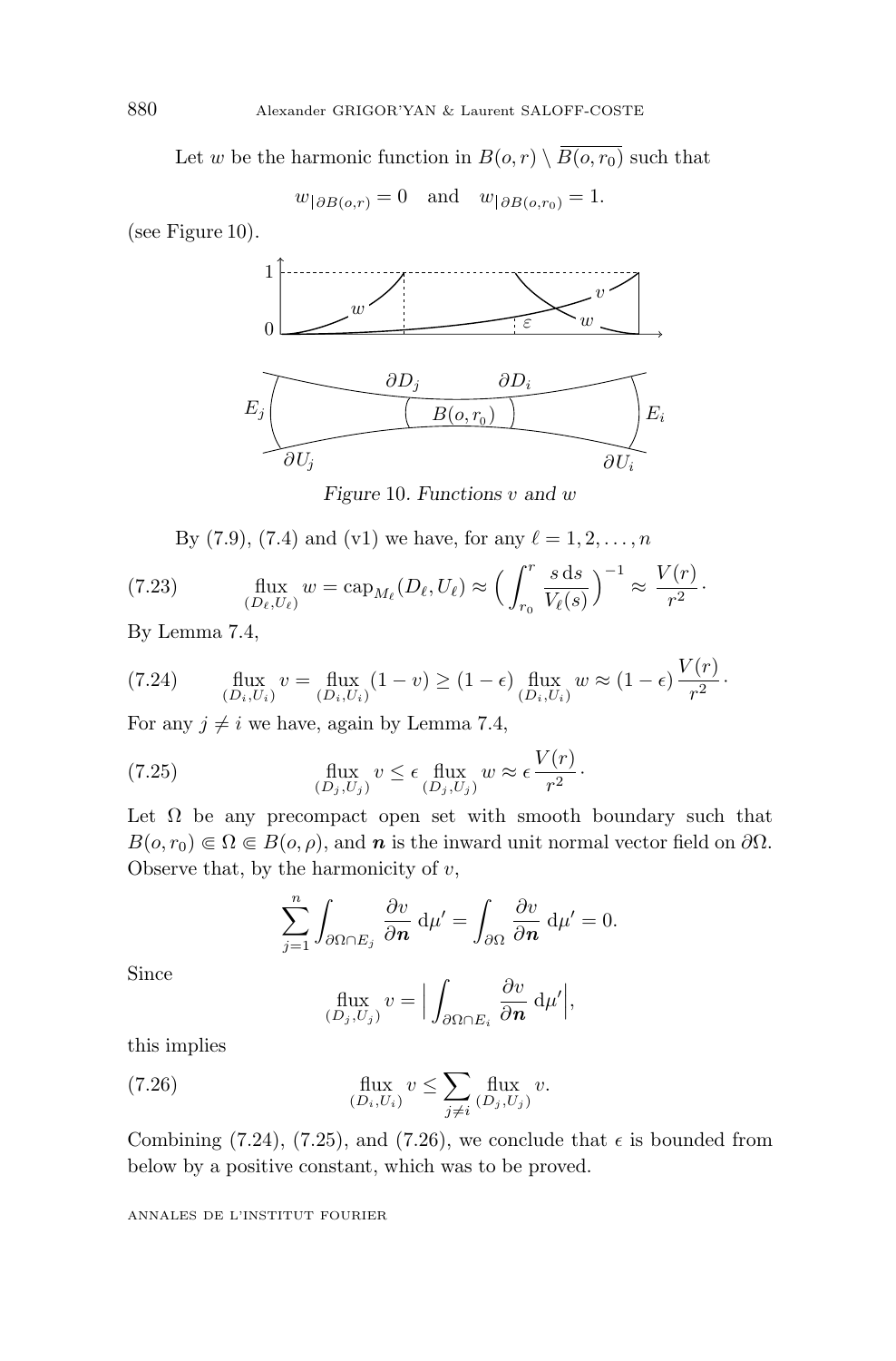Let $w$ be the harmonic function in $B(o,r) \setminus \overline{B(o,r_0)}$ such that

$$w_{|\partial B(o,r)} = 0 \quad \text{and} \quad w_{|\partial B(o,r_0)} = 1.$$

(see Figure 10).

*Figure 10. Functions $v$ and $w$*

By (7.9), (7.4) and (v1) we have, for any $\ell = 1, 2, \ldots, n$

$$\operatorname*{flux}_{(D_\ell, U_\ell)} w = \operatorname{cap}_{M_\ell}(D_\ell, U_\ell) \approx \Big( \int_{r_0}^{r} \frac{s\, \mathrm{d}s}{V_\ell(s)} \Big)^{-1} \approx \frac{V(r)}{r^2} \cdot \tag{7.23}$$

By Lemma 7.4,

$$\operatorname*{flux}_{(D_i, U_i)} v = \operatorname*{flux}_{(D_i, U_i)} (1 - v) \geq (1 - \epsilon) \operatorname*{flux}_{(D_i, U_i)} w \approx (1 - \epsilon) \frac{V(r)}{r^2} \cdot \tag{7.24}$$

For any $j \neq i$ we have, again by Lemma 7.4,

$$\operatorname*{flux}_{(D_j, U_j)} v \leq \epsilon \operatorname*{flux}_{(D_j, U_j)} w \approx \epsilon \frac{V(r)}{r^2} \cdot \tag{7.25}$$

Let $\Omega$ be any precompact open set with smooth boundary such that $B(o, r_0) \Subset \Omega \Subset B(o, \rho)$, and $\boldsymbol{n}$ is the inward unit normal vector field on $\partial\Omega$. Observe that, by the harmonicity of $v$,

$$\sum_{j=1}^{n} \int_{\partial\Omega \cap E_j} \frac{\partial v}{\partial \boldsymbol{n}} \, \mathrm{d}\mu' = \int_{\partial\Omega} \frac{\partial v}{\partial \boldsymbol{n}} \, \mathrm{d}\mu' = 0.$$

Since

$$\operatorname*{flux}_{(D_j, U_j)} v = \Big| \int_{\partial\Omega \cap E_i} \frac{\partial v}{\partial \boldsymbol{n}} \, \mathrm{d}\mu' \Big|,$$

this implies

$$\operatorname*{flux}_{(D_i, U_i)} v \leq \sum_{j \neq i} \operatorname*{flux}_{(D_j, U_j)} v. \tag{7.26}$$

Combining (7.24), (7.25), and (7.26), we conclude that $\epsilon$ is bounded from below by a positive constant, which was to be proved.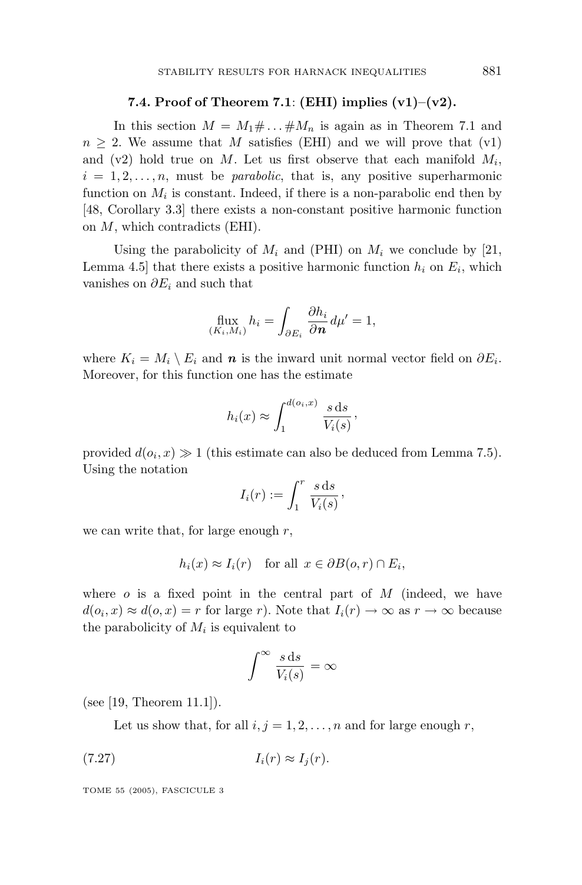### 7.4. Proof of Theorem 7.1: (EHI) implies (v1)–(v2).

In this section $M = M_1\# \dots \# M_n$ is again as in Theorem 7.1 and $n \geq 2$. We assume that $M$ satisfies (EHI) and we will prove that (v1) and (v2) hold true on $M$. Let us first observe that each manifold $M_i$, $i = 1, 2, \dots, n$, must be *parabolic*, that is, any positive superharmonic function on $M_i$ is constant. Indeed, if there is a non-parabolic end then by [48, Corollary 3.3] there exists a non-constant positive harmonic function on $M$, which contradicts (EHI).

Using the parabolicity of $M_i$ and (PHI) on $M_i$ we conclude by [21, Lemma 4.5] that there exists a positive harmonic function $h_i$ on $E_i$, which vanishes on $\partial E_i$ and such that

$$\underset{(K_i, M_i)}{\text{flux}}\, h_i = \int_{\partial E_i} \frac{\partial h_i}{\partial \boldsymbol{n}} \, d\mu' = 1,$$

where $K_i = M_i \setminus E_i$ and $\boldsymbol{n}$ is the inward unit normal vector field on $\partial E_i$. Moreover, for this function one has the estimate

$$h_i(x) \approx \int_1^{d(o_i, x)} \frac{s \, \mathrm{d}s}{V_i(s)},$$

provided $d(o_i, x) \gg 1$ (this estimate can also be deduced from Lemma 7.5). Using the notation

$$I_i(r) := \int_1^r \frac{s \, \mathrm{d}s}{V_i(s)},$$

we can write that, for large enough $r$,

$$h_i(x) \approx I_i(r) \quad \text{for all } x \in \partial B(o, r) \cap E_i,$$

where $o$ is a fixed point in the central part of $M$ (indeed, we have $d(o_i, x) \approx d(o, x) = r$ for large $r$). Note that $I_i(r) \to \infty$ as $r \to \infty$ because the parabolicity of $M_i$ is equivalent to

$$\int^{\infty} \frac{s \, \mathrm{d}s}{V_i(s)} = \infty$$

(see [19, Theorem 11.1]).

Let us show that, for all $i, j = 1, 2, \dots, n$ and for large enough $r$,

$$I_i(r) \approx I_j(r). \tag{7.27}$$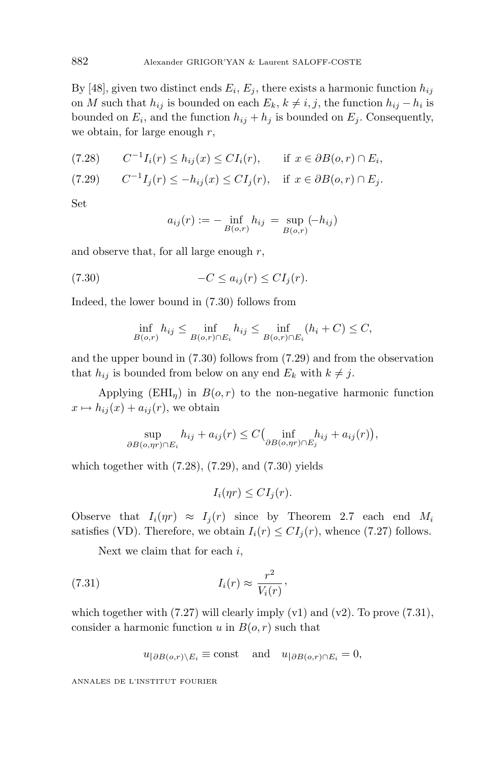By [48], given two distinct ends $E_i$, $E_j$, there exists a harmonic function $h_{ij}$ on $M$ such that $h_{ij}$ is bounded on each $E_k$, $k \neq i, j$, the function $h_{ij} - h_i$ is bounded on $E_i$, and the function $h_{ij} + h_j$ is bounded on $E_j$. Consequently, we obtain, for large enough $r$,

$$C^{-1} I_i(r) \leq h_{ij}(x) \leq C I_i(r), \qquad \text{if } x \in \partial B(o,r) \cap E_i, \tag{7.28}$$

$$C^{-1} I_j(r) \leq -h_{ij}(x) \leq C I_j(r), \quad \text{if } x \in \partial B(o,r) \cap E_j. \tag{7.29}$$

Set

$$a_{ij}(r) := -\inf_{B(o,r)} h_{ij} = \sup_{B(o,r)} (-h_{ij})$$

and observe that, for all large enough $r$,

$$-C \leq a_{ij}(r) \leq C I_j(r). \tag{7.30}$$

Indeed, the lower bound in (7.30) follows from

$$\inf_{B(o,r)} h_{ij} \leq \inf_{B(o,r)\cap E_i} h_{ij} \leq \inf_{B(o,r)\cap E_i} (h_i + C) \leq C,$$

and the upper bound in (7.30) follows from (7.29) and from the observation that $h_{ij}$ is bounded from below on any end $E_k$ with $k \neq j$.

Applying ($\mathrm{EHI}_\eta$) in $B(o,r)$ to the non-negative harmonic function $x \mapsto h_{ij}(x) + a_{ij}(r)$, we obtain

$$\sup_{\partial B(o,\eta r)\cap E_i} h_{ij} + a_{ij}(r) \leq C\big(\inf_{\partial B(o,\eta r)\cap E_j} h_{ij} + a_{ij}(r)\big),$$

which together with (7.28), (7.29), and (7.30) yields

$$I_i(\eta r) \leq C I_j(r).$$

Observe that $I_i(\eta r) \approx I_j(r)$ since by Theorem 2.7 each end $M_i$ satisfies (VD). Therefore, we obtain $I_i(r) \leq C I_j(r)$, whence (7.27) follows.

Next we claim that for each $i$,

$$I_i(r) \approx \frac{r^2}{V_i(r)}, \tag{7.31}$$

which together with (7.27) will clearly imply (v1) and (v2). To prove (7.31), consider a harmonic function $u$ in $B(o,r)$ such that

$$u_{|\partial B(o,r)\setminus E_i} \equiv \text{const} \quad \text{and} \quad u_{|\partial B(o,r)\cap E_i} = 0,$$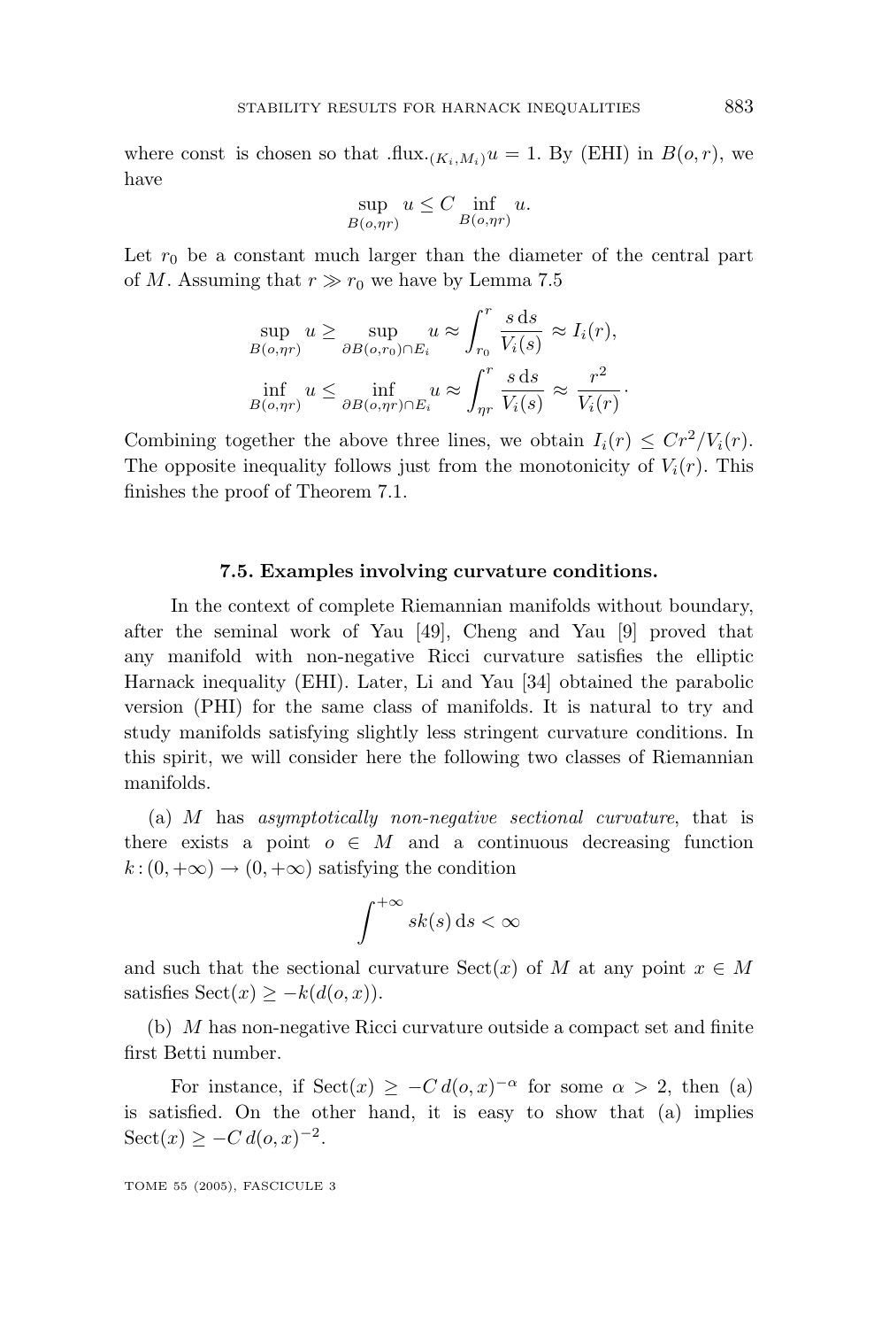where const is chosen so that $.\mathrm{flux}._{(K_i,M_i)} u = 1$. By (EHI) in $B(o,r)$, we have

$$\sup_{B(o,\eta r)} u \le C \inf_{B(o,\eta r)} u.$$

Let $r_0$ be a constant much larger than the diameter of the central part of $M$. Assuming that $r \gg r_0$ we have by Lemma 7.5

$$\sup_{B(o,\eta r)} u \ge \sup_{\partial B(o,r_0)\cap E_i} u \approx \int_{r_0}^{r} \frac{s\,\mathrm{d}s}{V_i(s)} \approx I_i(r),$$

$$\inf_{B(o,\eta r)} u \le \inf_{\partial B(o,\eta r)\cap E_i} u \approx \int_{\eta r}^{r} \frac{s\,\mathrm{d}s}{V_i(s)} \approx \frac{r^2}{V_i(r)}\cdot$$

Combining together the above three lines, we obtain $I_i(r) \le Cr^2/V_i(r)$. The opposite inequality follows just from the monotonicity of $V_i(r)$. This finishes the proof of Theorem 7.1.

### 7.5. Examples involving curvature conditions.

In the context of complete Riemannian manifolds without boundary, after the seminal work of Yau [49], Cheng and Yau [9] proved that any manifold with non-negative Ricci curvature satisfies the elliptic Harnack inequality (EHI). Later, Li and Yau [34] obtained the parabolic version (PHI) for the same class of manifolds. It is natural to try and study manifolds satisfying slightly less stringent curvature conditions. In this spirit, we will consider here the following two classes of Riemannian manifolds.

(a) $M$ has *asymptotically non-negative sectional curvature*, that is there exists a point $o \in M$ and a continuous decreasing function $k : (0,+\infty) \to (0,+\infty)$ satisfying the condition

$$\int^{+\infty} s k(s)\,\mathrm{d}s < \infty$$

and such that the sectional curvature $\mathrm{Sect}(x)$ of $M$ at any point $x \in M$ satisfies $\mathrm{Sect}(x) \ge -k(d(o,x))$.

(b) $M$ has non-negative Ricci curvature outside a compact set and finite first Betti number.

For instance, if $\mathrm{Sect}(x) \ge -C\,d(o,x)^{-\alpha}$ for some $\alpha > 2$, then (a) is satisfied. On the other hand, it is easy to show that (a) implies $\mathrm{Sect}(x) \ge -C\,d(o,x)^{-2}$.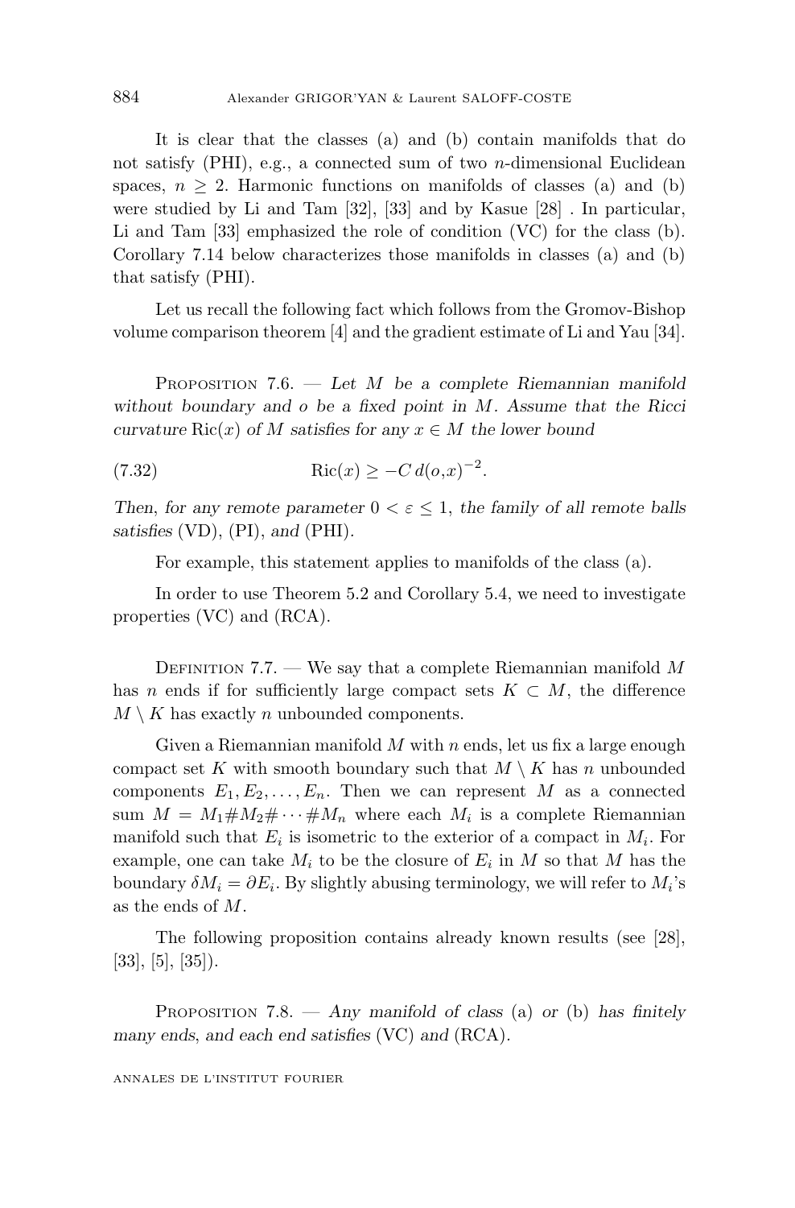It is clear that the classes (a) and (b) contain manifolds that do not satisfy (PHI), e.g., a connected sum of two $n$-dimensional Euclidean spaces, $n \geq 2$. Harmonic functions on manifolds of classes (a) and (b) were studied by Li and Tam [32], [33] and by Kasue [28] . In particular, Li and Tam [33] emphasized the role of condition (VC) for the class (b). Corollary 7.14 below characterizes those manifolds in classes (a) and (b) that satisfy (PHI).

Let us recall the following fact which follows from the Gromov-Bishop volume comparison theorem [4] and the gradient estimate of Li and Yau [34].

Proposition 7.6. — *Let $M$ be a complete Riemannian manifold without boundary and $o$ be a fixed point in $M$. Assume that the Ricci curvature* $\mathrm{Ric}(x)$ *of $M$ satisfies for any $x \in M$ the lower bound*

$$\mathrm{Ric}(x) \geq -C\, d(o,x)^{-2}. \tag{7.32}$$

*Then, for any remote parameter $0 < \varepsilon \leq 1$, the family of all remote balls satisfies* (VD), (PI), *and* (PHI).

For example, this statement applies to manifolds of the class (a).

In order to use Theorem 5.2 and Corollary 5.4, we need to investigate properties (VC) and (RCA).

Definition 7.7. — We say that a complete Riemannian manifold $M$ has $n$ ends if for sufficiently large compact sets $K \subset M$, the difference $M \setminus K$ has exactly $n$ unbounded components.

Given a Riemannian manifold $M$ with $n$ ends, let us fix a large enough compact set $K$ with smooth boundary such that $M \setminus K$ has $n$ unbounded components $E_1, E_2, \ldots, E_n$. Then we can represent $M$ as a connected sum $M = M_1 \# M_2 \# \cdots \# M_n$ where each $M_i$ is a complete Riemannian manifold such that $E_i$ is isometric to the exterior of a compact in $M_i$. For example, one can take $M_i$ to be the closure of $E_i$ in $M$ so that $M$ has the boundary $\delta M_i = \partial E_i$. By slightly abusing terminology, we will refer to $M_i$'s as the ends of $M$.

The following proposition contains already known results (see [28], [33], [5], [35]).

Proposition 7.8. — *Any manifold of class* (a) *or* (b) *has finitely many ends, and each end satisfies* (VC) *and* (RCA).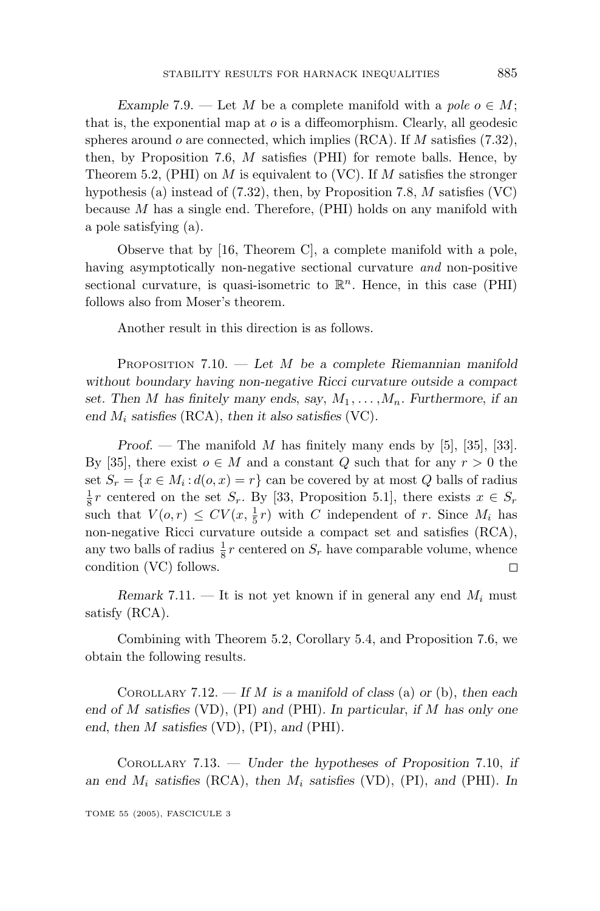*Example* 7.9. — Let $M$ be a complete manifold with a *pole* $o \in M$; that is, the exponential map at $o$ is a diffeomorphism. Clearly, all geodesic spheres around $o$ are connected, which implies (RCA). If $M$ satisfies (7.32), then, by Proposition 7.6, $M$ satisfies (PHI) for remote balls. Hence, by Theorem 5.2, (PHI) on $M$ is equivalent to (VC). If $M$ satisfies the stronger hypothesis (a) instead of (7.32), then, by Proposition 7.8, $M$ satisfies (VC) because $M$ has a single end. Therefore, (PHI) holds on any manifold with a pole satisfying (a).

Observe that by [16, Theorem C], a complete manifold with a pole, having asymptotically non-negative sectional curvature *and* non-positive sectional curvature, is quasi-isometric to $\mathbb{R}^n$. Hence, in this case (PHI) follows also from Moser's theorem.

Another result in this direction is as follows.

Proposition 7.10. — *Let $M$ be a complete Riemannian manifold without boundary having non-negative Ricci curvature outside a compact set. Then $M$ has finitely many ends, say, $M_1, \dots, M_n$. Furthermore, if an end $M_i$ satisfies* (RCA), *then it also satisfies* (VC).

*Proof.* — The manifold $M$ has finitely many ends by [5], [35], [33]. By [35], there exist $o \in M$ and a constant $Q$ such that for any $r > 0$ the set $S_r = \{x \in M_i : d(o, x) = r\}$ can be covered by at most $Q$ balls of radius $\frac{1}{8}r$ centered on the set $S_r$. By [33, Proposition 5.1], there exists $x \in S_r$ such that $V(o, r) \leq CV(x, \frac{1}{5}r)$ with $C$ independent of $r$. Since $M_i$ has non-negative Ricci curvature outside a compact set and satisfies (RCA), any two balls of radius $\frac{1}{8}r$ centered on $S_r$ have comparable volume, whence condition (VC) follows. □

*Remark* 7.11. — It is not yet known if in general any end $M_i$ must satisfy (RCA).

Combining with Theorem 5.2, Corollary 5.4, and Proposition 7.6, we obtain the following results.

Corollary 7.12. — *If $M$ is a manifold of class* (a) *or* (b), *then each end of $M$ satisfies* (VD), (PI) *and* (PHI). *In particular, if $M$ has only one end, then $M$ satisfies* (VD), (PI), *and* (PHI).

Corollary 7.13. — *Under the hypotheses of Proposition* 7.10, *if an end $M_i$ satisfies* (RCA), *then $M_i$ satisfies* (VD), (PI), *and* (PHI). *In*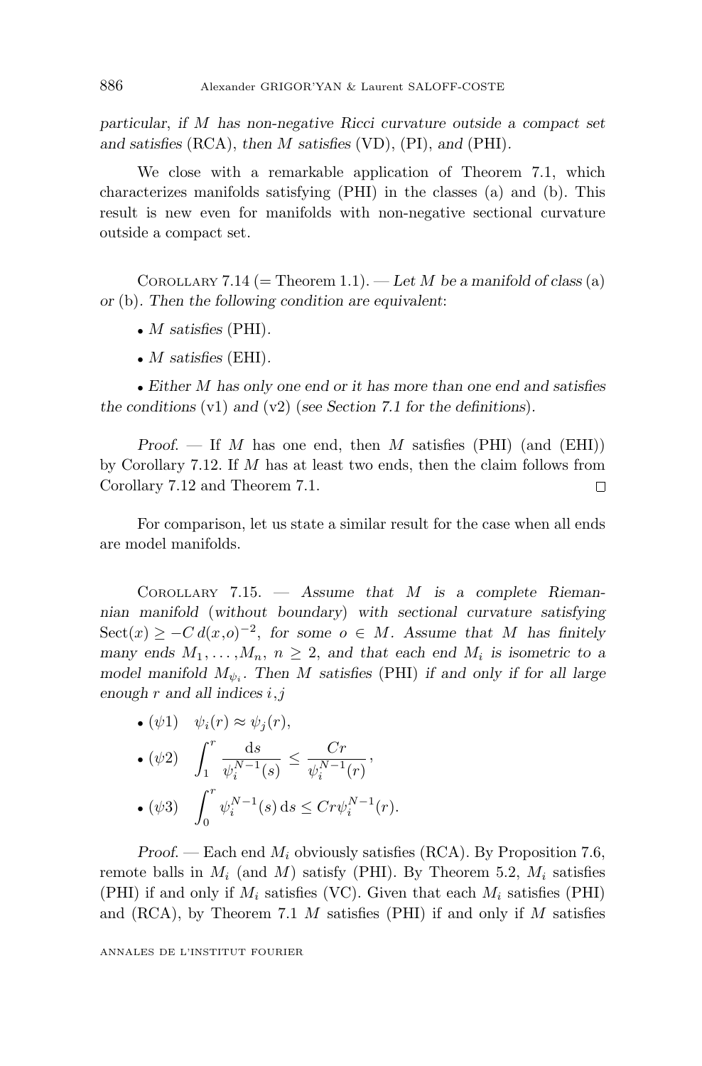*particular, if $M$ has non-negative Ricci curvature outside a compact set and satisfies* (RCA), *then $M$ satisfies* (VD), (PI), *and* (PHI).

We close with a remarkable application of Theorem 7.1, which characterizes manifolds satisfying (PHI) in the classes (a) and (b). This result is new even for manifolds with non-negative sectional curvature outside a compact set.

Corollary 7.14 (= Theorem 1.1). — *Let $M$ be a manifold of class* (a) *or* (b). *Then the following condition are equivalent*:

- $M$ *satisfies* (PHI).
- $M$ *satisfies* (EHI).
- *Either $M$ has only one end or it has more than one end and satisfies the conditions* (v1) *and* (v2) (*see Section 7.1 for the definitions*).

*Proof*. — If $M$ has one end, then $M$ satisfies (PHI) (and (EHI)) by Corollary 7.12. If $M$ has at least two ends, then the claim follows from Corollary 7.12 and Theorem 7.1. □

For comparison, let us state a similar result for the case when all ends are model manifolds.

Corollary 7.15. — *Assume that $M$ is a complete Riemannian manifold* (*without boundary*) *with sectional curvature satisfying* $\mathrm{Sect}(x) \geq -C\, d(x,o)^{-2}$, *for some $o \in M$. Assume that $M$ has finitely many ends $M_1, \dots, M_n$, $n \geq 2$, and that each end $M_i$ is isometric to a model manifold $M_{\psi_i}$. Then $M$ satisfies* (PHI) *if and only if for all large enough $r$ and all indices $i,j$*

- $(\psi 1)$ $\quad \psi_i(r) \approx \psi_j(r)$,
- $(\psi 2)$ $\quad \displaystyle\int_1^r \frac{\mathrm{d}s}{\psi_i^{N-1}(s)} \leq \frac{Cr}{\psi_i^{N-1}(r)}$,
- $(\psi 3)$ $\quad \displaystyle\int_0^r \psi_i^{N-1}(s)\,\mathrm{d}s \leq Cr\psi_i^{N-1}(r)$.

*Proof*. — Each end $M_i$ obviously satisfies (RCA). By Proposition 7.6, remote balls in $M_i$ (and $M$) satisfy (PHI). By Theorem 5.2, $M_i$ satisfies (PHI) if and only if $M_i$ satisfies (VC). Given that each $M_i$ satisfies (PHI) and (RCA), by Theorem 7.1 $M$ satisfies (PHI) if and only if $M$ satisfies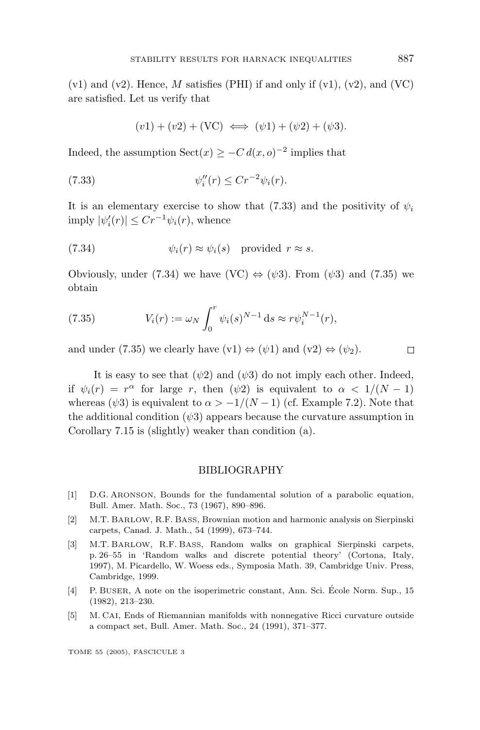(v1) and (v2). Hence, $M$ satisfies (PHI) if and only if (v1), (v2), and (VC) are satisfied. Let us verify that

$$(v1) + (v2) + (\mathrm{VC}) \iff (\psi 1) + (\psi 2) + (\psi 3).$$

Indeed, the assumption $\mathrm{Sect}(x) \geq -C\, d(x,o)^{-2}$ implies that

$$\psi_i''(r) \leq C r^{-2} \psi_i(r). \tag{7.33}$$

It is an elementary exercise to show that (7.33) and the positivity of $\psi_i$ imply $|\psi_i'(r)| \leq C r^{-1} \psi_i(r)$, whence

$$\psi_i(r) \approx \psi_i(s) \quad \text{provided } r \approx s. \tag{7.34}$$

Obviously, under (7.34) we have (VC) $\Leftrightarrow$ ($\psi$3). From ($\psi$3) and (7.35) we obtain

$$V_i(r) := \omega_N \int_0^r \psi_i(s)^{N-1}\, \mathrm{d}s \approx r \psi_i^{N-1}(r), \tag{7.35}$$

and under (7.35) we clearly have (v1) $\Leftrightarrow$ ($\psi$1) and (v2) $\Leftrightarrow$ ($\psi_2$). □

It is easy to see that ($\psi$2) and ($\psi$3) do not imply each other. Indeed, if $\psi_i(r) = r^\alpha$ for large $r$, then ($\psi$2) is equivalent to $\alpha < 1/(N-1)$ whereas ($\psi$3) is equivalent to $\alpha > -1/(N-1)$ (cf. Example 7.2). Note that the additional condition ($\psi$3) appears because the curvature assumption in Corollary 7.15 is (slightly) weaker than condition (a).

## BIBLIOGRAPHY

[1] D.G. Aronson, Bounds for the fundamental solution of a parabolic equation, Bull. Amer. Math. Soc., 73 (1967), 890–896.

[2] M.T. Barlow, R.F. Bass, Brownian motion and harmonic analysis on Sierpinski carpets, Canad. J. Math., 54 (1999), 673–744.

[3] M.T. Barlow, R.F. Bass, Random walks on graphical Sierpinski carpets, p. 26–55 in 'Random walks and discrete potential theory' (Cortona, Italy, 1997), M. Picardello, W. Woess eds., Symposia Math. 39, Cambridge Univ. Press, Cambridge, 1999.

[4] P. Buser, A note on the isoperimetric constant, Ann. Sci. École Norm. Sup., 15 (1982), 213–230.

[5] M. Cai, Ends of Riemannian manifolds with nonnegative Ricci curvature outside a compact set, Bull. Amer. Math. Soc., 24 (1991), 371–377.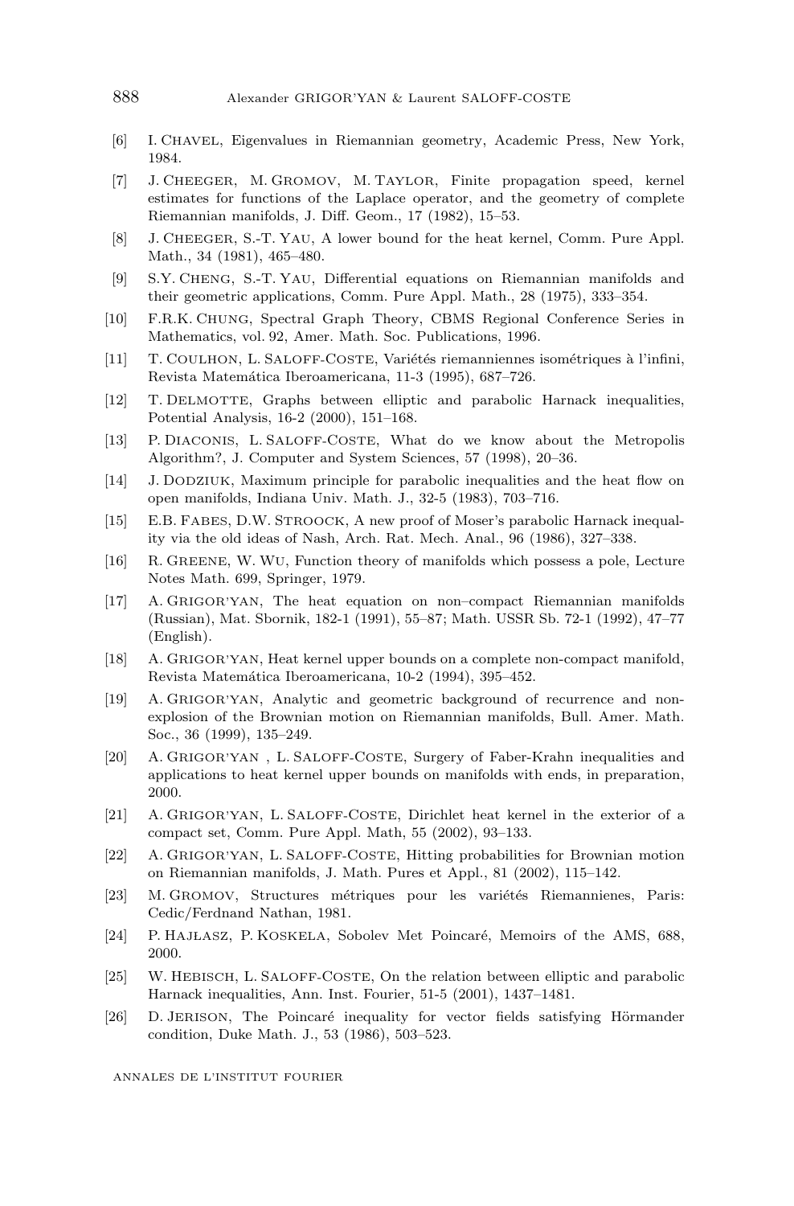[6] I. Chavel, Eigenvalues in Riemannian geometry, Academic Press, New York, 1984.

[7] J. Cheeger, M. Gromov, M. Taylor, Finite propagation speed, kernel estimates for functions of the Laplace operator, and the geometry of complete Riemannian manifolds, J. Diff. Geom., 17 (1982), 15–53.

[8] J. Cheeger, S.-T. Yau, A lower bound for the heat kernel, Comm. Pure Appl. Math., 34 (1981), 465–480.

[9] S.Y. Cheng, S.-T. Yau, Differential equations on Riemannian manifolds and their geometric applications, Comm. Pure Appl. Math., 28 (1975), 333–354.

[10] F.R.K. Chung, Spectral Graph Theory, CBMS Regional Conference Series in Mathematics, vol. 92, Amer. Math. Soc. Publications, 1996.

[11] T. Coulhon, L. Saloff-Coste, Variétés riemanniennes isométriques à l'infini, Revista Matemática Iberoamericana, 11-3 (1995), 687–726.

[12] T. Delmotte, Graphs between elliptic and parabolic Harnack inequalities, Potential Analysis, 16-2 (2000), 151–168.

[13] P. Diaconis, L. Saloff-Coste, What do we know about the Metropolis Algorithm?, J. Computer and System Sciences, 57 (1998), 20–36.

[14] J. Dodziuk, Maximum principle for parabolic inequalities and the heat flow on open manifolds, Indiana Univ. Math. J., 32-5 (1983), 703–716.

[15] E.B. Fabes, D.W. Stroock, A new proof of Moser's parabolic Harnack inequality via the old ideas of Nash, Arch. Rat. Mech. Anal., 96 (1986), 327–338.

[16] R. Greene, W. Wu, Function theory of manifolds which possess a pole, Lecture Notes Math. 699, Springer, 1979.

[17] A. Grigor'yan, The heat equation on non–compact Riemannian manifolds (Russian), Mat. Sbornik, 182-1 (1991), 55–87; Math. USSR Sb. 72-1 (1992), 47–77 (English).

[18] A. Grigor'yan, Heat kernel upper bounds on a complete non-compact manifold, Revista Matemática Iberoamericana, 10-2 (1994), 395–452.

[19] A. Grigor'yan, Analytic and geometric background of recurrence and non-explosion of the Brownian motion on Riemannian manifolds, Bull. Amer. Math. Soc., 36 (1999), 135–249.

[20] A. Grigor'yan , L. Saloff-Coste, Surgery of Faber-Krahn inequalities and applications to heat kernel upper bounds on manifolds with ends, in preparation, 2000.

[21] A. Grigor'yan, L. Saloff-Coste, Dirichlet heat kernel in the exterior of a compact set, Comm. Pure Appl. Math, 55 (2002), 93–133.

[22] A. Grigor'yan, L. Saloff-Coste, Hitting probabilities for Brownian motion on Riemannian manifolds, J. Math. Pures et Appl., 81 (2002), 115–142.

[23] M. Gromov, Structures métriques pour les variétés Riemannienes, Paris: Cedic/Ferdnand Nathan, 1981.

[24] P. Hajłasz, P. Koskela, Sobolev Met Poincaré, Memoirs of the AMS, 688, 2000.

[25] W. Hebisch, L. Saloff-Coste, On the relation between elliptic and parabolic Harnack inequalities, Ann. Inst. Fourier, 51-5 (2001), 1437–1481.

[26] D. Jerison, The Poincaré inequality for vector fields satisfying Hörmander condition, Duke Math. J., 53 (1986), 503–523.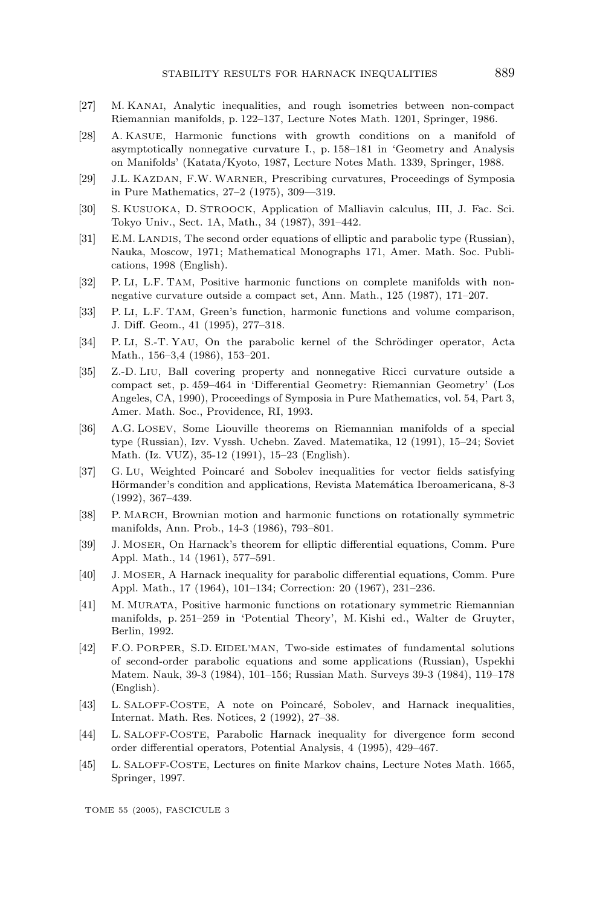[27] M. Kanai, Analytic inequalities, and rough isometries between non-compact Riemannian manifolds, p. 122–137, Lecture Notes Math. 1201, Springer, 1986.

[28] A. Kasue, Harmonic functions with growth conditions on a manifold of asymptotically nonnegative curvature I., p. 158–181 in 'Geometry and Analysis on Manifolds' (Katata/Kyoto, 1987, Lecture Notes Math. 1339, Springer, 1988.

[29] J.L. Kazdan, F.W. Warner, Prescribing curvatures, Proceedings of Symposia in Pure Mathematics, 27–2 (1975), 309—319.

[30] S. Kusuoka, D. Stroock, Application of Malliavin calculus, III, J. Fac. Sci. Tokyo Univ., Sect. 1A, Math., 34 (1987), 391–442.

[31] E.M. Landis, The second order equations of elliptic and parabolic type (Russian), Nauka, Moscow, 1971; Mathematical Monographs 171, Amer. Math. Soc. Publications, 1998 (English).

[32] P. Li, L.F. Tam, Positive harmonic functions on complete manifolds with nonnegative curvature outside a compact set, Ann. Math., 125 (1987), 171–207.

[33] P. Li, L.F. Tam, Green's function, harmonic functions and volume comparison, J. Diff. Geom., 41 (1995), 277–318.

[34] P. Li, S.-T. Yau, On the parabolic kernel of the Schrödinger operator, Acta Math., 156–3,4 (1986), 153–201.

[35] Z.-D. Liu, Ball covering property and nonnegative Ricci curvature outside a compact set, p. 459–464 in 'Differential Geometry: Riemannian Geometry' (Los Angeles, CA, 1990), Proceedings of Symposia in Pure Mathematics, vol. 54, Part 3, Amer. Math. Soc., Providence, RI, 1993.

[36] A.G. Losev, Some Liouville theorems on Riemannian manifolds of a special type (Russian), Izv. Vyssh. Uchebn. Zaved. Matematika, 12 (1991), 15–24; Soviet Math. (Iz. VUZ), 35-12 (1991), 15–23 (English).

[37] G. Lu, Weighted Poincaré and Sobolev inequalities for vector fields satisfying Hörmander's condition and applications, Revista Matemática Iberoamericana, 8-3 (1992), 367–439.

[38] P. March, Brownian motion and harmonic functions on rotationally symmetric manifolds, Ann. Prob., 14-3 (1986), 793–801.

[39] J. Moser, On Harnack's theorem for elliptic differential equations, Comm. Pure Appl. Math., 14 (1961), 577–591.

[40] J. Moser, A Harnack inequality for parabolic differential equations, Comm. Pure Appl. Math., 17 (1964), 101–134; Correction: 20 (1967), 231–236.

[41] M. Murata, Positive harmonic functions on rotationary symmetric Riemannian manifolds, p. 251–259 in 'Potential Theory', M. Kishi ed., Walter de Gruyter, Berlin, 1992.

[42] F.O. Porper, S.D. Eidel'man, Two-side estimates of fundamental solutions of second-order parabolic equations and some applications (Russian), Uspekhi Matem. Nauk, 39-3 (1984), 101–156; Russian Math. Surveys 39-3 (1984), 119–178 (English).

[43] L. Saloff-Coste, A note on Poincaré, Sobolev, and Harnack inequalities, Internat. Math. Res. Notices, 2 (1992), 27–38.

[44] L. Saloff-Coste, Parabolic Harnack inequality for divergence form second order differential operators, Potential Analysis, 4 (1995), 429–467.

[45] L. Saloff-Coste, Lectures on finite Markov chains, Lecture Notes Math. 1665, Springer, 1997.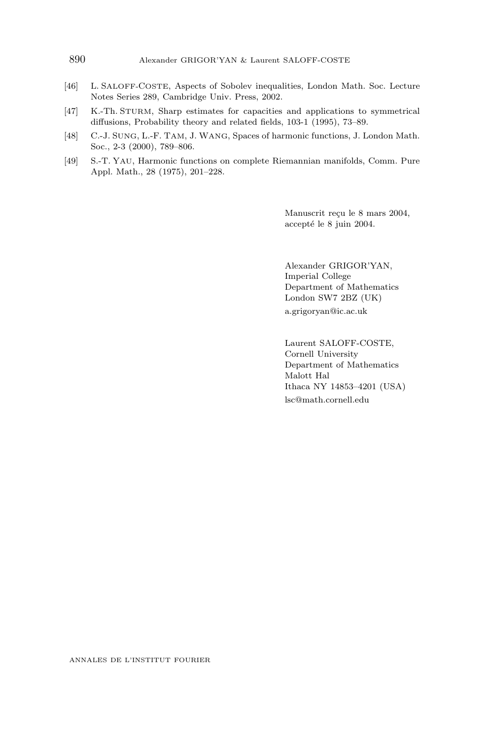[46] L. Saloff-Coste, Aspects of Sobolev inequalities, London Math. Soc. Lecture Notes Series 289, Cambridge Univ. Press, 2002.

[47] K.-Th. Sturm, Sharp estimates for capacities and applications to symmetrical diffusions, Probability theory and related fields, 103-1 (1995), 73–89.

[48] C.-J. Sung, L.-F. Tam, J. Wang, Spaces of harmonic functions, J. London Math. Soc., 2-3 (2000), 789–806.

[49] S.-T. Yau, Harmonic functions on complete Riemannian manifolds, Comm. Pure Appl. Math., 28 (1975), 201–228.

Manuscrit reçu le 8 mars 2004,
accepté le 8 juin 2004.

Alexander GRIGOR'YAN,
Imperial College
Department of Mathematics
London SW7 2BZ (UK)
a.grigoryan@ic.ac.uk

Laurent SALOFF-COSTE,
Cornell University
Department of Mathematics
Malott Hal
Ithaca NY 14853–4201 (USA)
lsc@math.cornell.edu